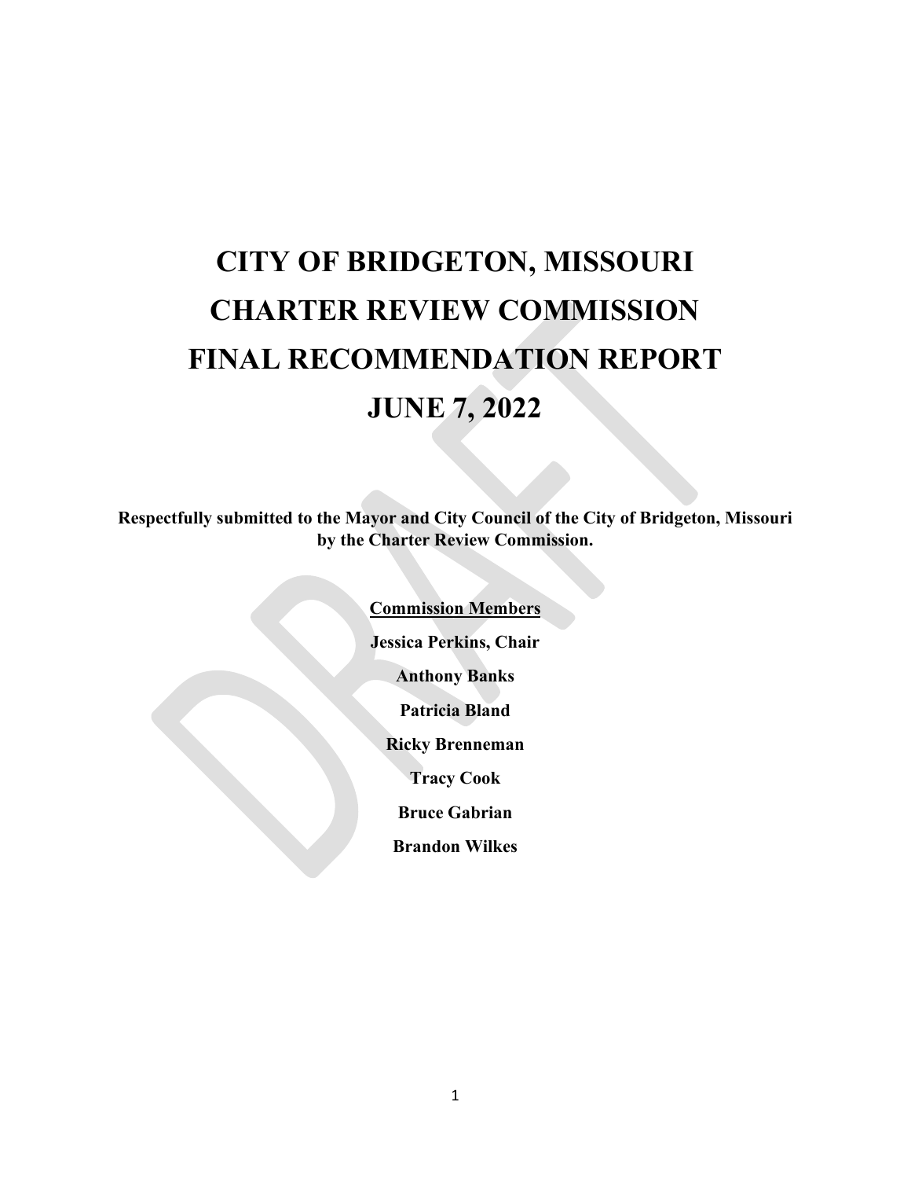# CITY OF BRIDGETON, MISSOURI
# CHARTER REVIEW COMMISSION
# FINAL RECOMMENDATION REPORT
# JUNE 7, 2022

**Respectfully submitted to the Mayor and City Council of the City of Bridgeton, Missouri by the Charter Review Commission.**

**Commission Members**

**Jessica Perkins, Chair**

**Anthony Banks**

**Patricia Bland**

**Ricky Brenneman**

**Tracy Cook**

**Bruce Gabrian**

**Brandon Wilkes**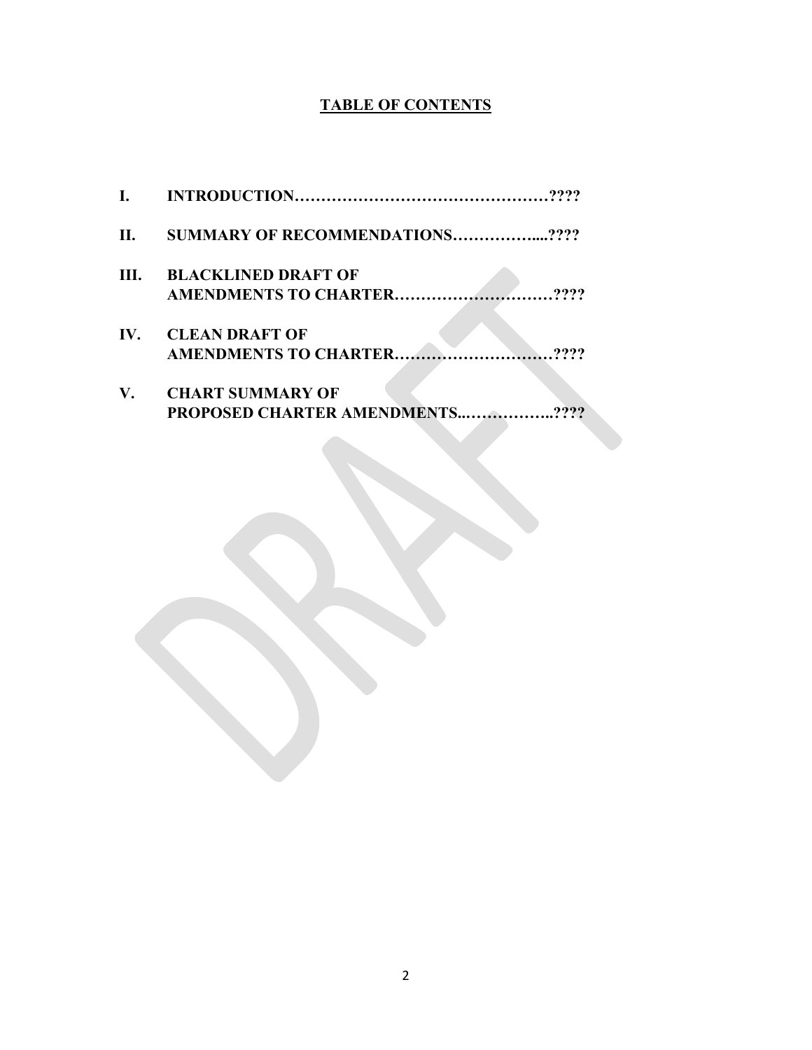# TABLE OF CONTENTS

**I. INTRODUCTION…………………………………………????**

**II. SUMMARY OF RECOMMENDATIONS……………....????**

**III. BLACKLINED DRAFT OF AMENDMENTS TO CHARTER…………………………????**

**IV. CLEAN DRAFT OF AMENDMENTS TO CHARTER…………………………????**

**V. CHART SUMMARY OF PROPOSED CHARTER AMENDMENTS...…………….????**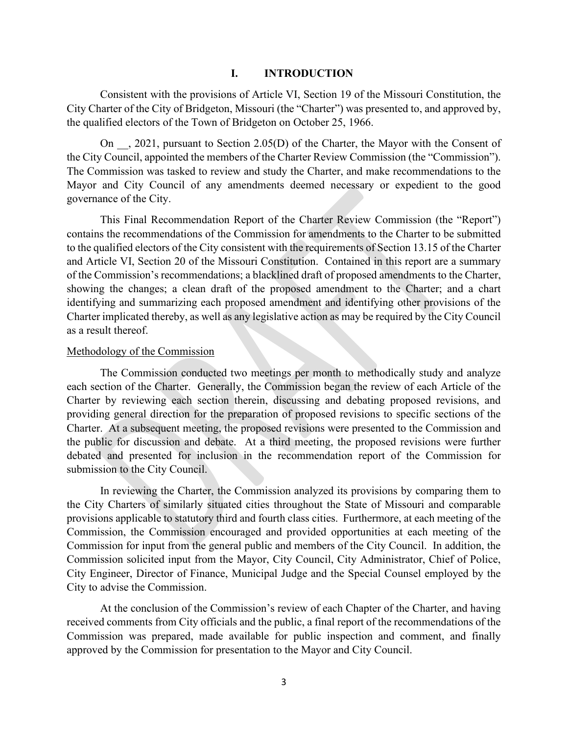# I. INTRODUCTION

Consistent with the provisions of Article VI, Section 19 of the Missouri Constitution, the City Charter of the City of Bridgeton, Missouri (the "Charter") was presented to, and approved by, the qualified electors of the Town of Bridgeton on October 25, 1966.

On __, 2021, pursuant to Section 2.05(D) of the Charter, the Mayor with the Consent of the City Council, appointed the members of the Charter Review Commission (the "Commission"). The Commission was tasked to review and study the Charter, and make recommendations to the Mayor and City Council of any amendments deemed necessary or expedient to the good governance of the City.

This Final Recommendation Report of the Charter Review Commission (the "Report") contains the recommendations of the Commission for amendments to the Charter to be submitted to the qualified electors of the City consistent with the requirements of Section 13.15 of the Charter and Article VI, Section 20 of the Missouri Constitution. Contained in this report are a summary of the Commission's recommendations; a blacklined draft of proposed amendments to the Charter, showing the changes; a clean draft of the proposed amendment to the Charter; and a chart identifying and summarizing each proposed amendment and identifying other provisions of the Charter implicated thereby, as well as any legislative action as may be required by the City Council as a result thereof.

<u>Methodology of the Commission</u>

The Commission conducted two meetings per month to methodically study and analyze each section of the Charter. Generally, the Commission began the review of each Article of the Charter by reviewing each section therein, discussing and debating proposed revisions, and providing general direction for the preparation of proposed revisions to specific sections of the Charter. At a subsequent meeting, the proposed revisions were presented to the Commission and the public for discussion and debate. At a third meeting, the proposed revisions were further debated and presented for inclusion in the recommendation report of the Commission for submission to the City Council.

In reviewing the Charter, the Commission analyzed its provisions by comparing them to the City Charters of similarly situated cities throughout the State of Missouri and comparable provisions applicable to statutory third and fourth class cities. Furthermore, at each meeting of the Commission, the Commission encouraged and provided opportunities at each meeting of the Commission for input from the general public and members of the City Council. In addition, the Commission solicited input from the Mayor, City Council, City Administrator, Chief of Police, City Engineer, Director of Finance, Municipal Judge and the Special Counsel employed by the City to advise the Commission.

At the conclusion of the Commission's review of each Chapter of the Charter, and having received comments from City officials and the public, a final report of the recommendations of the Commission was prepared, made available for public inspection and comment, and finally approved by the Commission for presentation to the Mayor and City Council.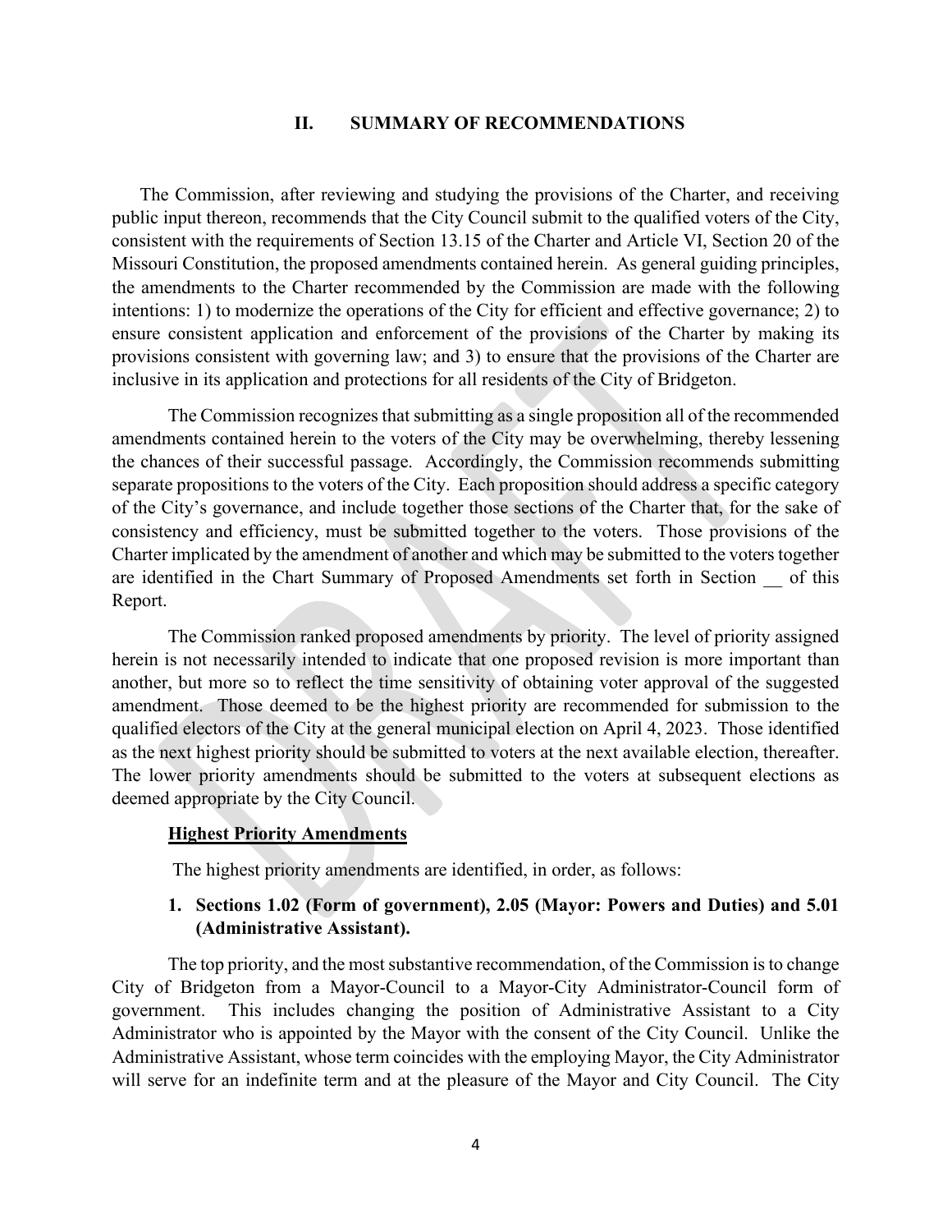## II. SUMMARY OF RECOMMENDATIONS

The Commission, after reviewing and studying the provisions of the Charter, and receiving public input thereon, recommends that the City Council submit to the qualified voters of the City, consistent with the requirements of Section 13.15 of the Charter and Article VI, Section 20 of the Missouri Constitution, the proposed amendments contained herein. As general guiding principles, the amendments to the Charter recommended by the Commission are made with the following intentions: 1) to modernize the operations of the City for efficient and effective governance; 2) to ensure consistent application and enforcement of the provisions of the Charter by making its provisions consistent with governing law; and 3) to ensure that the provisions of the Charter are inclusive in its application and protections for all residents of the City of Bridgeton.

The Commission recognizes that submitting as a single proposition all of the recommended amendments contained herein to the voters of the City may be overwhelming, thereby lessening the chances of their successful passage. Accordingly, the Commission recommends submitting separate propositions to the voters of the City. Each proposition should address a specific category of the City's governance, and include together those sections of the Charter that, for the sake of consistency and efficiency, must be submitted together to the voters. Those provisions of the Charter implicated by the amendment of another and which may be submitted to the voters together are identified in the Chart Summary of Proposed Amendments set forth in Section __ of this Report.

The Commission ranked proposed amendments by priority. The level of priority assigned herein is not necessarily intended to indicate that one proposed revision is more important than another, but more so to reflect the time sensitivity of obtaining voter approval of the suggested amendment. Those deemed to be the highest priority are recommended for submission to the qualified electors of the City at the general municipal election on April 4, 2023. Those identified as the next highest priority should be submitted to voters at the next available election, thereafter. The lower priority amendments should be submitted to the voters at subsequent elections as deemed appropriate by the City Council.

**Highest Priority Amendments**

The highest priority amendments are identified, in order, as follows:

1. **Sections 1.02 (Form of government), 2.05 (Mayor: Powers and Duties) and 5.01 (Administrative Assistant).**

The top priority, and the most substantive recommendation, of the Commission is to change City of Bridgeton from a Mayor-Council to a Mayor-City Administrator-Council form of government. This includes changing the position of Administrative Assistant to a City Administrator who is appointed by the Mayor with the consent of the City Council. Unlike the Administrative Assistant, whose term coincides with the employing Mayor, the City Administrator will serve for an indefinite term and at the pleasure of the Mayor and City Council. The City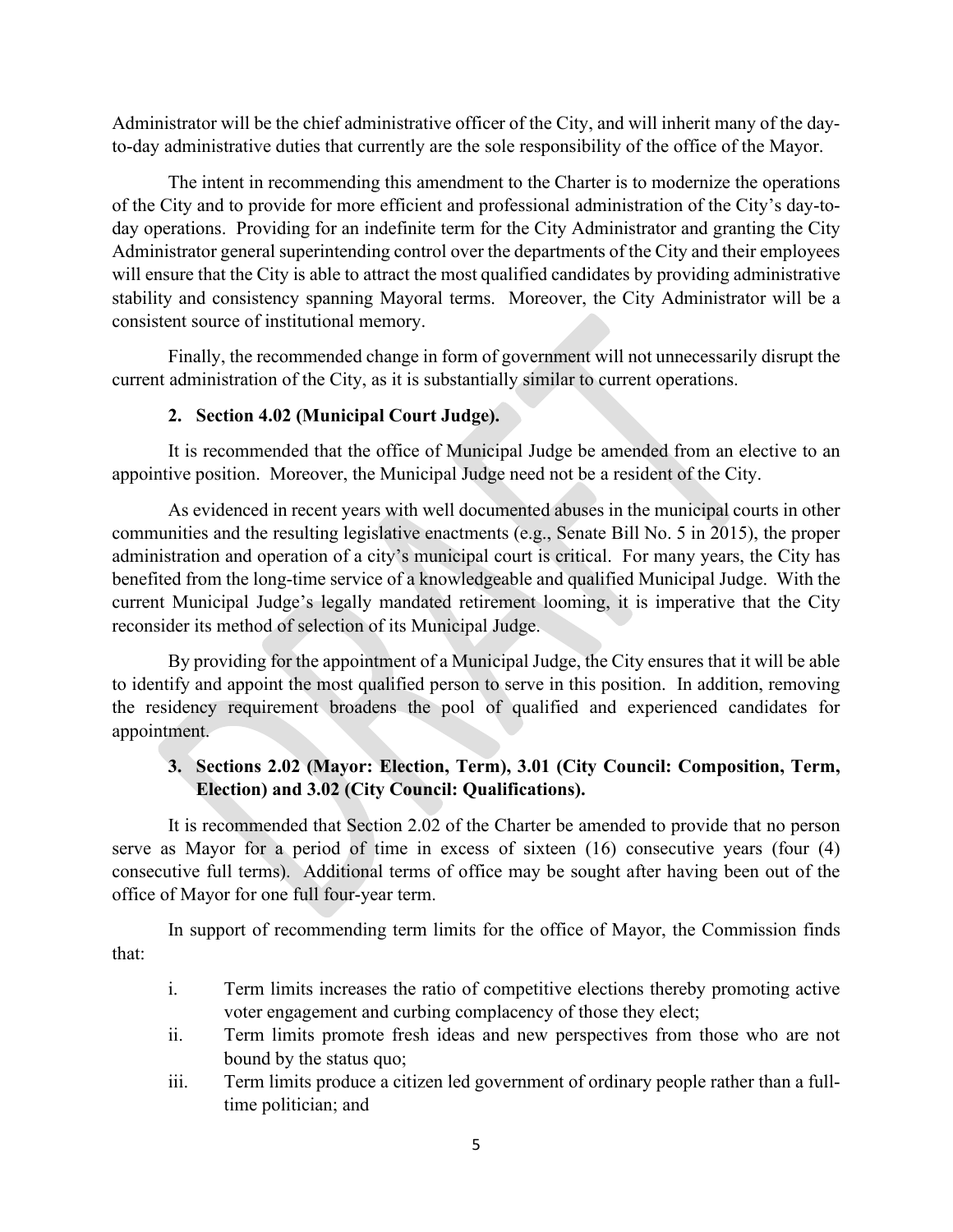Administrator will be the chief administrative officer of the City, and will inherit many of the day-to-day administrative duties that currently are the sole responsibility of the office of the Mayor.

The intent in recommending this amendment to the Charter is to modernize the operations of the City and to provide for more efficient and professional administration of the City's day-to-day operations. Providing for an indefinite term for the City Administrator and granting the City Administrator general superintending control over the departments of the City and their employees will ensure that the City is able to attract the most qualified candidates by providing administrative stability and consistency spanning Mayoral terms. Moreover, the City Administrator will be a consistent source of institutional memory.

Finally, the recommended change in form of government will not unnecessarily disrupt the current administration of the City, as it is substantially similar to current operations.

**2. Section 4.02 (Municipal Court Judge).**

It is recommended that the office of Municipal Judge be amended from an elective to an appointive position. Moreover, the Municipal Judge need not be a resident of the City.

As evidenced in recent years with well documented abuses in the municipal courts in other communities and the resulting legislative enactments (e.g., Senate Bill No. 5 in 2015), the proper administration and operation of a city's municipal court is critical. For many years, the City has benefited from the long-time service of a knowledgeable and qualified Municipal Judge. With the current Municipal Judge's legally mandated retirement looming, it is imperative that the City reconsider its method of selection of its Municipal Judge.

By providing for the appointment of a Municipal Judge, the City ensures that it will be able to identify and appoint the most qualified person to serve in this position. In addition, removing the residency requirement broadens the pool of qualified and experienced candidates for appointment.

**3. Sections 2.02 (Mayor: Election, Term), 3.01 (City Council: Composition, Term, Election) and 3.02 (City Council: Qualifications).**

It is recommended that Section 2.02 of the Charter be amended to provide that no person serve as Mayor for a period of time in excess of sixteen (16) consecutive years (four (4) consecutive full terms). Additional terms of office may be sought after having been out of the office of Mayor for one full four-year term.

In support of recommending term limits for the office of Mayor, the Commission finds that:

i. Term limits increases the ratio of competitive elections thereby promoting active voter engagement and curbing complacency of those they elect;

ii. Term limits promote fresh ideas and new perspectives from those who are not bound by the status quo;

iii. Term limits produce a citizen led government of ordinary people rather than a full-time politician; and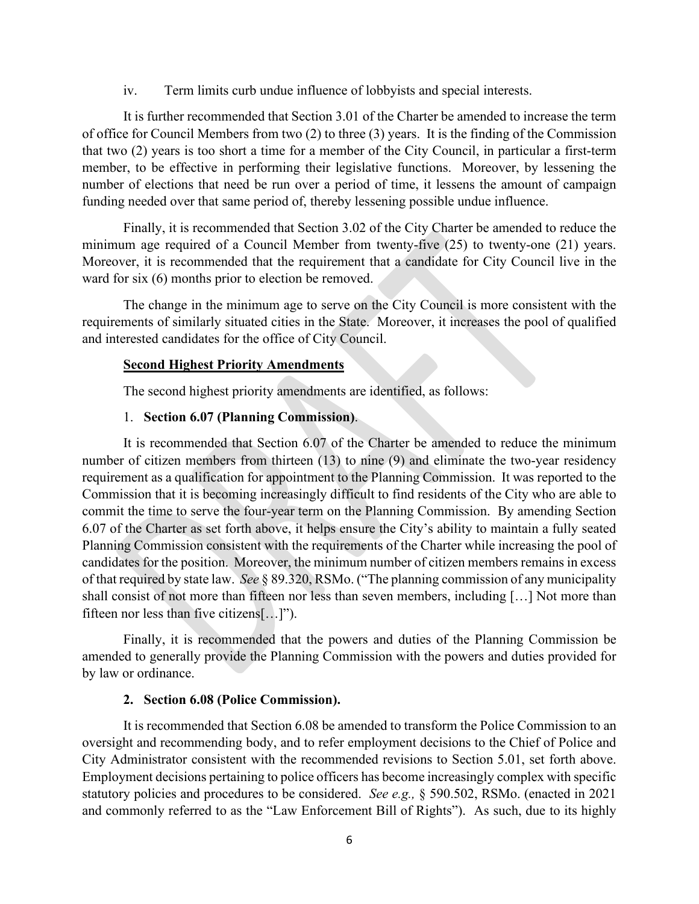iv. Term limits curb undue influence of lobbyists and special interests.

It is further recommended that Section 3.01 of the Charter be amended to increase the term of office for Council Members from two (2) to three (3) years. It is the finding of the Commission that two (2) years is too short a time for a member of the City Council, in particular a first-term member, to be effective in performing their legislative functions. Moreover, by lessening the number of elections that need be run over a period of time, it lessens the amount of campaign funding needed over that same period of, thereby lessening possible undue influence.

Finally, it is recommended that Section 3.02 of the City Charter be amended to reduce the minimum age required of a Council Member from twenty-five (25) to twenty-one (21) years. Moreover, it is recommended that the requirement that a candidate for City Council live in the ward for six (6) months prior to election be removed.

The change in the minimum age to serve on the City Council is more consistent with the requirements of similarly situated cities in the State. Moreover, it increases the pool of qualified and interested candidates for the office of City Council.

**Second Highest Priority Amendments**

The second highest priority amendments are identified, as follows:

1. **Section 6.07 (Planning Commission)**.

It is recommended that Section 6.07 of the Charter be amended to reduce the minimum number of citizen members from thirteen (13) to nine (9) and eliminate the two-year residency requirement as a qualification for appointment to the Planning Commission. It was reported to the Commission that it is becoming increasingly difficult to find residents of the City who are able to commit the time to serve the four-year term on the Planning Commission. By amending Section 6.07 of the Charter as set forth above, it helps ensure the City's ability to maintain a fully seated Planning Commission consistent with the requirements of the Charter while increasing the pool of candidates for the position. Moreover, the minimum number of citizen members remains in excess of that required by state law. *See* § 89.320, RSMo. ("The planning commission of any municipality shall consist of not more than fifteen nor less than seven members, including […] Not more than fifteen nor less than five citizens[…]").

Finally, it is recommended that the powers and duties of the Planning Commission be amended to generally provide the Planning Commission with the powers and duties provided for by law or ordinance.

2. **Section 6.08 (Police Commission).**

It is recommended that Section 6.08 be amended to transform the Police Commission to an oversight and recommending body, and to refer employment decisions to the Chief of Police and City Administrator consistent with the recommended revisions to Section 5.01, set forth above. Employment decisions pertaining to police officers has become increasingly complex with specific statutory policies and procedures to be considered. *See e.g.,* § 590.502, RSMo. (enacted in 2021 and commonly referred to as the "Law Enforcement Bill of Rights"). As such, due to its highly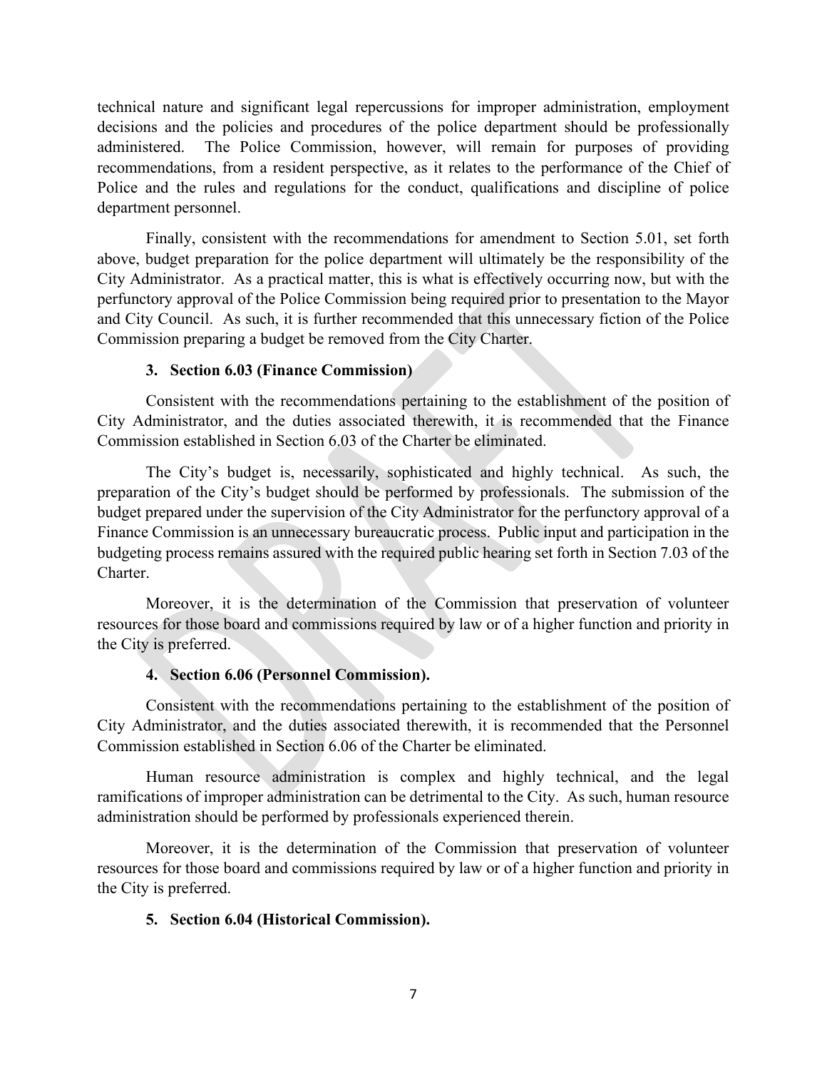technical nature and significant legal repercussions for improper administration, employment decisions and the policies and procedures of the police department should be professionally administered. The Police Commission, however, will remain for purposes of providing recommendations, from a resident perspective, as it relates to the performance of the Chief of Police and the rules and regulations for the conduct, qualifications and discipline of police department personnel.

Finally, consistent with the recommendations for amendment to Section 5.01, set forth above, budget preparation for the police department will ultimately be the responsibility of the City Administrator. As a practical matter, this is what is effectively occurring now, but with the perfunctory approval of the Police Commission being required prior to presentation to the Mayor and City Council. As such, it is further recommended that this unnecessary fiction of the Police Commission preparing a budget be removed from the City Charter.

### 3. Section 6.03 (Finance Commission)

Consistent with the recommendations pertaining to the establishment of the position of City Administrator, and the duties associated therewith, it is recommended that the Finance Commission established in Section 6.03 of the Charter be eliminated.

The City's budget is, necessarily, sophisticated and highly technical. As such, the preparation of the City's budget should be performed by professionals. The submission of the budget prepared under the supervision of the City Administrator for the perfunctory approval of a Finance Commission is an unnecessary bureaucratic process. Public input and participation in the budgeting process remains assured with the required public hearing set forth in Section 7.03 of the Charter.

Moreover, it is the determination of the Commission that preservation of volunteer resources for those board and commissions required by law or of a higher function and priority in the City is preferred.

### 4. Section 6.06 (Personnel Commission).

Consistent with the recommendations pertaining to the establishment of the position of City Administrator, and the duties associated therewith, it is recommended that the Personnel Commission established in Section 6.06 of the Charter be eliminated.

Human resource administration is complex and highly technical, and the legal ramifications of improper administration can be detrimental to the City. As such, human resource administration should be performed by professionals experienced therein.

Moreover, it is the determination of the Commission that preservation of volunteer resources for those board and commissions required by law or of a higher function and priority in the City is preferred.

### 5. Section 6.04 (Historical Commission).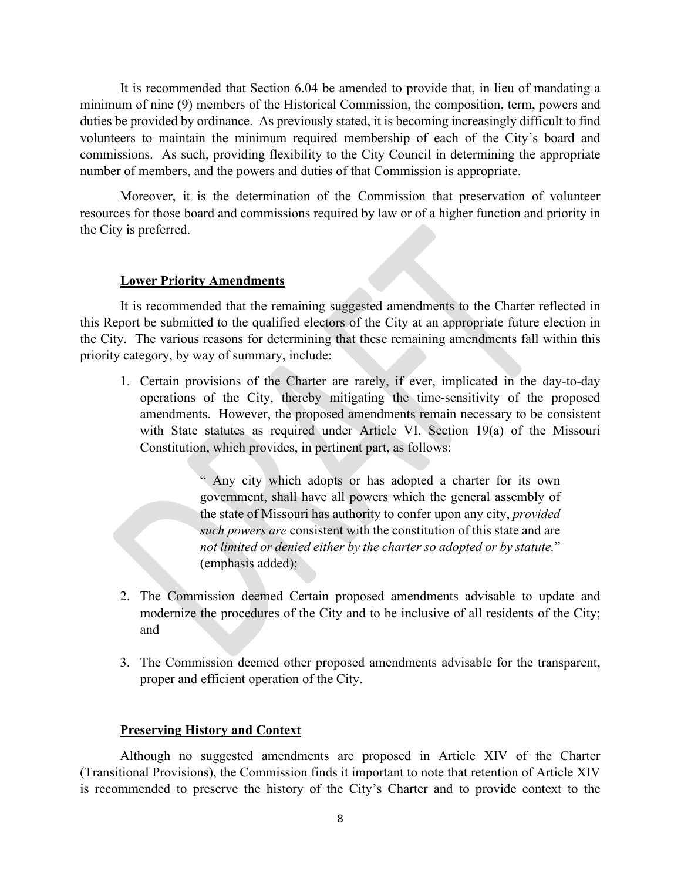It is recommended that Section 6.04 be amended to provide that, in lieu of mandating a minimum of nine (9) members of the Historical Commission, the composition, term, powers and duties be provided by ordinance. As previously stated, it is becoming increasingly difficult to find volunteers to maintain the minimum required membership of each of the City's board and commissions. As such, providing flexibility to the City Council in determining the appropriate number of members, and the powers and duties of that Commission is appropriate.

Moreover, it is the determination of the Commission that preservation of volunteer resources for those board and commissions required by law or of a higher function and priority in the City is preferred.

**Lower Priority Amendments**

It is recommended that the remaining suggested amendments to the Charter reflected in this Report be submitted to the qualified electors of the City at an appropriate future election in the City. The various reasons for determining that these remaining amendments fall within this priority category, by way of summary, include:

1. Certain provisions of the Charter are rarely, if ever, implicated in the day-to-day operations of the City, thereby mitigating the time-sensitivity of the proposed amendments. However, the proposed amendments remain necessary to be consistent with State statutes as required under Article VI, Section 19(a) of the Missouri Constitution, which provides, in pertinent part, as follows:

   > " Any city which adopts or has adopted a charter for its own government, shall have all powers which the general assembly of the state of Missouri has authority to confer upon any city, *provided such powers are* consistent with the constitution of this state and are *not limited or denied either by the charter so adopted or by statute.*" (emphasis added);

2. The Commission deemed Certain proposed amendments advisable to update and modernize the procedures of the City and to be inclusive of all residents of the City; and

3. The Commission deemed other proposed amendments advisable for the transparent, proper and efficient operation of the City.

**Preserving History and Context**

Although no suggested amendments are proposed in Article XIV of the Charter (Transitional Provisions), the Commission finds it important to note that retention of Article XIV is recommended to preserve the history of the City's Charter and to provide context to the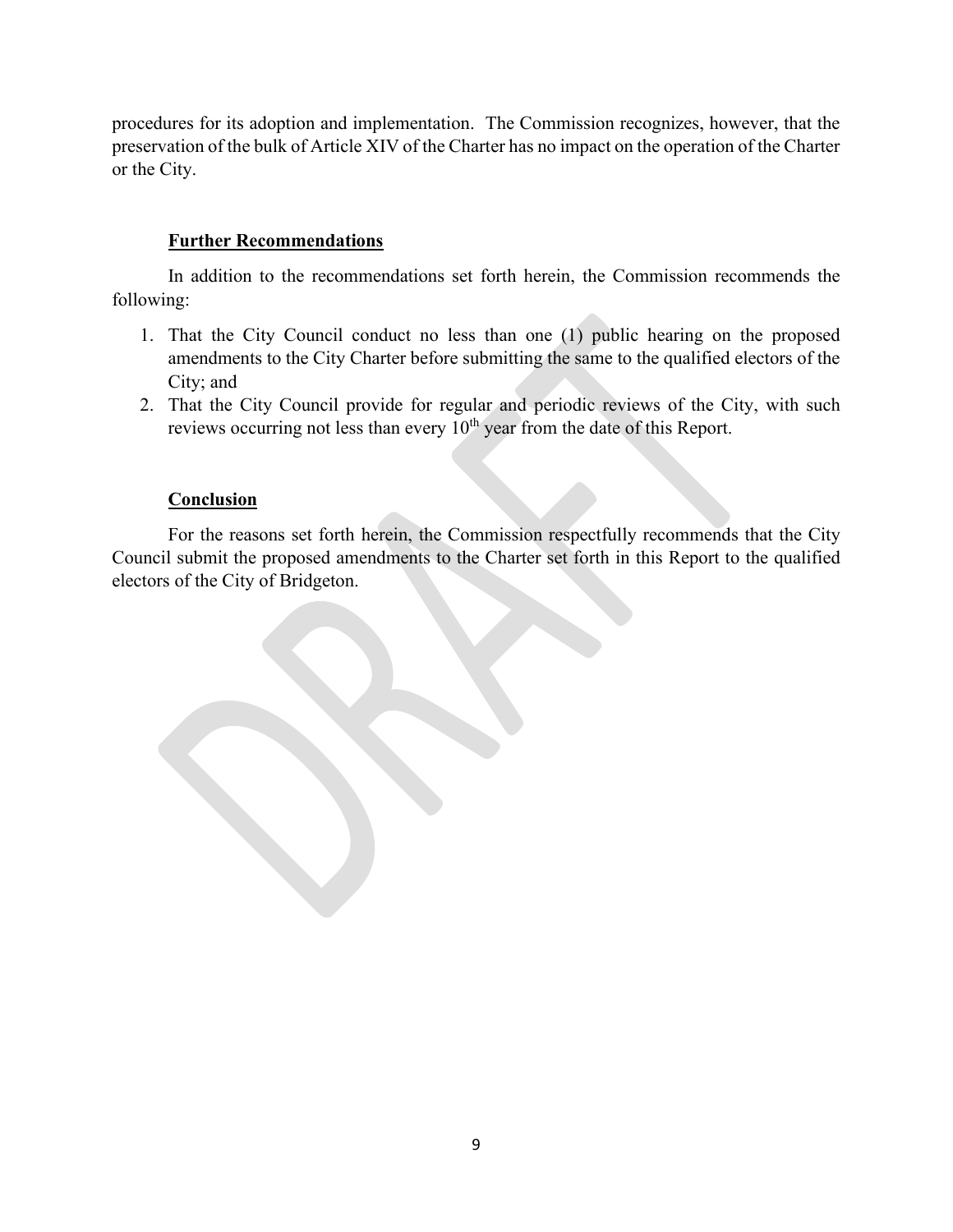procedures for its adoption and implementation. The Commission recognizes, however, that the preservation of the bulk of Article XIV of the Charter has no impact on the operation of the Charter or the City.

**Further Recommendations**

In addition to the recommendations set forth herein, the Commission recommends the following:

1. That the City Council conduct no less than one (1) public hearing on the proposed amendments to the City Charter before submitting the same to the qualified electors of the City; and
2. That the City Council provide for regular and periodic reviews of the City, with such reviews occurring not less than every 10th year from the date of this Report.

**Conclusion**

For the reasons set forth herein, the Commission respectfully recommends that the City Council submit the proposed amendments to the Charter set forth in this Report to the qualified electors of the City of Bridgeton.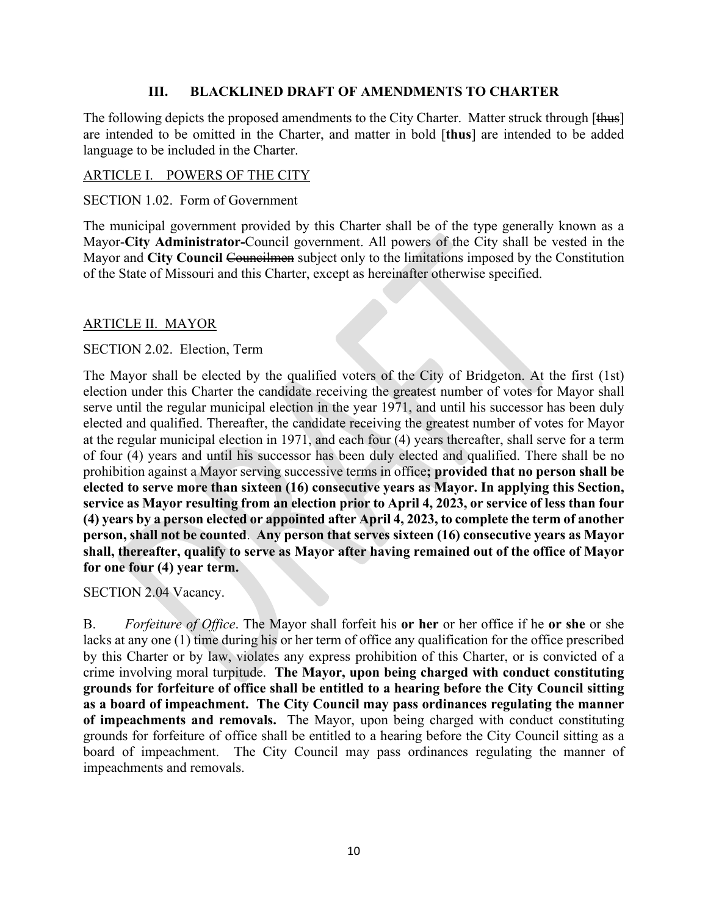### III. BLACKLINED DRAFT OF AMENDMENTS TO CHARTER

The following depicts the proposed amendments to the City Charter. Matter struck through [~~thus~~] are intended to be omitted in the Charter, and matter in bold [**thus**] are intended to be added language to be included in the Charter.

ARTICLE I. POWERS OF THE CITY

SECTION 1.02. Form of Government

The municipal government provided by this Charter shall be of the type generally known as a Mayor-**City Administrator-**Council government. All powers of the City shall be vested in the Mayor and **City Council** ~~Councilmen~~ subject only to the limitations imposed by the Constitution of the State of Missouri and this Charter, except as hereinafter otherwise specified.

ARTICLE II. MAYOR

SECTION 2.02. Election, Term

The Mayor shall be elected by the qualified voters of the City of Bridgeton. At the first (1st) election under this Charter the candidate receiving the greatest number of votes for Mayor shall serve until the regular municipal election in the year 1971, and until his successor has been duly elected and qualified. Thereafter, the candidate receiving the greatest number of votes for Mayor at the regular municipal election in 1971, and each four (4) years thereafter, shall serve for a term of four (4) years and until his successor has been duly elected and qualified. There shall be no prohibition against a Mayor serving successive terms in office**; provided that no person shall be elected to serve more than sixteen (16) consecutive years as Mayor. In applying this Section, service as Mayor resulting from an election prior to April 4, 2023, or service of less than four (4) years by a person elected or appointed after April 4, 2023, to complete the term of another person, shall not be counted**. **Any person that serves sixteen (16) consecutive years as Mayor shall, thereafter, qualify to serve as Mayor after having remained out of the office of Mayor for one four (4) year term.**

SECTION 2.04 Vacancy.

B. *Forfeiture of Office*. The Mayor shall forfeit his **or her** or her office if he **or she** or she lacks at any one (1) time during his or her term of office any qualification for the office prescribed by this Charter or by law, violates any express prohibition of this Charter, or is convicted of a crime involving moral turpitude. **The Mayor, upon being charged with conduct constituting grounds for forfeiture of office shall be entitled to a hearing before the City Council sitting as a board of impeachment. The City Council may pass ordinances regulating the manner of impeachments and removals.** The Mayor, upon being charged with conduct constituting grounds for forfeiture of office shall be entitled to a hearing before the City Council sitting as a board of impeachment. The City Council may pass ordinances regulating the manner of impeachments and removals.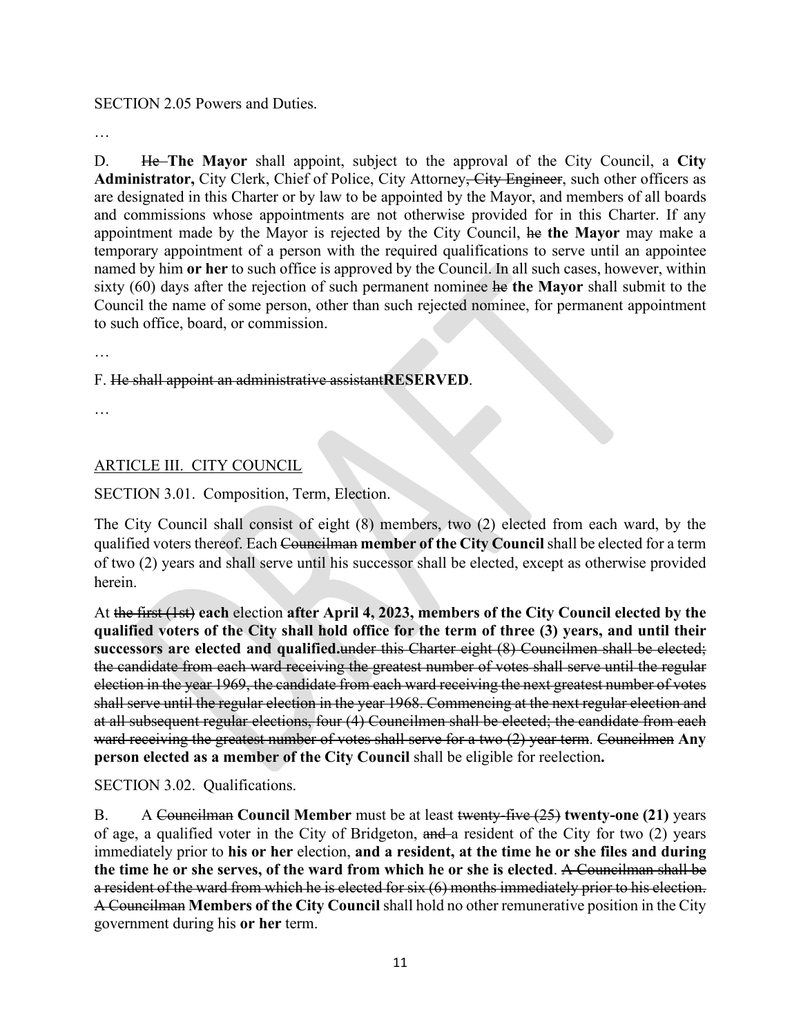SECTION 2.05 Powers and Duties.

…

D. ~~He~~ **The Mayor** shall appoint, subject to the approval of the City Council, a **City Administrator,** City Clerk, Chief of Police, City Attorney~~, City Engineer~~, such other officers as are designated in this Charter or by law to be appointed by the Mayor, and members of all boards and commissions whose appointments are not otherwise provided for in this Charter. If any appointment made by the Mayor is rejected by the City Council, ~~he~~ **the Mayor** may make a temporary appointment of a person with the required qualifications to serve until an appointee named by him **or her** to such office is approved by the Council. In all such cases, however, within sixty (60) days after the rejection of such permanent nominee ~~he~~ **the Mayor** shall submit to the Council the name of some person, other than such rejected nominee, for permanent appointment to such office, board, or commission.

…

F. ~~He shall appoint an administrative assistant~~**RESERVED**.

…

## ARTICLE III. CITY COUNCIL

SECTION 3.01. Composition, Term, Election.

The City Council shall consist of eight (8) members, two (2) elected from each ward, by the qualified voters thereof. Each ~~Councilman~~ **member of the City Council** shall be elected for a term of two (2) years and shall serve until his successor shall be elected, except as otherwise provided herein.

At ~~the first (1st)~~ **each** election **after April 4, 2023, members of the City Council elected by the qualified voters of the City shall hold office for the term of three (3) years, and until their successors are elected and qualified.**~~under this Charter eight (8) Councilmen shall be elected; the candidate from each ward receiving the greatest number of votes shall serve until the regular election in the year 1969, the candidate from each ward receiving the next greatest number of votes shall serve until the regular election in the year 1968. Commencing at the next regular election and at all subsequent regular elections, four (4) Councilmen shall be elected; the candidate from each ward receiving the greatest number of votes shall serve for a two (2) year term~~. ~~Councilmen~~ **Any person elected as a member of the City Council** shall be eligible for reelection**.**

SECTION 3.02. Qualifications.

B. A ~~Councilman~~ **Council Member** must be at least ~~twenty-five (25)~~ **twenty-one (21)** years of age, a qualified voter in the City of Bridgeton, ~~and~~ a resident of the City for two (2) years immediately prior to **his or her** election, **and a resident, at the time he or she files and during the time he or she serves, of the ward from which he or she is elected**. ~~A Councilman shall be a resident of the ward from which he is elected for six (6) months immediately prior to his election. A Councilman~~ **Members of the City Council** shall hold no other remunerative position in the City government during his **or her** term.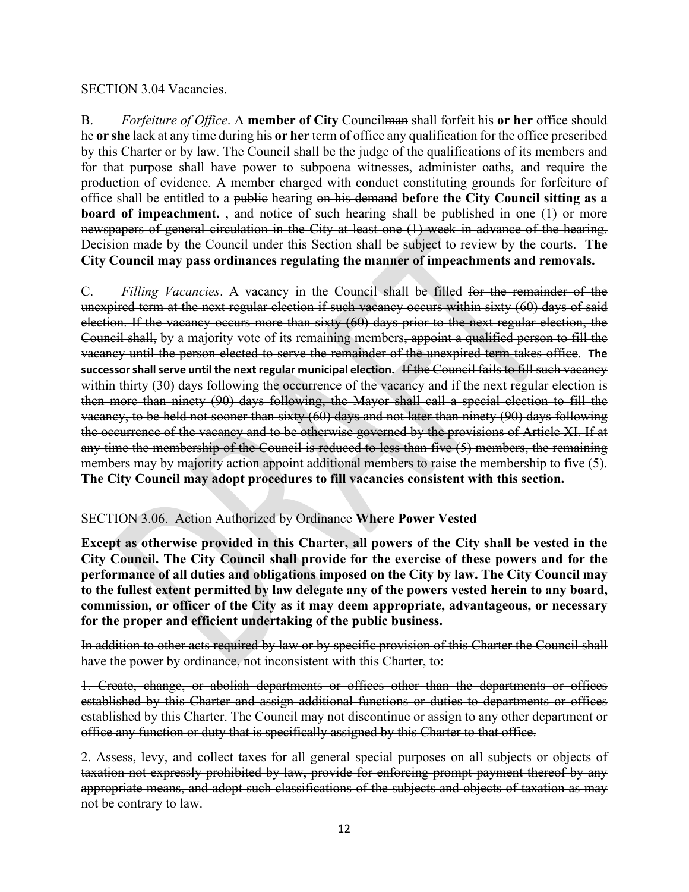SECTION 3.04 Vacancies.

B. *Forfeiture of Office*. A **member of City** Council~~man~~ shall forfeit his **or her** office should he **or she** lack at any time during his **or her** term of office any qualification for the office prescribed by this Charter or by law. The Council shall be the judge of the qualifications of its members and for that purpose shall have power to subpoena witnesses, administer oaths, and require the production of evidence. A member charged with conduct constituting grounds for forfeiture of office shall be entitled to a ~~public~~ hearing ~~on his demand~~ **before the City Council sitting as a board of impeachment.** ~~, and notice of such hearing shall be published in one (1) or more newspapers of general circulation in the City at least one (1) week in advance of the hearing. Decision made by the Council under this Section shall be subject to review by the courts.~~ **The City Council may pass ordinances regulating the manner of impeachments and removals.**

C. *Filling Vacancies*. A vacancy in the Council shall be filled ~~for the remainder of the unexpired term at the next regular election if such vacancy occurs within sixty (60) days of said election. If the vacancy occurs more than sixty (60) days prior to the next regular election, the Council shall,~~ by a majority vote of its remaining members~~, appoint a qualified person to fill the vacancy until the person elected to serve the remainder of the unexpired term takes office~~. **The successor shall serve until the next regular municipal election.** ~~If the Council fails to fill such vacancy within thirty (30) days following the occurrence of the vacancy and if the next regular election is then more than ninety (90) days following, the Mayor shall call a special election to fill the vacancy, to be held not sooner than sixty (60) days and not later than ninety (90) days following the occurrence of the vacancy and to be otherwise governed by the provisions of Article XI. If at any time the membership of the Council is reduced to less than five (5) members, the remaining members may by majority action appoint additional members to raise the membership to five~~ (5). **The City Council may adopt procedures to fill vacancies consistent with this section.**

SECTION 3.06. ~~Action Authorized by Ordinance~~ **Where Power Vested**

**Except as otherwise provided in this Charter, all powers of the City shall be vested in the City Council. The City Council shall provide for the exercise of these powers and for the performance of all duties and obligations imposed on the City by law. The City Council may to the fullest extent permitted by law delegate any of the powers vested herein to any board, commission, or officer of the City as it may deem appropriate, advantageous, or necessary for the proper and efficient undertaking of the public business.**

~~In addition to other acts required by law or by specific provision of this Charter the Council shall have the power by ordinance, not inconsistent with this Charter, to:~~

~~1. Create, change, or abolish departments or offices other than the departments or offices established by this Charter and assign additional functions or duties to departments or offices established by this Charter. The Council may not discontinue or assign to any other department or office any function or duty that is specifically assigned by this Charter to that office.~~

~~2. Assess, levy, and collect taxes for all general special purposes on all subjects or objects of taxation not expressly prohibited by law, provide for enforcing prompt payment thereof by any appropriate means, and adopt such classifications of the subjects and objects of taxation as may not be contrary to law.~~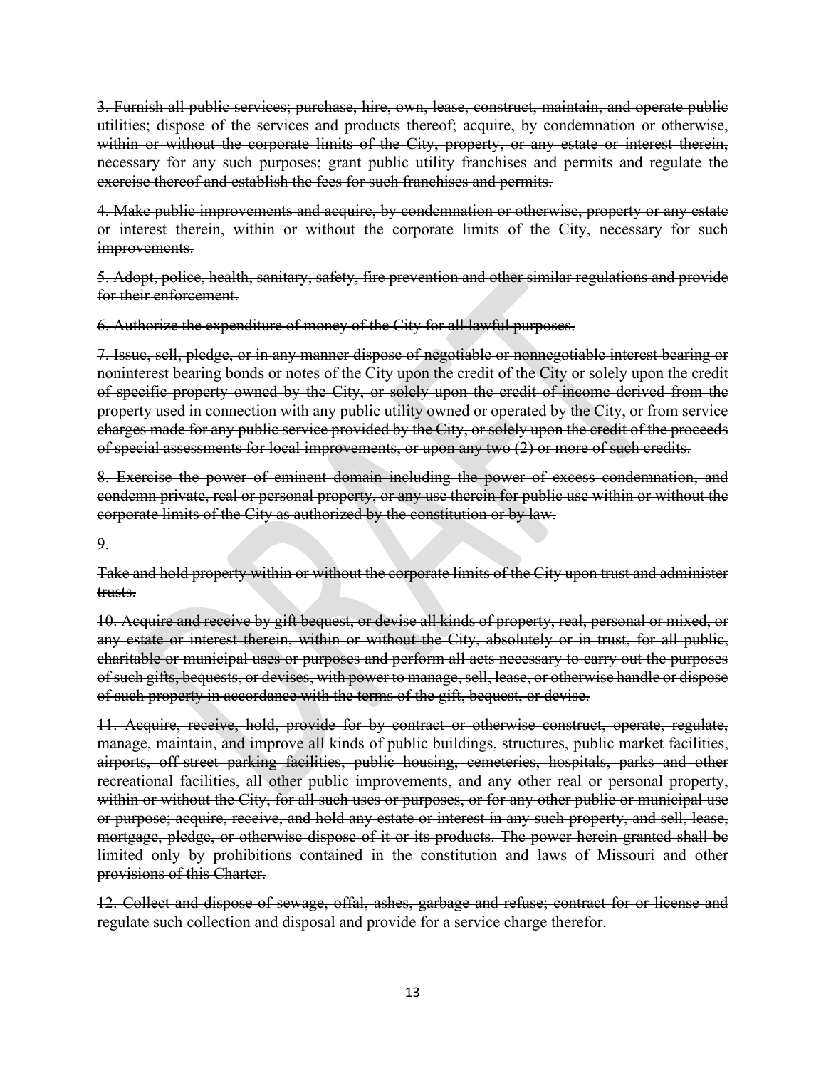~~3. Furnish all public services; purchase, hire, own, lease, construct, maintain, and operate public utilities; dispose of the services and products thereof; acquire, by condemnation or otherwise, within or without the corporate limits of the City, property, or any estate or interest therein, necessary for any such purposes; grant public utility franchises and permits and regulate the exercise thereof and establish the fees for such franchises and permits.~~

~~4. Make public improvements and acquire, by condemnation or otherwise, property or any estate or interest therein, within or without the corporate limits of the City, necessary for such improvements.~~

~~5. Adopt, police, health, sanitary, safety, fire prevention and other similar regulations and provide for their enforcement.~~

~~6. Authorize the expenditure of money of the City for all lawful purposes.~~

~~7. Issue, sell, pledge, or in any manner dispose of negotiable or nonnegotiable interest bearing or noninterest bearing bonds or notes of the City upon the credit of the City or solely upon the credit of specific property owned by the City, or solely upon the credit of income derived from the property used in connection with any public utility owned or operated by the City, or from service charges made for any public service provided by the City, or solely upon the credit of the proceeds of special assessments for local improvements, or upon any two (2) or more of such credits.~~

~~8. Exercise the power of eminent domain including the power of excess condemnation, and condemn private, real or personal property, or any use therein for public use within or without the corporate limits of the City as authorized by the constitution or by law.~~

~~9.~~

~~Take and hold property within or without the corporate limits of the City upon trust and administer trusts.~~

~~10. Acquire and receive by gift bequest, or devise all kinds of property, real, personal or mixed, or any estate or interest therein, within or without the City, absolutely or in trust, for all public, charitable or municipal uses or purposes and perform all acts necessary to carry out the purposes of such gifts, bequests, or devises, with power to manage, sell, lease, or otherwise handle or dispose of such property in accordance with the terms of the gift, bequest, or devise.~~

~~11. Acquire, receive, hold, provide for by contract or otherwise construct, operate, regulate, manage, maintain, and improve all kinds of public buildings, structures, public market facilities, airports, off-street parking facilities, public housing, cemeteries, hospitals, parks and other recreational facilities, all other public improvements, and any other real or personal property, within or without the City, for all such uses or purposes, or for any other public or municipal use or purpose; acquire, receive, and hold any estate or interest in any such property, and sell, lease, mortgage, pledge, or otherwise dispose of it or its products. The power herein granted shall be limited only by prohibitions contained in the constitution and laws of Missouri and other provisions of this Charter.~~

~~12. Collect and dispose of sewage, offal, ashes, garbage and refuse; contract for or license and regulate such collection and disposal and provide for a service charge therefor.~~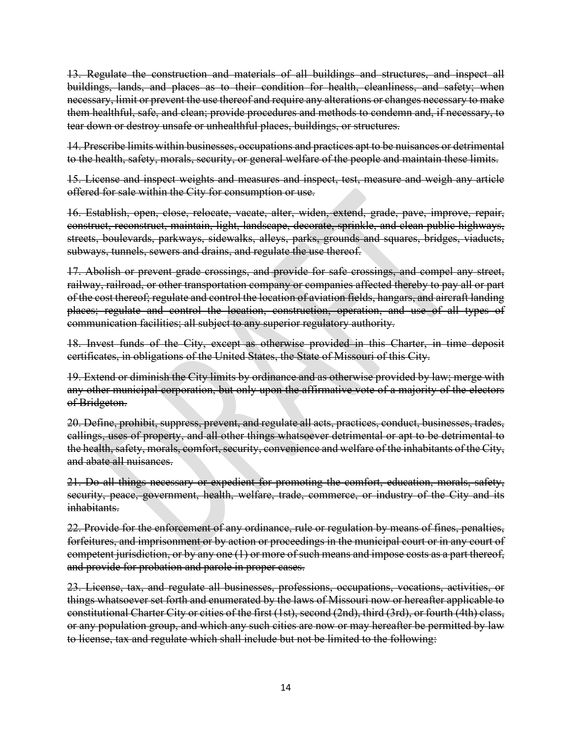~~13. Regulate the construction and materials of all buildings and structures, and inspect all buildings, lands, and places as to their condition for health, cleanliness, and safety; when necessary, limit or prevent the use thereof and require any alterations or changes necessary to make them healthful, safe, and clean; provide procedures and methods to condemn and, if necessary, to tear down or destroy unsafe or unhealthful places, buildings, or structures.~~

~~14. Prescribe limits within businesses, occupations and practices apt to be nuisances or detrimental to the health, safety, morals, security, or general welfare of the people and maintain these limits.~~

~~15. License and inspect weights and measures and inspect, test, measure and weigh any article offered for sale within the City for consumption or use.~~

~~16. Establish, open, close, relocate, vacate, alter, widen, extend, grade, pave, improve, repair, construct, reconstruct, maintain, light, landscape, decorate, sprinkle, and clean public highways, streets, boulevards, parkways, sidewalks, alleys, parks, grounds and squares, bridges, viaducts, subways, tunnels, sewers and drains, and regulate the use thereof.~~

~~17. Abolish or prevent grade crossings, and provide for safe crossings, and compel any street, railway, railroad, or other transportation company or companies affected thereby to pay all or part of the cost thereof; regulate and control the location of aviation fields, hangars, and aircraft landing places; regulate and control the location, construction, operation, and use of all types of communication facilities; all subject to any superior regulatory authority.~~

~~18. Invest funds of the City, except as otherwise provided in this Charter, in time deposit certificates, in obligations of the United States, the State of Missouri of this City.~~

~~19. Extend or diminish the City limits by ordinance and as otherwise provided by law; merge with any other municipal corporation, but only upon the affirmative vote of a majority of the electors of Bridgeton.~~

~~20. Define, prohibit, suppress, prevent, and regulate all acts, practices, conduct, businesses, trades, callings, uses of property, and all other things whatsoever detrimental or apt to be detrimental to the health, safety, morals, comfort, security, convenience and welfare of the inhabitants of the City, and abate all nuisances.~~

~~21. Do all things necessary or expedient for promoting the comfort, education, morals, safety, security, peace, government, health, welfare, trade, commerce, or industry of the City and its inhabitants.~~

~~22. Provide for the enforcement of any ordinance, rule or regulation by means of fines, penalties, forfeitures, and imprisonment or by action or proceedings in the municipal court or in any court of competent jurisdiction, or by any one (1) or more of such means and impose costs as a part thereof, and provide for probation and parole in proper cases.~~

~~23. License, tax, and regulate all businesses, professions, occupations, vocations, activities, or things whatsoever set forth and enumerated by the laws of Missouri now or hereafter applicable to constitutional Charter City or cities of the first (1st), second (2nd), third (3rd), or fourth (4th) class, or any population group, and which any such cities are now or may hereafter be permitted by law to license, tax and regulate which shall include but not be limited to the following:~~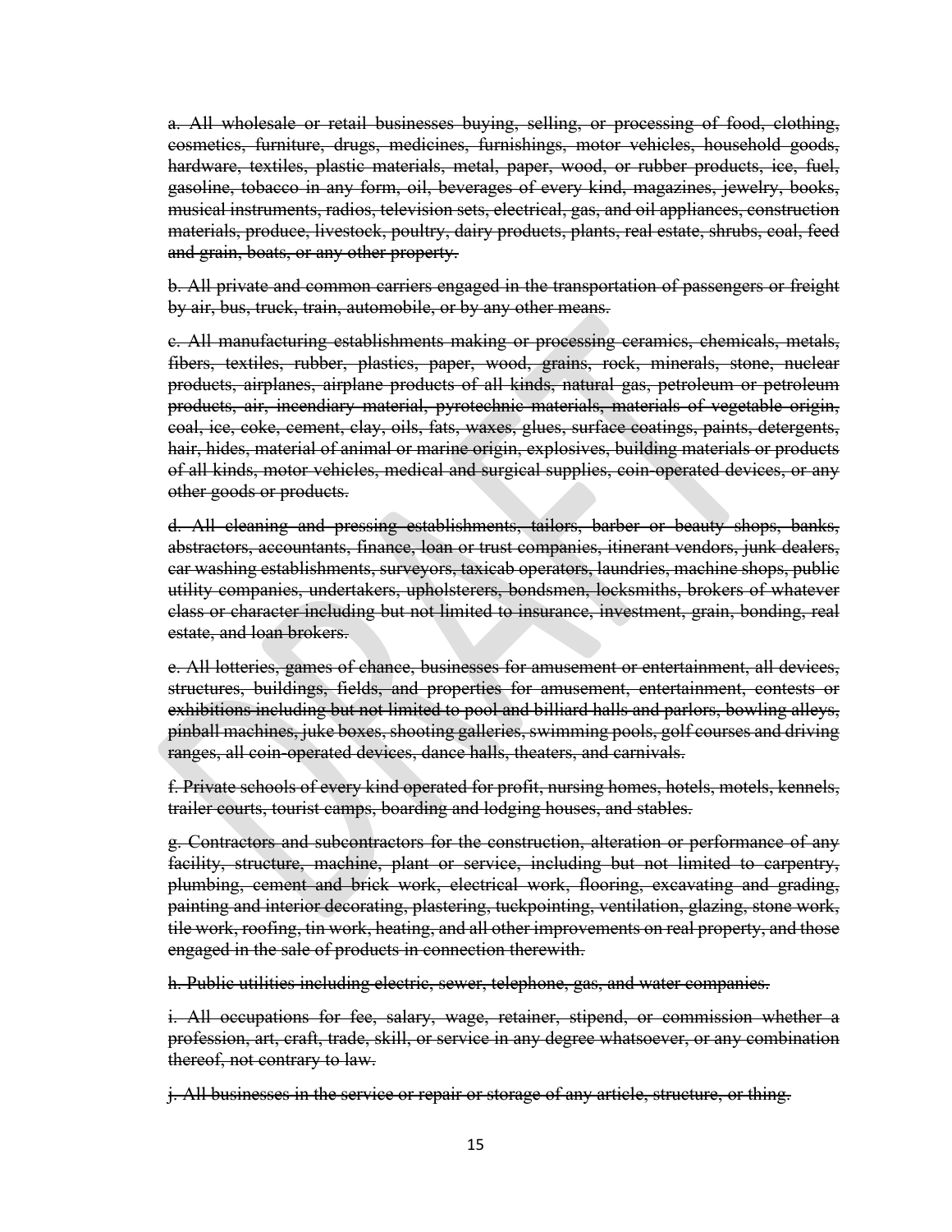~~a. All wholesale or retail businesses buying, selling, or processing of food, clothing, cosmetics, furniture, drugs, medicines, furnishings, motor vehicles, household goods, hardware, textiles, plastic materials, metal, paper, wood, or rubber products, ice, fuel, gasoline, tobacco in any form, oil, beverages of every kind, magazines, jewelry, books, musical instruments, radios, television sets, electrical, gas, and oil appliances, construction materials, produce, livestock, poultry, dairy products, plants, real estate, shrubs, coal, feed and grain, boats, or any other property.~~

~~b. All private and common carriers engaged in the transportation of passengers or freight by air, bus, truck, train, automobile, or by any other means.~~

~~c. All manufacturing establishments making or processing ceramics, chemicals, metals, fibers, textiles, rubber, plastics, paper, wood, grains, rock, minerals, stone, nuclear products, airplanes, airplane products of all kinds, natural gas, petroleum or petroleum products, air, incendiary material, pyrotechnic materials, materials of vegetable origin, coal, ice, coke, cement, clay, oils, fats, waxes, glues, surface coatings, paints, detergents, hair, hides, material of animal or marine origin, explosives, building materials or products of all kinds, motor vehicles, medical and surgical supplies, coin-operated devices, or any other goods or products.~~

~~d. All cleaning and pressing establishments, tailors, barber or beauty shops, banks, abstractors, accountants, finance, loan or trust companies, itinerant vendors, junk dealers, car washing establishments, surveyors, taxicab operators, laundries, machine shops, public utility companies, undertakers, upholsterers, bondsmen, locksmiths, brokers of whatever class or character including but not limited to insurance, investment, grain, bonding, real estate, and loan brokers.~~

~~e. All lotteries, games of chance, businesses for amusement or entertainment, all devices, structures, buildings, fields, and properties for amusement, entertainment, contests or exhibitions including but not limited to pool and billiard halls and parlors, bowling alleys, pinball machines, juke boxes, shooting galleries, swimming pools, golf courses and driving ranges, all coin-operated devices, dance halls, theaters, and carnivals.~~

~~f. Private schools of every kind operated for profit, nursing homes, hotels, motels, kennels, trailer courts, tourist camps, boarding and lodging houses, and stables.~~

~~g. Contractors and subcontractors for the construction, alteration or performance of any facility, structure, machine, plant or service, including but not limited to carpentry, plumbing, cement and brick work, electrical work, flooring, excavating and grading, painting and interior decorating, plastering, tuckpointing, ventilation, glazing, stone work, tile work, roofing, tin work, heating, and all other improvements on real property, and those engaged in the sale of products in connection therewith.~~

~~h. Public utilities including electric, sewer, telephone, gas, and water companies.~~

~~i. All occupations for fee, salary, wage, retainer, stipend, or commission whether a profession, art, craft, trade, skill, or service in any degree whatsoever, or any combination thereof, not contrary to law.~~

~~j. All businesses in the service or repair or storage of any article, structure, or thing.~~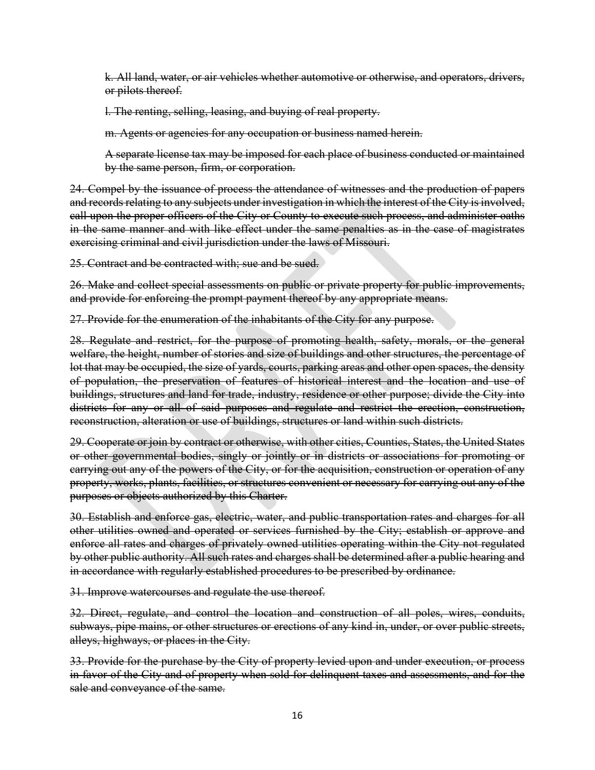~~k. All land, water, or air vehicles whether automotive or otherwise, and operators, drivers, or pilots thereof.~~

~~l. The renting, selling, leasing, and buying of real property.~~

~~m. Agents or agencies for any occupation or business named herein.~~

~~A separate license tax may be imposed for each place of business conducted or maintained by the same person, firm, or corporation.~~

~~24. Compel by the issuance of process the attendance of witnesses and the production of papers and records relating to any subjects under investigation in which the interest of the City is involved, call upon the proper officers of the City or County to execute such process, and administer oaths in the same manner and with like effect under the same penalties as in the case of magistrates exercising criminal and civil jurisdiction under the laws of Missouri.~~

~~25. Contract and be contracted with; sue and be sued.~~

~~26. Make and collect special assessments on public or private property for public improvements, and provide for enforcing the prompt payment thereof by any appropriate means.~~

~~27. Provide for the enumeration of the inhabitants of the City for any purpose.~~

~~28. Regulate and restrict, for the purpose of promoting health, safety, morals, or the general welfare, the height, number of stories and size of buildings and other structures, the percentage of lot that may be occupied, the size of yards, courts, parking areas and other open spaces, the density of population, the preservation of features of historical interest and the location and use of buildings, structures and land for trade, industry, residence or other purpose; divide the City into districts for any or all of said purposes and regulate and restrict the erection, construction, reconstruction, alteration or use of buildings, structures or land within such districts.~~

~~29. Cooperate or join by contract or otherwise, with other cities, Counties, States, the United States or other governmental bodies, singly or jointly or in districts or associations for promoting or carrying out any of the powers of the City, or for the acquisition, construction or operation of any property, works, plants, facilities, or structures convenient or necessary for carrying out any of the purposes or objects authorized by this Charter.~~

~~30. Establish and enforce gas, electric, water, and public transportation rates and charges for all other utilities owned and operated or services furnished by the City; establish or approve and enforce all rates and charges of privately owned utilities operating within the City not regulated by other public authority. All such rates and charges shall be determined after a public hearing and in accordance with regularly established procedures to be prescribed by ordinance.~~

~~31. Improve watercourses and regulate the use thereof.~~

~~32. Direct, regulate, and control the location and construction of all poles, wires, conduits, subways, pipe mains, or other structures or erections of any kind in, under, or over public streets, alleys, highways, or places in the City.~~

~~33. Provide for the purchase by the City of property levied upon and under execution, or process in favor of the City and of property when sold for delinquent taxes and assessments, and for the sale and conveyance of the same.~~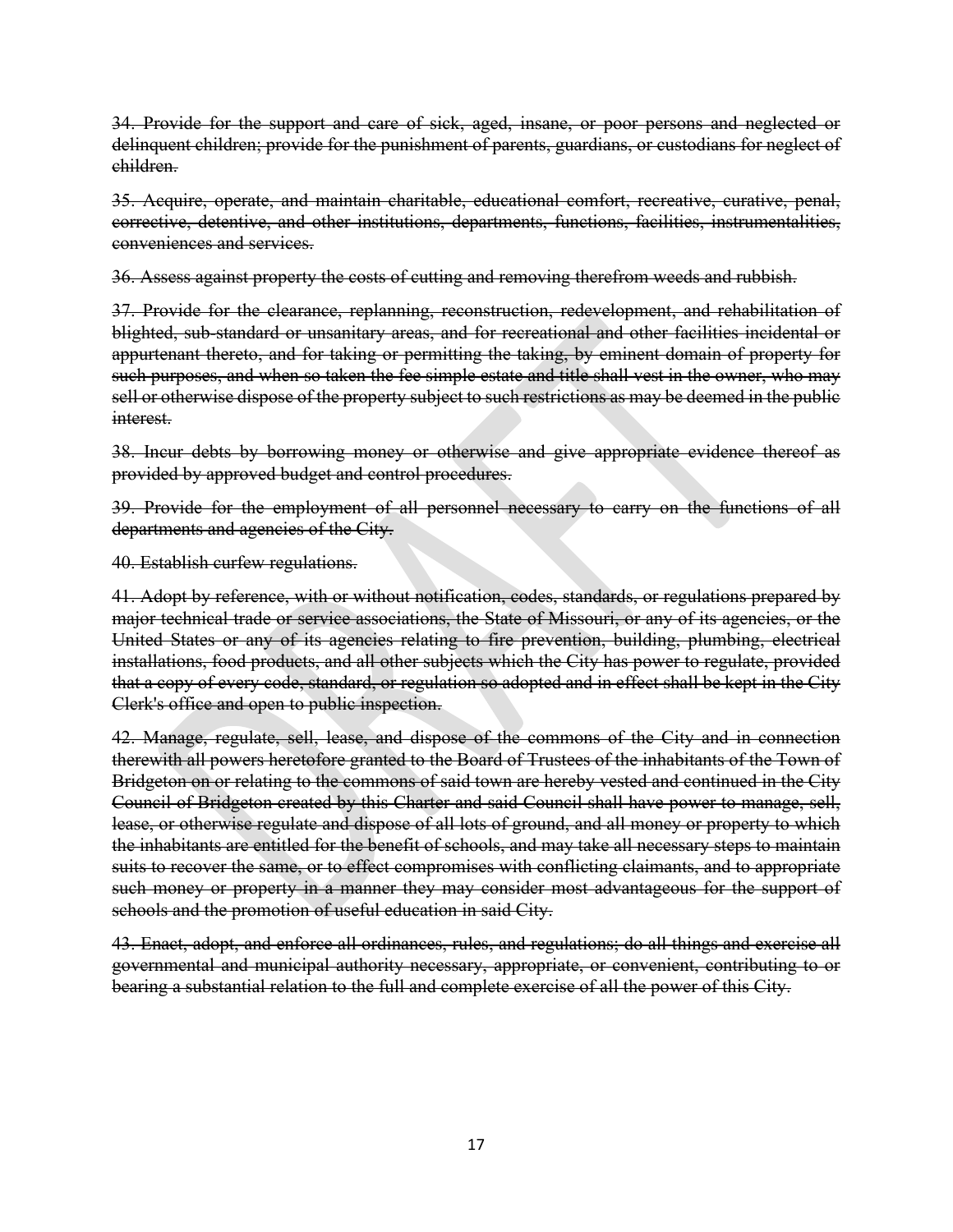~~34. Provide for the support and care of sick, aged, insane, or poor persons and neglected or delinquent children; provide for the punishment of parents, guardians, or custodians for neglect of children.~~

~~35. Acquire, operate, and maintain charitable, educational comfort, recreative, curative, penal, corrective, detentive, and other institutions, departments, functions, facilities, instrumentalities, conveniences and services.~~

~~36. Assess against property the costs of cutting and removing therefrom weeds and rubbish.~~

~~37. Provide for the clearance, replanning, reconstruction, redevelopment, and rehabilitation of blighted, sub-standard or unsanitary areas, and for recreational and other facilities incidental or appurtenant thereto, and for taking or permitting the taking, by eminent domain of property for such purposes, and when so taken the fee simple estate and title shall vest in the owner, who may sell or otherwise dispose of the property subject to such restrictions as may be deemed in the public interest.~~

~~38. Incur debts by borrowing money or otherwise and give appropriate evidence thereof as provided by approved budget and control procedures.~~

~~39. Provide for the employment of all personnel necessary to carry on the functions of all departments and agencies of the City.~~

~~40. Establish curfew regulations.~~

~~41. Adopt by reference, with or without notification, codes, standards, or regulations prepared by major technical trade or service associations, the State of Missouri, or any of its agencies, or the United States or any of its agencies relating to fire prevention, building, plumbing, electrical installations, food products, and all other subjects which the City has power to regulate, provided that a copy of every code, standard, or regulation so adopted and in effect shall be kept in the City Clerk's office and open to public inspection.~~

~~42. Manage, regulate, sell, lease, and dispose of the commons of the City and in connection therewith all powers heretofore granted to the Board of Trustees of the inhabitants of the Town of Bridgeton on or relating to the commons of said town are hereby vested and continued in the City Council of Bridgeton created by this Charter and said Council shall have power to manage, sell, lease, or otherwise regulate and dispose of all lots of ground, and all money or property to which the inhabitants are entitled for the benefit of schools, and may take all necessary steps to maintain suits to recover the same, or to effect compromises with conflicting claimants, and to appropriate such money or property in a manner they may consider most advantageous for the support of schools and the promotion of useful education in said City.~~

~~43. Enact, adopt, and enforce all ordinances, rules, and regulations; do all things and exercise all governmental and municipal authority necessary, appropriate, or convenient, contributing to or bearing a substantial relation to the full and complete exercise of all the power of this City.~~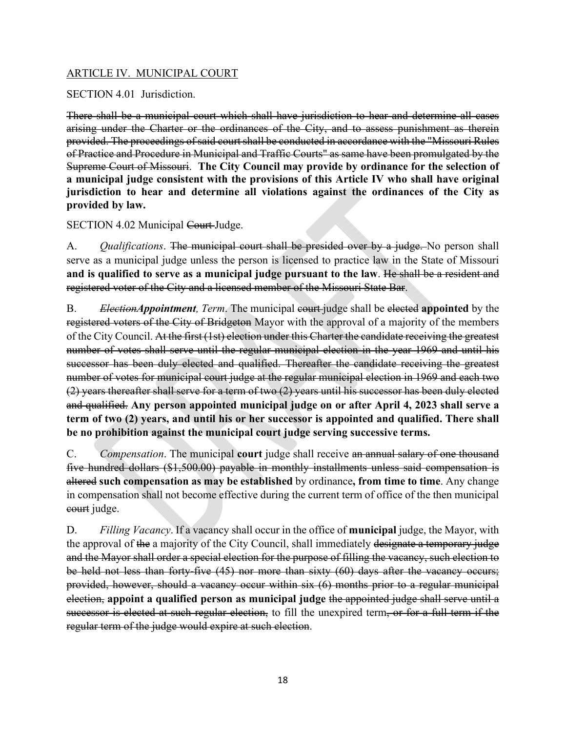ARTICLE IV. MUNICIPAL COURT

SECTION 4.01 Jurisdiction.

~~There shall be a municipal court which shall have jurisdiction to hear and determine all cases arising under the Charter or the ordinances of the City, and to assess punishment as therein provided. The proceedings of said court shall be conducted in accordance with the "Missouri Rules of Practice and Procedure in Municipal and Traffic Courts" as same have been promulgated by the Supreme Court of Missouri.~~ **The City Council may provide by ordinance for the selection of a municipal judge consistent with the provisions of this Article IV who shall have original jurisdiction to hear and determine all violations against the ordinances of the City as provided by law.**

SECTION 4.02 Municipal ~~Court~~ Judge.

A. *Qualifications*. ~~The municipal court shall be presided over by a judge.~~ No person shall serve as a municipal judge unless the person is licensed to practice law in the State of Missouri **and is qualified to serve as a municipal judge pursuant to the law**. ~~He shall be a resident and registered voter of the City and a licensed member of the Missouri State Bar~~.

B. ~~*Election*~~***Appointment****, Term*. The municipal ~~court~~ judge shall be ~~elected~~ **appointed** by the ~~registered voters of the City of Bridgeton~~ Mayor with the approval of a majority of the members of the City Council. ~~At the first (1st) election under this Charter the candidate receiving the greatest number of votes shall serve until the regular municipal election in the year 1969 and until his successor has been duly elected and qualified. Thereafter the candidate receiving the greatest number of votes for municipal court judge at the regular municipal election in 1969 and each two (2) years thereafter shall serve for a term of two (2) years until his successor has been duly elected and qualified.~~ **Any person appointed municipal judge on or after April 4, 2023 shall serve a term of two (2) years, and until his or her successor is appointed and qualified. There shall be no prohibition against the municipal court judge serving successive terms.**

C. *Compensation*. The municipal **court** judge shall receive ~~an annual salary of one thousand five hundred dollars ($1,500.00) payable in monthly installments unless said compensation is altered~~ **such compensation as may be established** by ordinance**, from time to time**. Any change in compensation shall not become effective during the current term of office of the then municipal ~~court~~ judge.

D. *Filling Vacancy*. If a vacancy shall occur in the office of **municipal** judge, the Mayor, with the approval of ~~the~~ a majority of the City Council, shall immediately ~~designate a temporary judge and the Mayor shall order a special election for the purpose of filling the vacancy, such election to be held not less than forty-five (45) nor more than sixty (60) days after the vacancy occurs; provided, however, should a vacancy occur within six (6) months prior to a regular municipal election,~~ **appoint a qualified person as municipal judge** ~~the appointed judge shall serve until a successor is elected at such regular election,~~ to fill the unexpired term~~, or for a full term if the regular term of the judge would expire at such election~~.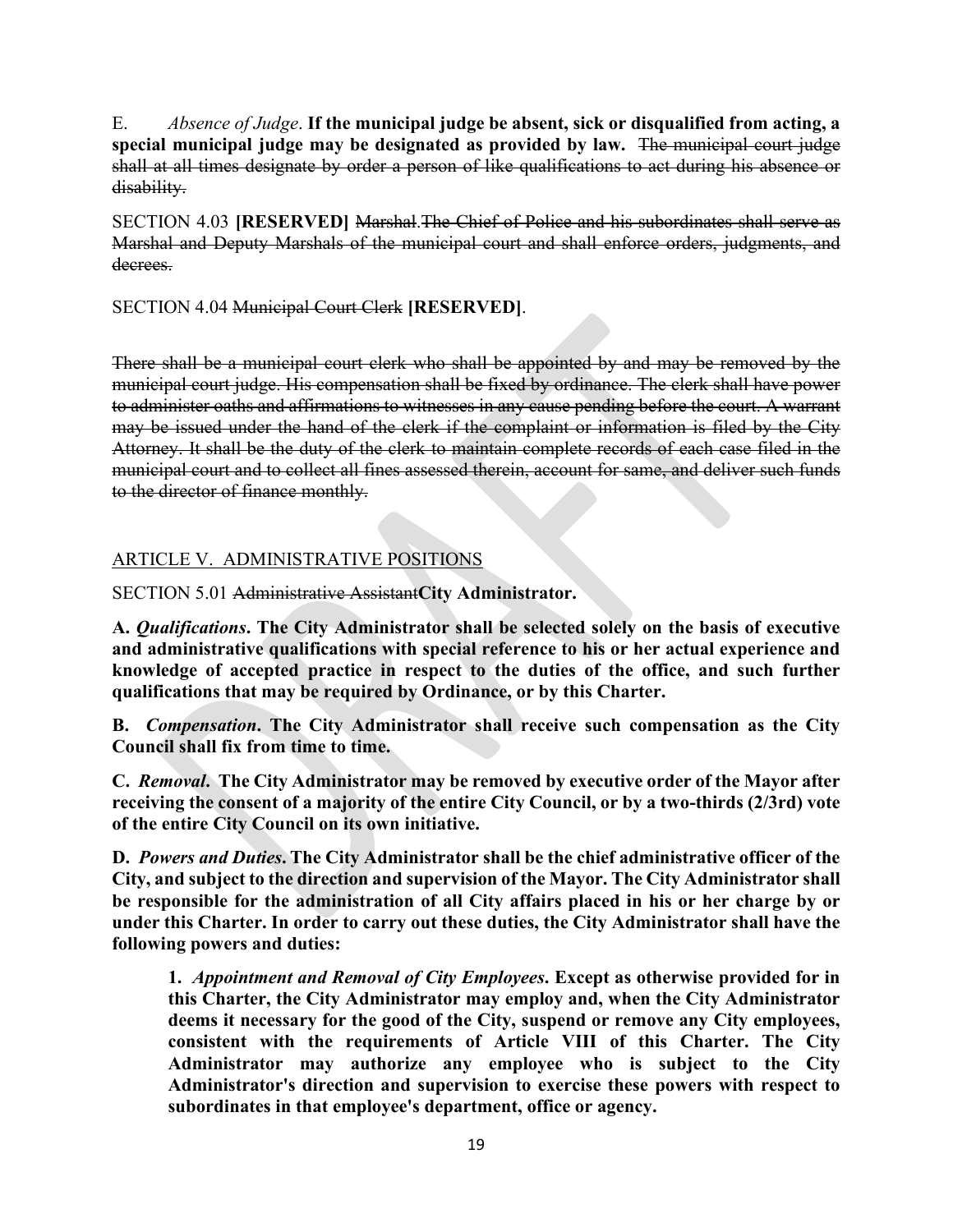E. *Absence of Judge*. **If the municipal judge be absent, sick or disqualified from acting, a special municipal judge may be designated as provided by law.** ~~The municipal court judge shall at all times designate by order a person of like qualifications to act during his absence or disability.~~

SECTION 4.03 **[RESERVED]** ~~Marshal.The Chief of Police and his subordinates shall serve as Marshal and Deputy Marshals of the municipal court and shall enforce orders, judgments, and decrees.~~

SECTION 4.04 ~~Municipal Court Clerk~~ **[RESERVED]**.

~~There shall be a municipal court clerk who shall be appointed by and may be removed by the municipal court judge. His compensation shall be fixed by ordinance. The clerk shall have power to administer oaths and affirmations to witnesses in any cause pending before the court. A warrant may be issued under the hand of the clerk if the complaint or information is filed by the City Attorney. It shall be the duty of the clerk to maintain complete records of each case filed in the municipal court and to collect all fines assessed therein, account for same, and deliver such funds to the director of finance monthly.~~

<u>ARTICLE V. ADMINISTRATIVE POSITIONS</u>

SECTION 5.01 ~~Administrative Assistant~~**City Administrator.**

**A. *Qualifications*. The City Administrator shall be selected solely on the basis of executive and administrative qualifications with special reference to his or her actual experience and knowledge of accepted practice in respect to the duties of the office, and such further qualifications that may be required by Ordinance, or by this Charter.**

**B. *Compensation*. The City Administrator shall receive such compensation as the City Council shall fix from time to time.**

**C. *Removal*. The City Administrator may be removed by executive order of the Mayor after receiving the consent of a majority of the entire City Council, or by a two-thirds (2/3rd) vote of the entire City Council on its own initiative.**

**D. *Powers and Duties*. The City Administrator shall be the chief administrative officer of the City, and subject to the direction and supervision of the Mayor. The City Administrator shall be responsible for the administration of all City affairs placed in his or her charge by or under this Charter. In order to carry out these duties, the City Administrator shall have the following powers and duties:**

> **1. *Appointment and Removal of City Employees*. Except as otherwise provided for in this Charter, the City Administrator may employ and, when the City Administrator deems it necessary for the good of the City, suspend or remove any City employees, consistent with the requirements of Article VIII of this Charter. The City Administrator may authorize any employee who is subject to the City Administrator's direction and supervision to exercise these powers with respect to subordinates in that employee's department, office or agency.**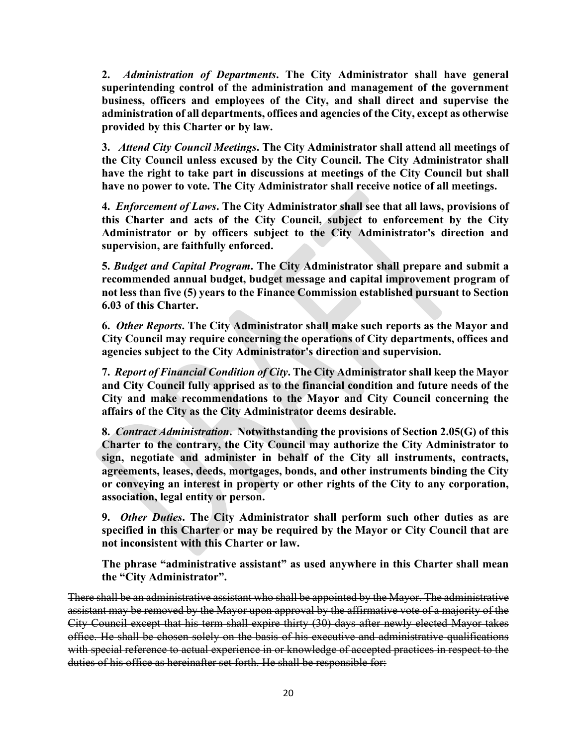**2.** ***Administration of Departments*****. The City Administrator shall have general superintending control of the administration and management of the government business, officers and employees of the City, and shall direct and supervise the administration of all departments, offices and agencies of the City, except as otherwise provided by this Charter or by law.**

**3.** ***Attend City Council Meetings*****. The City Administrator shall attend all meetings of the City Council unless excused by the City Council. The City Administrator shall have the right to take part in discussions at meetings of the City Council but shall have no power to vote. The City Administrator shall receive notice of all meetings.**

**4.** ***Enforcement of Laws*****. The City Administrator shall see that all laws, provisions of this Charter and acts of the City Council, subject to enforcement by the City Administrator or by officers subject to the City Administrator's direction and supervision, are faithfully enforced.**

**5.** ***Budget and Capital Program*****. The City Administrator shall prepare and submit a recommended annual budget, budget message and capital improvement program of not less than five (5) years to the Finance Commission established pursuant to Section 6.03 of this Charter.**

**6.** ***Other Reports*****. The City Administrator shall make such reports as the Mayor and City Council may require concerning the operations of City departments, offices and agencies subject to the City Administrator's direction and supervision.**

**7.** ***Report of Financial Condition of City*****. The City Administrator shall keep the Mayor and City Council fully apprised as to the financial condition and future needs of the City and make recommendations to the Mayor and City Council concerning the affairs of the City as the City Administrator deems desirable.**

**8.** ***Contract Administration*****. Notwithstanding the provisions of Section 2.05(G) of this Charter to the contrary, the City Council may authorize the City Administrator to sign, negotiate and administer in behalf of the City all instruments, contracts, agreements, leases, deeds, mortgages, bonds, and other instruments binding the City or conveying an interest in property or other rights of the City to any corporation, association, legal entity or person.**

**9.** ***Other Duties*****. The City Administrator shall perform such other duties as are specified in this Charter or may be required by the Mayor or City Council that are not inconsistent with this Charter or law.**

**The phrase "administrative assistant" as used anywhere in this Charter shall mean the "City Administrator".**

~~There shall be an administrative assistant who shall be appointed by the Mayor. The administrative assistant may be removed by the Mayor upon approval by the affirmative vote of a majority of the City Council except that his term shall expire thirty (30) days after newly elected Mayor takes office. He shall be chosen solely on the basis of his executive and administrative qualifications with special reference to actual experience in or knowledge of accepted practices in respect to the duties of his office as hereinafter set forth. He shall be responsible for:~~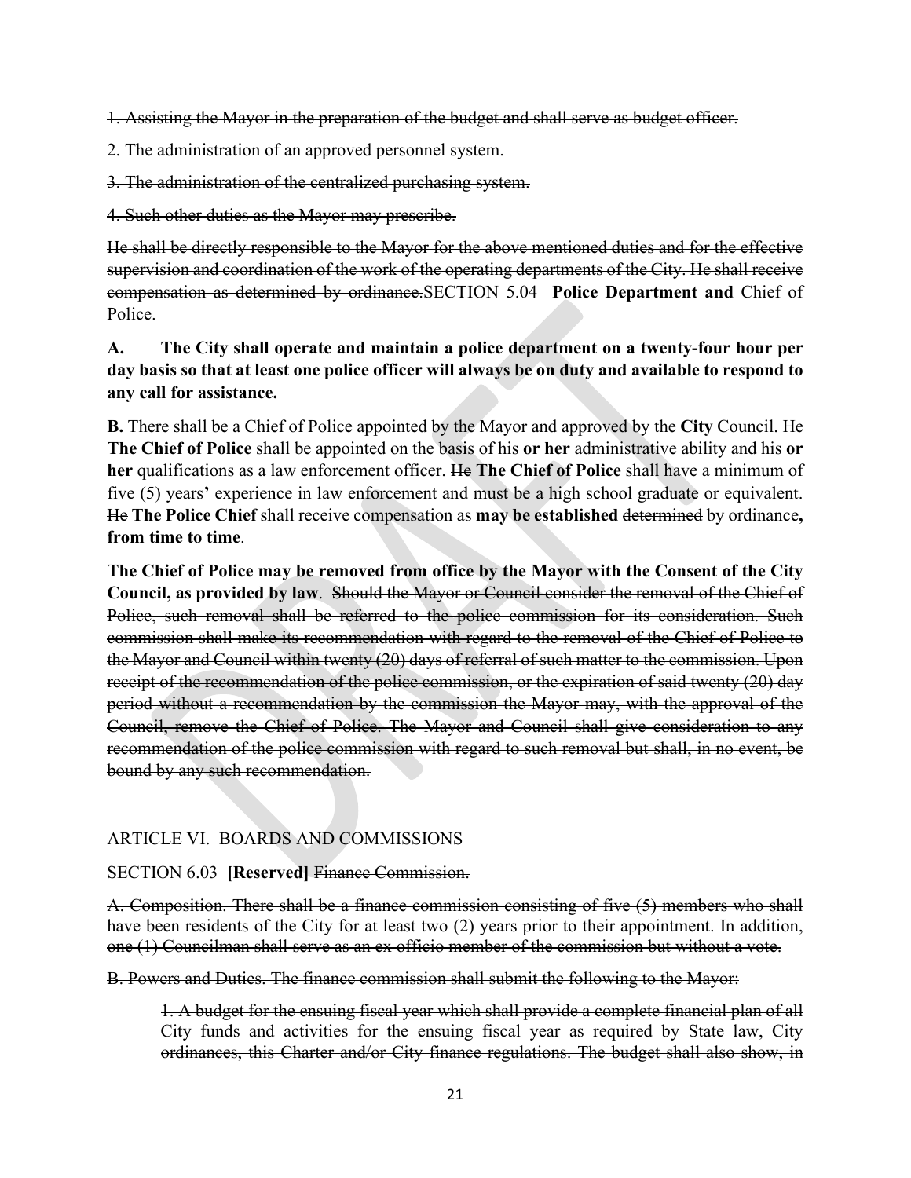~~1. Assisting the Mayor in the preparation of the budget and shall serve as budget officer.~~

~~2. The administration of an approved personnel system.~~

~~3. The administration of the centralized purchasing system.~~

~~4. Such other duties as the Mayor may prescribe.~~

~~He shall be directly responsible to the Mayor for the above mentioned duties and for the effective supervision and coordination of the work of the operating departments of the City. He shall receive compensation as determined by ordinance.~~SECTION 5.04 **Police Department and** Chief of Police.

**A. The City shall operate and maintain a police department on a twenty-four hour per day basis so that at least one police officer will always be on duty and available to respond to any call for assistance.**

**B.** There shall be a Chief of Police appointed by the Mayor and approved by the **City** Council. He **The Chief of Police** shall be appointed on the basis of his **or her** administrative ability and his **or her** qualifications as a law enforcement officer. ~~He~~ **The Chief of Police** shall have a minimum of five (5) years**'** experience in law enforcement and must be a high school graduate or equivalent. ~~He~~ **The Police Chief** shall receive compensation as **may be established** ~~determined~~ by ordinance**, from time to time**.

**The Chief of Police may be removed from office by the Mayor with the Consent of the City Council, as provided by law**. ~~Should the Mayor or Council consider the removal of the Chief of Police, such removal shall be referred to the police commission for its consideration. Such commission shall make its recommendation with regard to the removal of the Chief of Police to the Mayor and Council within twenty (20) days of referral of such matter to the commission. Upon receipt of the recommendation of the police commission, or the expiration of said twenty (20) day period without a recommendation by the commission the Mayor may, with the approval of the Council, remove the Chief of Police. The Mayor and Council shall give consideration to any recommendation of the police commission with regard to such removal but shall, in no event, be bound by any such recommendation.~~

## ARTICLE VI. BOARDS AND COMMISSIONS

SECTION 6.03 **[Reserved]** ~~Finance Commission.~~

~~A. Composition. There shall be a finance commission consisting of five (5) members who shall have been residents of the City for at least two (2) years prior to their appointment. In addition, one (1) Councilman shall serve as an ex officio member of the commission but without a vote.~~

~~B. Powers and Duties. The finance commission shall submit the following to the Mayor:~~

> ~~1. A budget for the ensuing fiscal year which shall provide a complete financial plan of all City funds and activities for the ensuing fiscal year as required by State law, City ordinances, this Charter and/or City finance regulations. The budget shall also show, in~~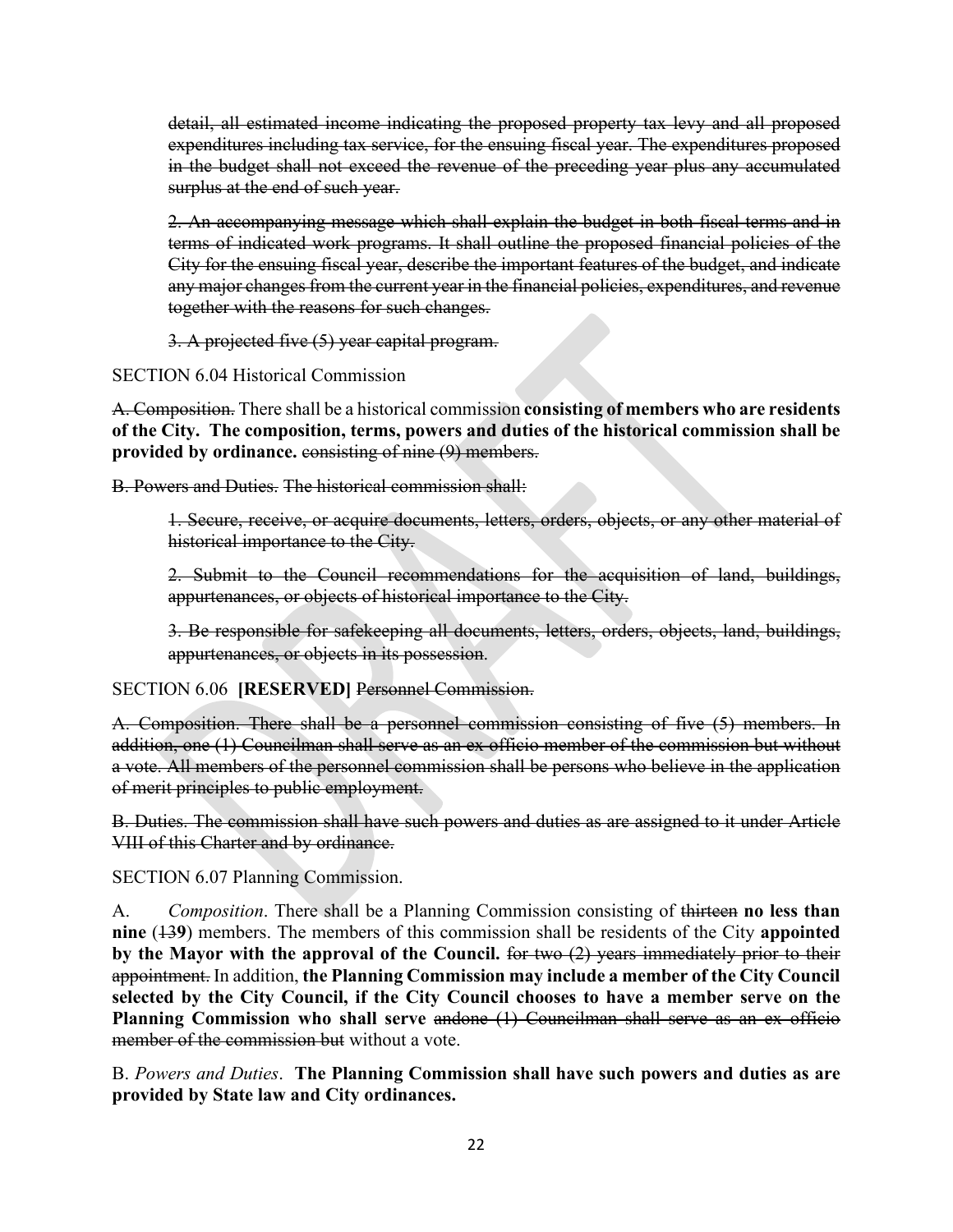~~detail, all estimated income indicating the proposed property tax levy and all proposed expenditures including tax service, for the ensuing fiscal year. The expenditures proposed in the budget shall not exceed the revenue of the preceding year plus any accumulated surplus at the end of such year.~~

~~2. An accompanying message which shall explain the budget in both fiscal terms and in terms of indicated work programs. It shall outline the proposed financial policies of the City for the ensuing fiscal year, describe the important features of the budget, and indicate any major changes from the current year in the financial policies, expenditures, and revenue together with the reasons for such changes.~~

~~3. A projected five (5) year capital program.~~

SECTION 6.04 Historical Commission

~~A. Composition.~~ There shall be a historical commission **consisting of members who are residents of the City. The composition, terms, powers and duties of the historical commission shall be provided by ordinance.** ~~consisting of nine (9) members.~~

~~B. Powers and Duties. The historical commission shall:~~

~~1. Secure, receive, or acquire documents, letters, orders, objects, or any other material of historical importance to the City.~~

~~2. Submit to the Council recommendations for the acquisition of land, buildings, appurtenances, or objects of historical importance to the City.~~

~~3. Be responsible for safekeeping all documents, letters, orders, objects, land, buildings, appurtenances, or objects in its possession.~~

SECTION 6.06 **[RESERVED]** ~~Personnel Commission.~~

~~A. Composition. There shall be a personnel commission consisting of five (5) members. In addition, one (1) Councilman shall serve as an ex officio member of the commission but without a vote. All members of the personnel commission shall be persons who believe in the application of merit principles to public employment.~~

~~B. Duties. The commission shall have such powers and duties as are assigned to it under Article VIII of this Charter and by ordinance.~~

SECTION 6.07 Planning Commission.

A. *Composition*. There shall be a Planning Commission consisting of ~~thirteen~~ **no less than nine** (~~13~~**9**) members. The members of this commission shall be residents of the City **appointed by the Mayor with the approval of the Council.** ~~for two (2) years immediately prior to their appointment.~~ In addition, **the Planning Commission may include a member of the City Council selected by the City Council, if the City Council chooses to have a member serve on the Planning Commission who shall serve** ~~andone (1) Councilman shall serve as an ex officio member of the commission but~~ without a vote.

B. *Powers and Duties*. **The Planning Commission shall have such powers and duties as are provided by State law and City ordinances.**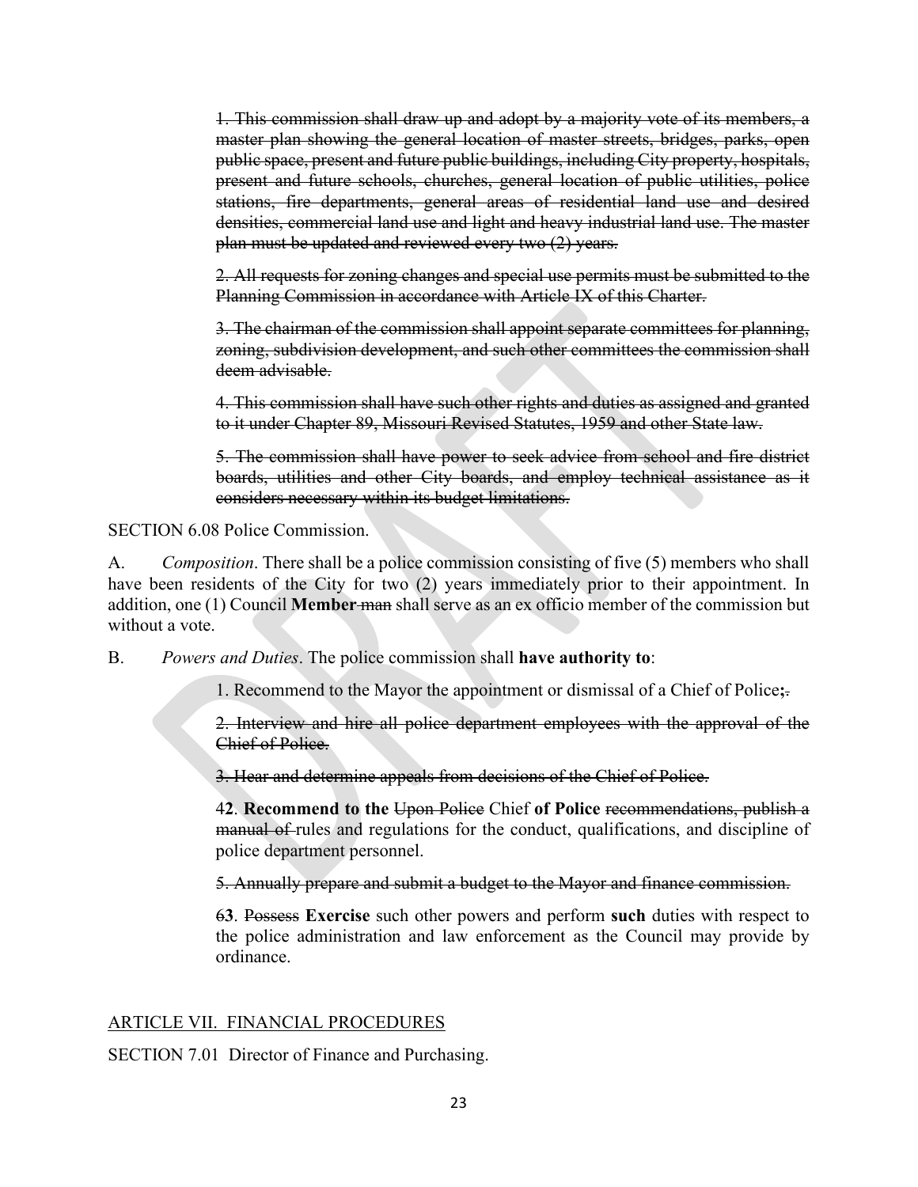~~1. This commission shall draw up and adopt by a majority vote of its members, a master plan showing the general location of master streets, bridges, parks, open public space, present and future public buildings, including City property, hospitals, present and future schools, churches, general location of public utilities, police stations, fire departments, general areas of residential land use and desired densities, commercial land use and light and heavy industrial land use. The master plan must be updated and reviewed every two (2) years.~~

~~2. All requests for zoning changes and special use permits must be submitted to the Planning Commission in accordance with Article IX of this Charter.~~

~~3. The chairman of the commission shall appoint separate committees for planning, zoning, subdivision development, and such other committees the commission shall deem advisable.~~

~~4. This commission shall have such other rights and duties as assigned and granted to it under Chapter 89, Missouri Revised Statutes, 1959 and other State law.~~

~~5. The commission shall have power to seek advice from school and fire district boards, utilities and other City boards, and employ technical assistance as it considers necessary within its budget limitations.~~

SECTION 6.08 Police Commission.

A. *Composition*. There shall be a police commission consisting of five (5) members who shall have been residents of the City for two (2) years immediately prior to their appointment. In addition, one (1) Council **Member**~~-man~~ shall serve as an ex officio member of the commission but without a vote.

B. *Powers and Duties*. The police commission shall **have authority to**:

1. Recommend to the Mayor the appointment or dismissal of a Chief of Police**;**~~.~~

~~2. Interview and hire all police department employees with the approval of the Chief of Police.~~

~~3. Hear and determine appeals from decisions of the Chief of Police.~~

~~4~~**2**. **Recommend to the** ~~Upon Police~~ Chief **of Police** ~~recommendations, publish a manual of~~ rules and regulations for the conduct, qualifications, and discipline of police department personnel.

~~5. Annually prepare and submit a budget to the Mayor and finance commission.~~

~~6~~**3**. ~~Possess~~ **Exercise** such other powers and perform **such** duties with respect to the police administration and law enforcement as the Council may provide by ordinance.

ARTICLE VII. FINANCIAL PROCEDURES

SECTION 7.01 Director of Finance and Purchasing.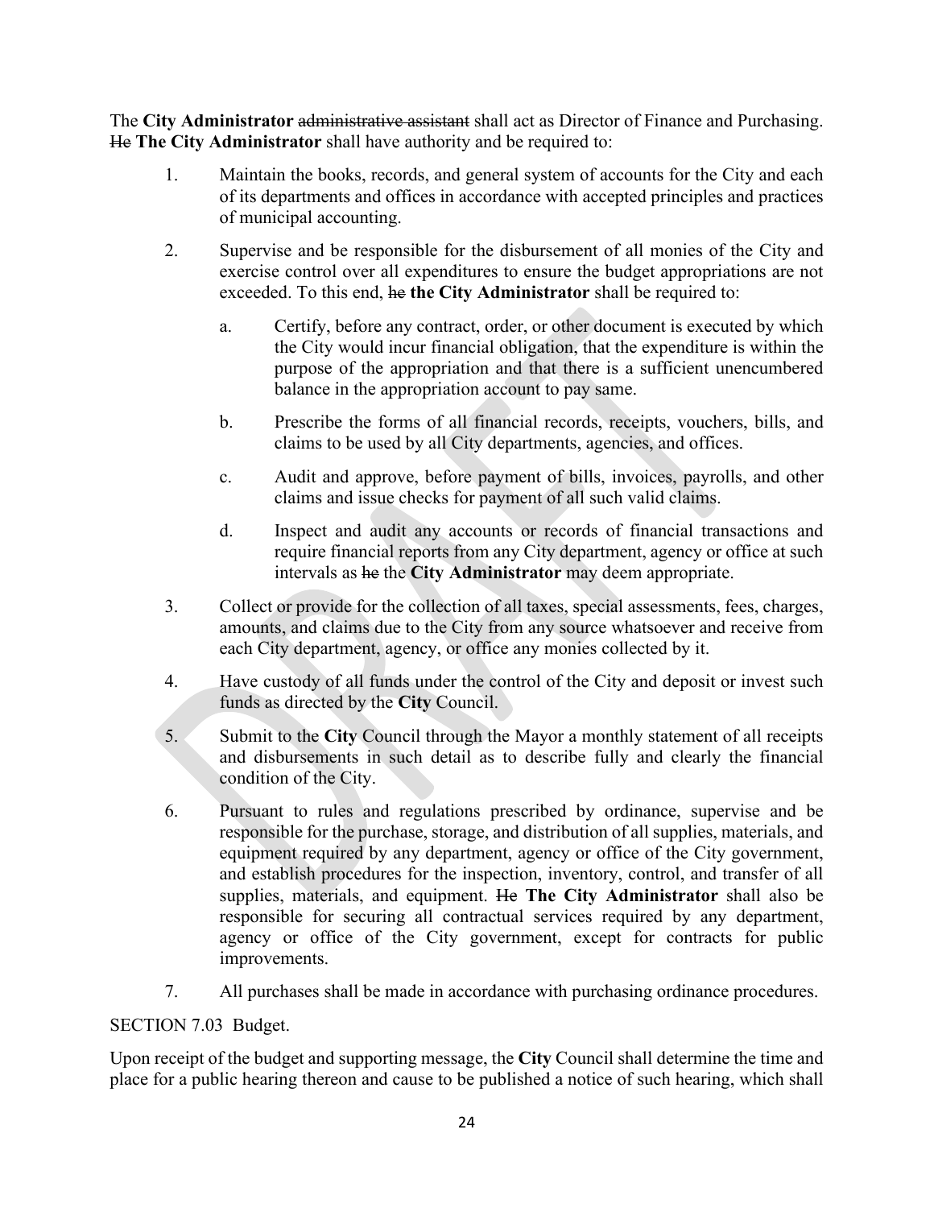The **City Administrator** ~~administrative assistant~~ shall act as Director of Finance and Purchasing. ~~He~~ **The City Administrator** shall have authority and be required to:

1. Maintain the books, records, and general system of accounts for the City and each of its departments and offices in accordance with accepted principles and practices of municipal accounting.

2. Supervise and be responsible for the disbursement of all monies of the City and exercise control over all expenditures to ensure the budget appropriations are not exceeded. To this end, ~~he~~ **the City Administrator** shall be required to:

   a. Certify, before any contract, order, or other document is executed by which the City would incur financial obligation, that the expenditure is within the purpose of the appropriation and that there is a sufficient unencumbered balance in the appropriation account to pay same.

   b. Prescribe the forms of all financial records, receipts, vouchers, bills, and claims to be used by all City departments, agencies, and offices.

   c. Audit and approve, before payment of bills, invoices, payrolls, and other claims and issue checks for payment of all such valid claims.

   d. Inspect and audit any accounts or records of financial transactions and require financial reports from any City department, agency or office at such intervals as ~~he~~ the **City Administrator** may deem appropriate.

3. Collect or provide for the collection of all taxes, special assessments, fees, charges, amounts, and claims due to the City from any source whatsoever and receive from each City department, agency, or office any monies collected by it.

4. Have custody of all funds under the control of the City and deposit or invest such funds as directed by the **City** Council.

5. Submit to the **City** Council through the Mayor a monthly statement of all receipts and disbursements in such detail as to describe fully and clearly the financial condition of the City.

6. Pursuant to rules and regulations prescribed by ordinance, supervise and be responsible for the purchase, storage, and distribution of all supplies, materials, and equipment required by any department, agency or office of the City government, and establish procedures for the inspection, inventory, control, and transfer of all supplies, materials, and equipment. ~~He~~ **The City Administrator** shall also be responsible for securing all contractual services required by any department, agency or office of the City government, except for contracts for public improvements.

7. All purchases shall be made in accordance with purchasing ordinance procedures.

SECTION 7.03 Budget.

Upon receipt of the budget and supporting message, the **City** Council shall determine the time and place for a public hearing thereon and cause to be published a notice of such hearing, which shall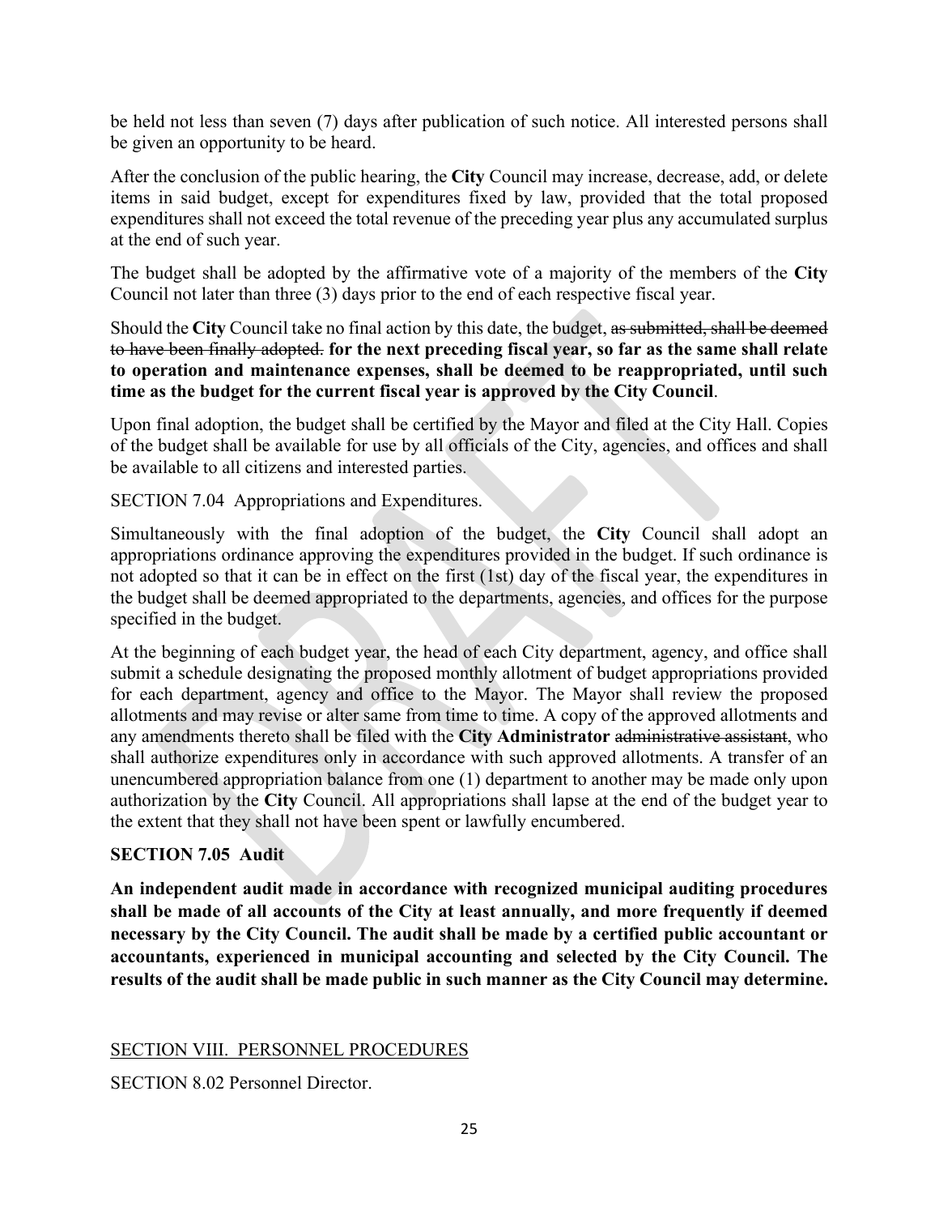be held not less than seven (7) days after publication of such notice. All interested persons shall be given an opportunity to be heard.

After the conclusion of the public hearing, the **City** Council may increase, decrease, add, or delete items in said budget, except for expenditures fixed by law, provided that the total proposed expenditures shall not exceed the total revenue of the preceding year plus any accumulated surplus at the end of such year.

The budget shall be adopted by the affirmative vote of a majority of the members of the **City** Council not later than three (3) days prior to the end of each respective fiscal year.

Should the **City** Council take no final action by this date, the budget, ~~as submitted, shall be deemed to have been finally adopted.~~ **for the next preceding fiscal year, so far as the same shall relate to operation and maintenance expenses, shall be deemed to be reappropriated, until such time as the budget for the current fiscal year is approved by the City Council**.

Upon final adoption, the budget shall be certified by the Mayor and filed at the City Hall. Copies of the budget shall be available for use by all officials of the City, agencies, and offices and shall be available to all citizens and interested parties.

SECTION 7.04 Appropriations and Expenditures.

Simultaneously with the final adoption of the budget, the **City** Council shall adopt an appropriations ordinance approving the expenditures provided in the budget. If such ordinance is not adopted so that it can be in effect on the first (1st) day of the fiscal year, the expenditures in the budget shall be deemed appropriated to the departments, agencies, and offices for the purpose specified in the budget.

At the beginning of each budget year, the head of each City department, agency, and office shall submit a schedule designating the proposed monthly allotment of budget appropriations provided for each department, agency and office to the Mayor. The Mayor shall review the proposed allotments and may revise or alter same from time to time. A copy of the approved allotments and any amendments thereto shall be filed with the **City Administrator** ~~administrative assistant~~, who shall authorize expenditures only in accordance with such approved allotments. A transfer of an unencumbered appropriation balance from one (1) department to another may be made only upon authorization by the **City** Council. All appropriations shall lapse at the end of the budget year to the extent that they shall not have been spent or lawfully encumbered.

**SECTION 7.05 Audit**

**An independent audit made in accordance with recognized municipal auditing procedures shall be made of all accounts of the City at least annually, and more frequently if deemed necessary by the City Council. The audit shall be made by a certified public accountant or accountants, experienced in municipal accounting and selected by the City Council. The results of the audit shall be made public in such manner as the City Council may determine.**

<u>SECTION VIII. PERSONNEL PROCEDURES</u>

SECTION 8.02 Personnel Director.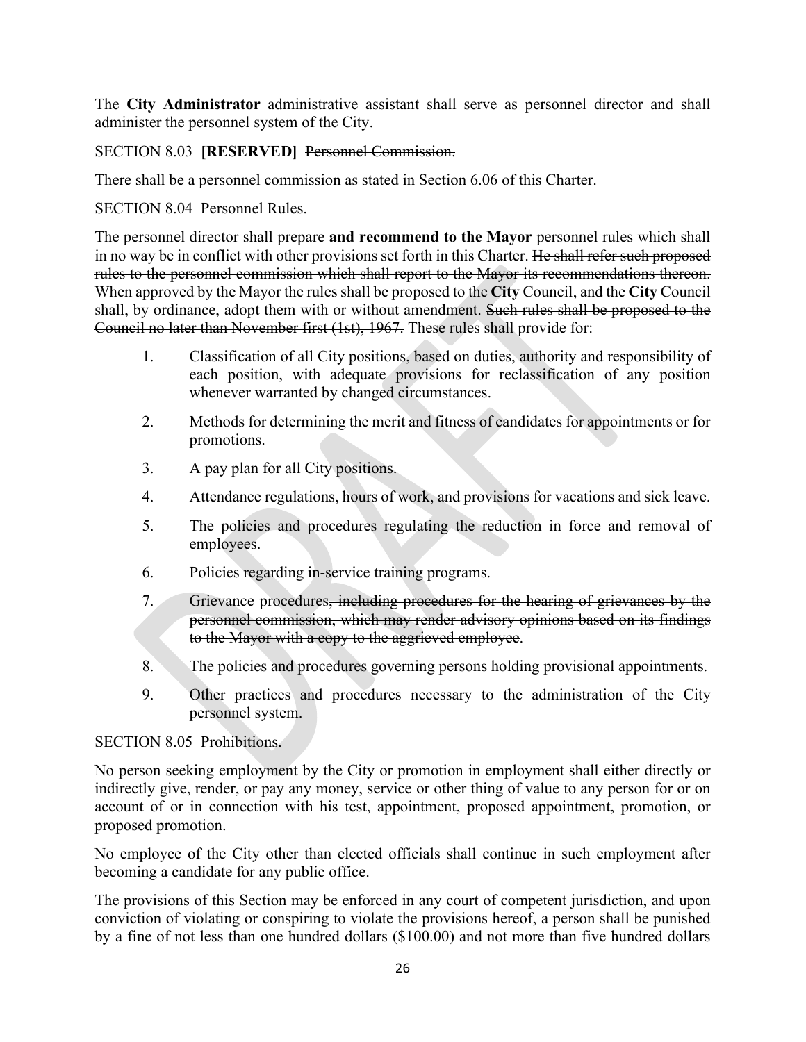The **City Administrator** ~~administrative assistant~~ shall serve as personnel director and shall administer the personnel system of the City.

SECTION 8.03 **[RESERVED]** ~~Personnel Commission.~~

~~There shall be a personnel commission as stated in Section 6.06 of this Charter.~~

SECTION 8.04 Personnel Rules.

The personnel director shall prepare **and recommend to the Mayor** personnel rules which shall in no way be in conflict with other provisions set forth in this Charter. ~~He shall refer such proposed rules to the personnel commission which shall report to the Mayor its recommendations thereon.~~ When approved by the Mayor the rules shall be proposed to the **City** Council, and the **City** Council shall, by ordinance, adopt them with or without amendment. ~~Such rules shall be proposed to the Council no later than November first (1st), 1967.~~ These rules shall provide for:

1. Classification of all City positions, based on duties, authority and responsibility of each position, with adequate provisions for reclassification of any position whenever warranted by changed circumstances.
2. Methods for determining the merit and fitness of candidates for appointments or for promotions.
3. A pay plan for all City positions.
4. Attendance regulations, hours of work, and provisions for vacations and sick leave.
5. The policies and procedures regulating the reduction in force and removal of employees.
6. Policies regarding in-service training programs.
7. Grievance procedures~~, including procedures for the hearing of grievances by the personnel commission, which may render advisory opinions based on its findings to the Mayor with a copy to the aggrieved employee~~.
8. The policies and procedures governing persons holding provisional appointments.
9. Other practices and procedures necessary to the administration of the City personnel system.

SECTION 8.05 Prohibitions.

No person seeking employment by the City or promotion in employment shall either directly or indirectly give, render, or pay any money, service or other thing of value to any person for or on account of or in connection with his test, appointment, proposed appointment, promotion, or proposed promotion.

No employee of the City other than elected officials shall continue in such employment after becoming a candidate for any public office.

~~The provisions of this Section may be enforced in any court of competent jurisdiction, and upon conviction of violating or conspiring to violate the provisions hereof, a person shall be punished by a fine of not less than one hundred dollars ($100.00) and not more than five hundred dollars~~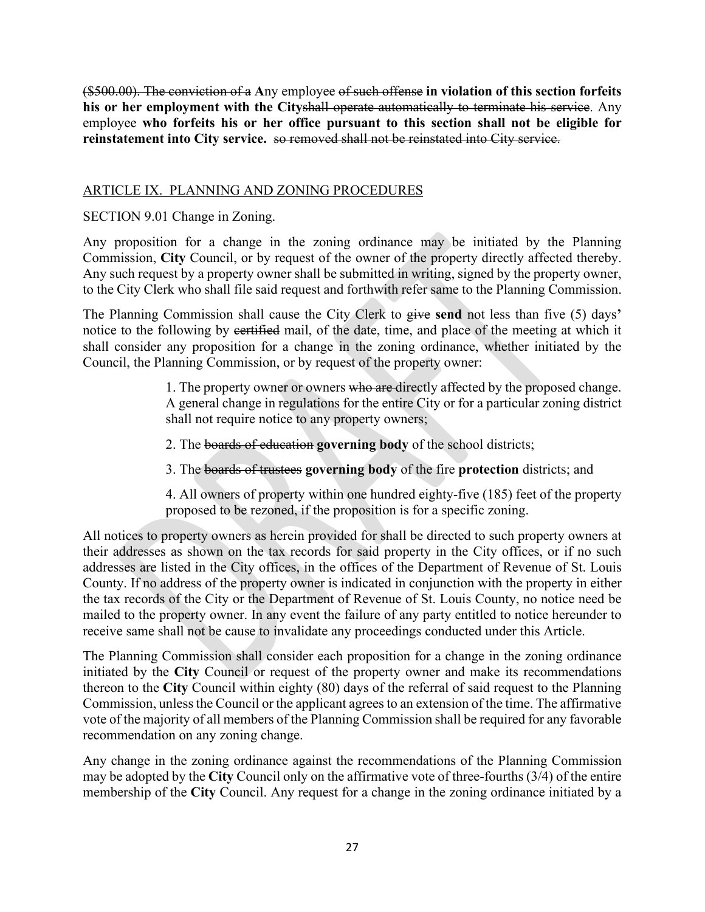~~($500.00). The conviction of a~~ **A**ny employee ~~of such offense~~ **in violation of this section forfeits his or her employment with the City**~~shall operate automatically to terminate his service~~. Any employee **who forfeits his or her office pursuant to this section shall not be eligible for reinstatement into City service.** ~~so removed shall not be reinstated into City service.~~

## ARTICLE IX. PLANNING AND ZONING PROCEDURES

SECTION 9.01 Change in Zoning.

Any proposition for a change in the zoning ordinance may be initiated by the Planning Commission, **City** Council, or by request of the owner of the property directly affected thereby. Any such request by a property owner shall be submitted in writing, signed by the property owner, to the City Clerk who shall file said request and forthwith refer same to the Planning Commission.

The Planning Commission shall cause the City Clerk to ~~give~~ **send** not less than five (5) days**'** notice to the following by ~~certified~~ mail, of the date, time, and place of the meeting at which it shall consider any proposition for a change in the zoning ordinance, whether initiated by the Council, the Planning Commission, or by request of the property owner:

> 1. The property owner or owners ~~who are~~ directly affected by the proposed change. A general change in regulations for the entire City or for a particular zoning district shall not require notice to any property owners;
>
> 2. The ~~boards of education~~ **governing body** of the school districts;
>
> 3. The ~~boards of trustees~~ **governing body** of the fire **protection** districts; and
>
> 4. All owners of property within one hundred eighty-five (185) feet of the property proposed to be rezoned, if the proposition is for a specific zoning.

All notices to property owners as herein provided for shall be directed to such property owners at their addresses as shown on the tax records for said property in the City offices, or if no such addresses are listed in the City offices, in the offices of the Department of Revenue of St. Louis County. If no address of the property owner is indicated in conjunction with the property in either the tax records of the City or the Department of Revenue of St. Louis County, no notice need be mailed to the property owner. In any event the failure of any party entitled to notice hereunder to receive same shall not be cause to invalidate any proceedings conducted under this Article.

The Planning Commission shall consider each proposition for a change in the zoning ordinance initiated by the **City** Council or request of the property owner and make its recommendations thereon to the **City** Council within eighty (80) days of the referral of said request to the Planning Commission, unless the Council or the applicant agrees to an extension of the time. The affirmative vote of the majority of all members of the Planning Commission shall be required for any favorable recommendation on any zoning change.

Any change in the zoning ordinance against the recommendations of the Planning Commission may be adopted by the **City** Council only on the affirmative vote of three-fourths (3/4) of the entire membership of the **City** Council. Any request for a change in the zoning ordinance initiated by a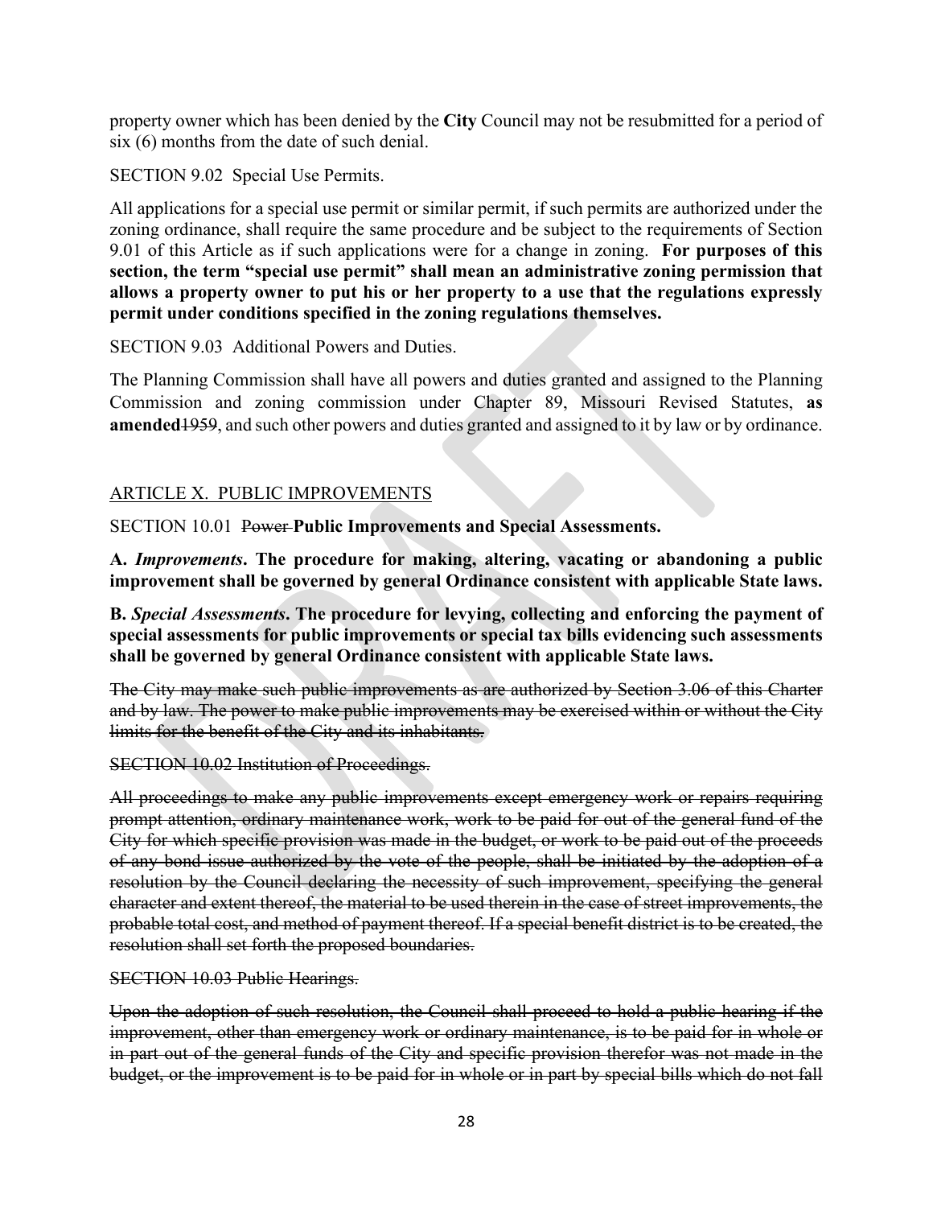property owner which has been denied by the **City** Council may not be resubmitted for a period of six (6) months from the date of such denial.

SECTION 9.02 Special Use Permits.

All applications for a special use permit or similar permit, if such permits are authorized under the zoning ordinance, shall require the same procedure and be subject to the requirements of Section 9.01 of this Article as if such applications were for a change in zoning. **For purposes of this section, the term "special use permit" shall mean an administrative zoning permission that allows a property owner to put his or her property to a use that the regulations expressly permit under conditions specified in the zoning regulations themselves.**

SECTION 9.03 Additional Powers and Duties.

The Planning Commission shall have all powers and duties granted and assigned to the Planning Commission and zoning commission under Chapter 89, Missouri Revised Statutes, **as amended**~~1959~~, and such other powers and duties granted and assigned to it by law or by ordinance.

ARTICLE X. PUBLIC IMPROVEMENTS

SECTION 10.01 ~~Power~~ **Public Improvements and Special Assessments.**

**A.** ***Improvements*****. The procedure for making, altering, vacating or abandoning a public improvement shall be governed by general Ordinance consistent with applicable State laws.**

**B.** ***Special Assessments*****. The procedure for levying, collecting and enforcing the payment of special assessments for public improvements or special tax bills evidencing such assessments shall be governed by general Ordinance consistent with applicable State laws.**

~~The City may make such public improvements as are authorized by Section 3.06 of this Charter and by law. The power to make public improvements may be exercised within or without the City limits for the benefit of the City and its inhabitants.~~

~~SECTION 10.02 Institution of Proceedings.~~

~~All proceedings to make any public improvements except emergency work or repairs requiring prompt attention, ordinary maintenance work, work to be paid for out of the general fund of the City for which specific provision was made in the budget, or work to be paid out of the proceeds of any bond issue authorized by the vote of the people, shall be initiated by the adoption of a resolution by the Council declaring the necessity of such improvement, specifying the general character and extent thereof, the material to be used therein in the case of street improvements, the probable total cost, and method of payment thereof. If a special benefit district is to be created, the resolution shall set forth the proposed boundaries.~~

~~SECTION 10.03 Public Hearings.~~

~~Upon the adoption of such resolution, the Council shall proceed to hold a public hearing if the improvement, other than emergency work or ordinary maintenance, is to be paid for in whole or in part out of the general funds of the City and specific provision therefor was not made in the budget, or the improvement is to be paid for in whole or in part by special bills which do not fall~~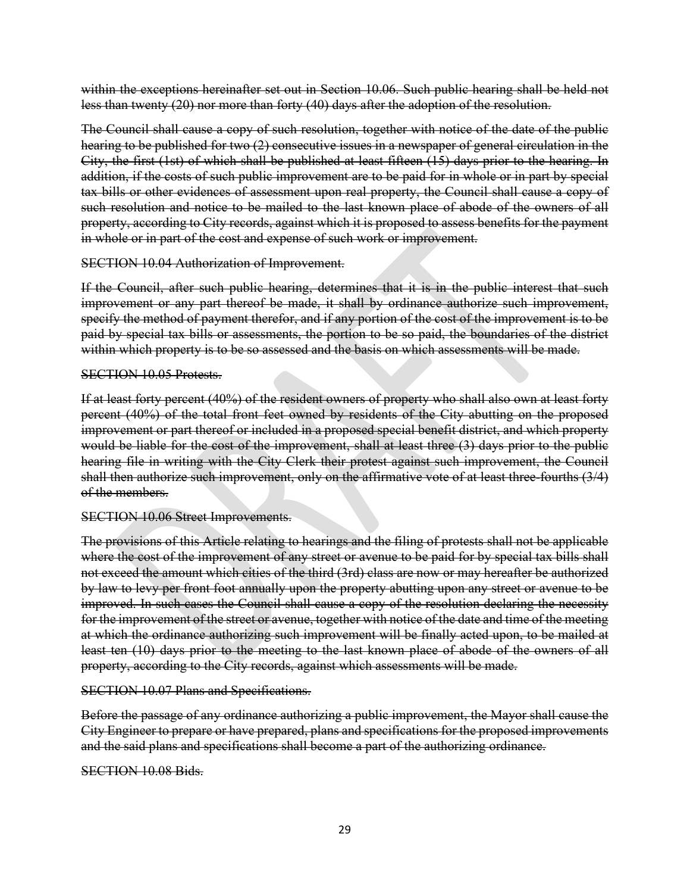~~within the exceptions hereinafter set out in Section 10.06. Such public hearing shall be held not less than twenty (20) nor more than forty (40) days after the adoption of the resolution.~~

~~The Council shall cause a copy of such resolution, together with notice of the date of the public hearing to be published for two (2) consecutive issues in a newspaper of general circulation in the City, the first (1st) of which shall be published at least fifteen (15) days prior to the hearing. In addition, if the costs of such public improvement are to be paid for in whole or in part by special tax bills or other evidences of assessment upon real property, the Council shall cause a copy of such resolution and notice to be mailed to the last known place of abode of the owners of all property, according to City records, against which it is proposed to assess benefits for the payment in whole or in part of the cost and expense of such work or improvement.~~

~~SECTION 10.04 Authorization of Improvement.~~

~~If the Council, after such public hearing, determines that it is in the public interest that such improvement or any part thereof be made, it shall by ordinance authorize such improvement, specify the method of payment therefor, and if any portion of the cost of the improvement is to be paid by special tax bills or assessments, the portion to be so paid, the boundaries of the district within which property is to be so assessed and the basis on which assessments will be made.~~

~~SECTION 10.05 Protests.~~

~~If at least forty percent (40%) of the resident owners of property who shall also own at least forty percent (40%) of the total front feet owned by residents of the City abutting on the proposed improvement or part thereof or included in a proposed special benefit district, and which property would be liable for the cost of the improvement, shall at least three (3) days prior to the public hearing file in writing with the City Clerk their protest against such improvement, the Council shall then authorize such improvement, only on the affirmative vote of at least three-fourths (3/4) of the members.~~

~~SECTION 10.06 Street Improvements.~~

~~The provisions of this Article relating to hearings and the filing of protests shall not be applicable where the cost of the improvement of any street or avenue to be paid for by special tax bills shall not exceed the amount which cities of the third (3rd) class are now or may hereafter be authorized by law to levy per front foot annually upon the property abutting upon any street or avenue to be improved. In such cases the Council shall cause a copy of the resolution declaring the necessity for the improvement of the street or avenue, together with notice of the date and time of the meeting at which the ordinance authorizing such improvement will be finally acted upon, to be mailed at least ten (10) days prior to the meeting to the last known place of abode of the owners of all property, according to the City records, against which assessments will be made.~~

~~SECTION 10.07 Plans and Specifications.~~

~~Before the passage of any ordinance authorizing a public improvement, the Mayor shall cause the City Engineer to prepare or have prepared, plans and specifications for the proposed improvements and the said plans and specifications shall become a part of the authorizing ordinance.~~

~~SECTION 10.08 Bids.~~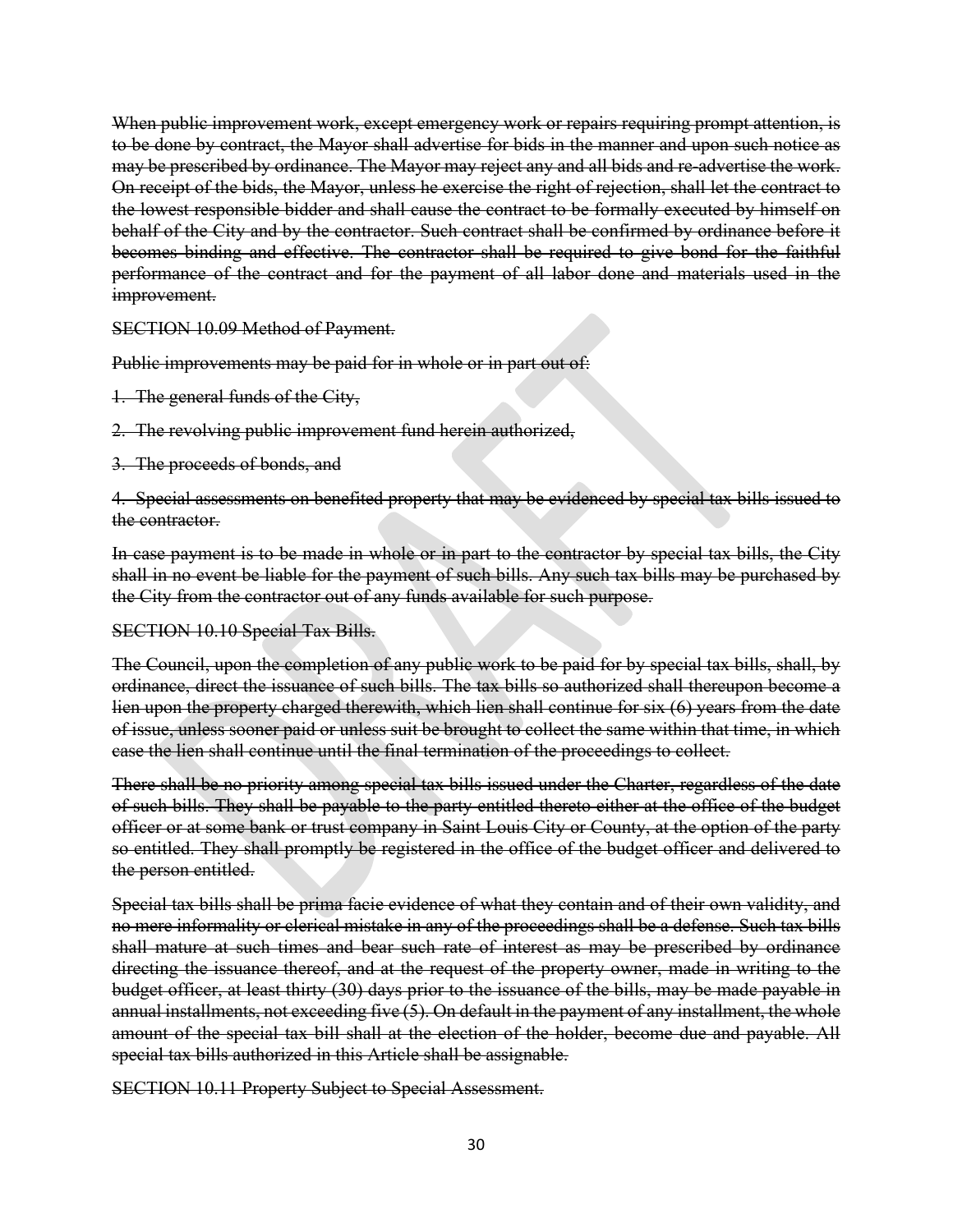~~When public improvement work, except emergency work or repairs requiring prompt attention, is to be done by contract, the Mayor shall advertise for bids in the manner and upon such notice as may be prescribed by ordinance. The Mayor may reject any and all bids and re-advertise the work. On receipt of the bids, the Mayor, unless he exercise the right of rejection, shall let the contract to the lowest responsible bidder and shall cause the contract to be formally executed by himself on behalf of the City and by the contractor. Such contract shall be confirmed by ordinance before it becomes binding and effective. The contractor shall be required to give bond for the faithful performance of the contract and for the payment of all labor done and materials used in the improvement.~~

~~SECTION 10.09 Method of Payment.~~

~~Public improvements may be paid for in whole or in part out of:~~

~~1. The general funds of the City,~~

~~2. The revolving public improvement fund herein authorized,~~

~~3. The proceeds of bonds, and~~

~~4. Special assessments on benefited property that may be evidenced by special tax bills issued to the contractor.~~

~~In case payment is to be made in whole or in part to the contractor by special tax bills, the City shall in no event be liable for the payment of such bills. Any such tax bills may be purchased by the City from the contractor out of any funds available for such purpose.~~

~~SECTION 10.10 Special Tax Bills.~~

~~The Council, upon the completion of any public work to be paid for by special tax bills, shall, by ordinance, direct the issuance of such bills. The tax bills so authorized shall thereupon become a lien upon the property charged therewith, which lien shall continue for six (6) years from the date of issue, unless sooner paid or unless suit be brought to collect the same within that time, in which case the lien shall continue until the final termination of the proceedings to collect.~~

~~There shall be no priority among special tax bills issued under the Charter, regardless of the date of such bills. They shall be payable to the party entitled thereto either at the office of the budget officer or at some bank or trust company in Saint Louis City or County, at the option of the party so entitled. They shall promptly be registered in the office of the budget officer and delivered to the person entitled.~~

~~Special tax bills shall be prima facie evidence of what they contain and of their own validity, and no mere informality or clerical mistake in any of the proceedings shall be a defense. Such tax bills shall mature at such times and bear such rate of interest as may be prescribed by ordinance directing the issuance thereof, and at the request of the property owner, made in writing to the budget officer, at least thirty (30) days prior to the issuance of the bills, may be made payable in annual installments, not exceeding five (5). On default in the payment of any installment, the whole amount of the special tax bill shall at the election of the holder, become due and payable. All special tax bills authorized in this Article shall be assignable.~~

~~SECTION 10.11 Property Subject to Special Assessment.~~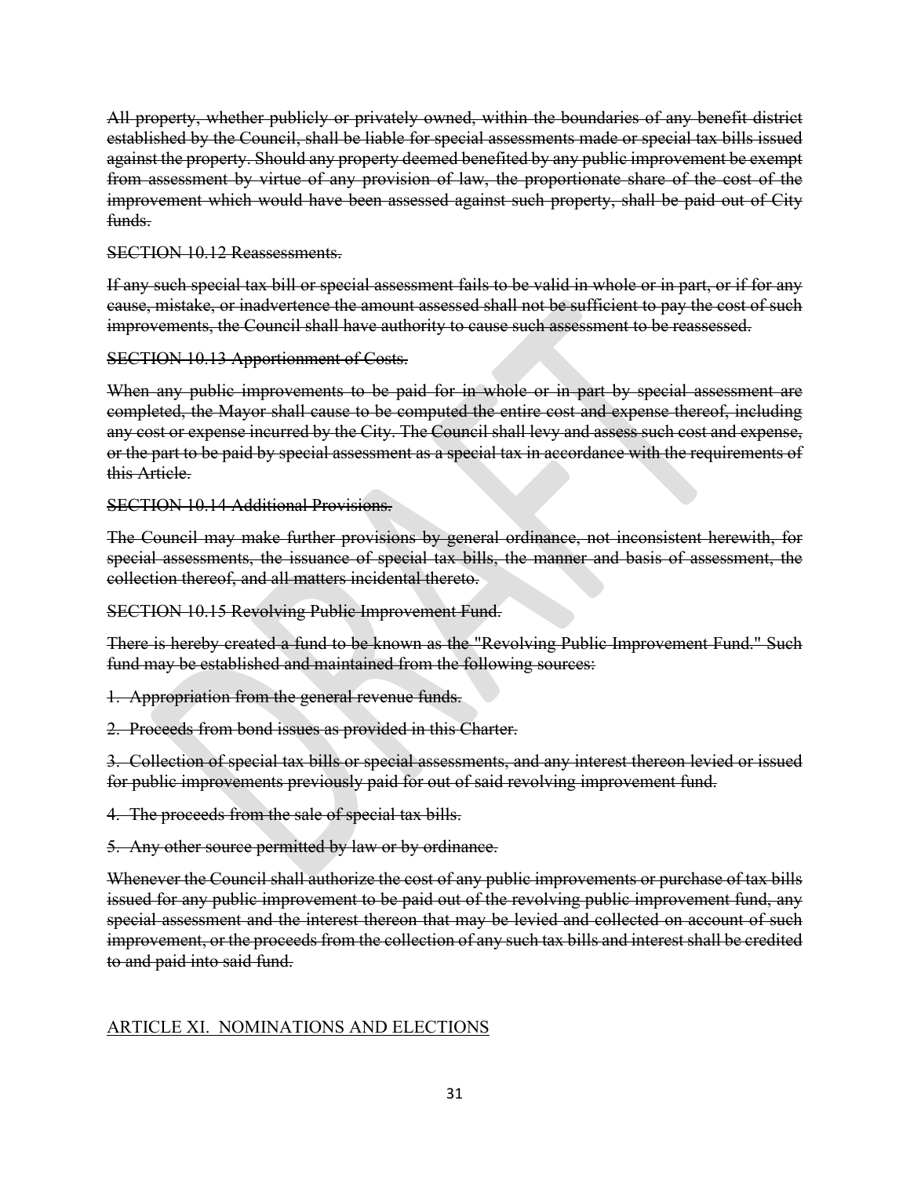~~All property, whether publicly or privately owned, within the boundaries of any benefit district established by the Council, shall be liable for special assessments made or special tax bills issued against the property. Should any property deemed benefited by any public improvement be exempt from assessment by virtue of any provision of law, the proportionate share of the cost of the improvement which would have been assessed against such property, shall be paid out of City funds.~~

~~SECTION 10.12 Reassessments.~~

~~If any such special tax bill or special assessment fails to be valid in whole or in part, or if for any cause, mistake, or inadvertence the amount assessed shall not be sufficient to pay the cost of such improvements, the Council shall have authority to cause such assessment to be reassessed.~~

~~SECTION 10.13 Apportionment of Costs.~~

~~When any public improvements to be paid for in whole or in part by special assessment are completed, the Mayor shall cause to be computed the entire cost and expense thereof, including any cost or expense incurred by the City. The Council shall levy and assess such cost and expense, or the part to be paid by special assessment as a special tax in accordance with the requirements of this Article.~~

~~SECTION 10.14 Additional Provisions.~~

~~The Council may make further provisions by general ordinance, not inconsistent herewith, for special assessments, the issuance of special tax bills, the manner and basis of assessment, the collection thereof, and all matters incidental thereto.~~

~~SECTION 10.15 Revolving Public Improvement Fund.~~

~~There is hereby created a fund to be known as the "Revolving Public Improvement Fund." Such fund may be established and maintained from the following sources:~~

~~1. Appropriation from the general revenue funds.~~

~~2. Proceeds from bond issues as provided in this Charter.~~

~~3. Collection of special tax bills or special assessments, and any interest thereon levied or issued for public improvements previously paid for out of said revolving improvement fund.~~

~~4. The proceeds from the sale of special tax bills.~~

~~5. Any other source permitted by law or by ordinance.~~

~~Whenever the Council shall authorize the cost of any public improvements or purchase of tax bills issued for any public improvement to be paid out of the revolving public improvement fund, any special assessment and the interest thereon that may be levied and collected on account of such improvement, or the proceeds from the collection of any such tax bills and interest shall be credited to and paid into said fund.~~

## ARTICLE XI. NOMINATIONS AND ELECTIONS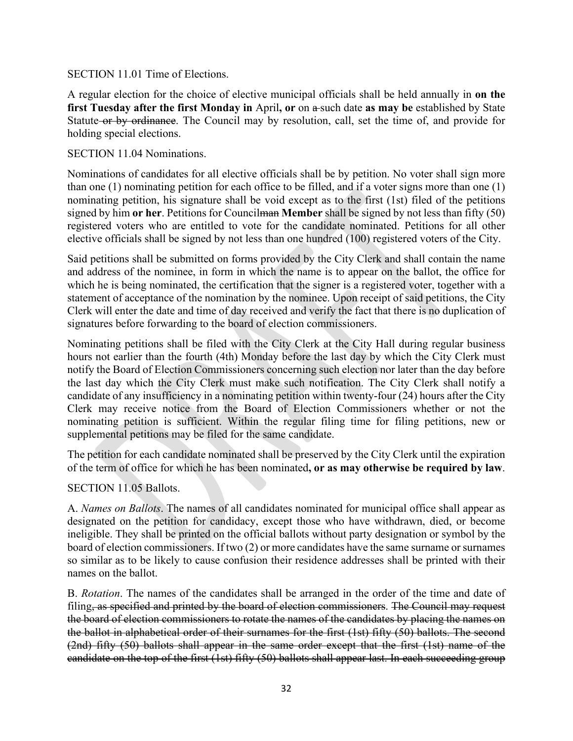SECTION 11.01 Time of Elections.

A regular election for the choice of elective municipal officials shall be held annually in **on the first Tuesday after the first Monday in** April**, or** on ~~a~~ such date **as may be** established by State Statute ~~or by ordinance~~. The Council may by resolution, call, set the time of, and provide for holding special elections.

SECTION 11.04 Nominations.

Nominations of candidates for all elective officials shall be by petition. No voter shall sign more than one (1) nominating petition for each office to be filled, and if a voter signs more than one (1) nominating petition, his signature shall be void except as to the first (1st) filed of the petitions signed by him **or her**. Petitions for Council~~man~~ **Member** shall be signed by not less than fifty (50) registered voters who are entitled to vote for the candidate nominated. Petitions for all other elective officials shall be signed by not less than one hundred (100) registered voters of the City.

Said petitions shall be submitted on forms provided by the City Clerk and shall contain the name and address of the nominee, in form in which the name is to appear on the ballot, the office for which he is being nominated, the certification that the signer is a registered voter, together with a statement of acceptance of the nomination by the nominee. Upon receipt of said petitions, the City Clerk will enter the date and time of day received and verify the fact that there is no duplication of signatures before forwarding to the board of election commissioners.

Nominating petitions shall be filed with the City Clerk at the City Hall during regular business hours not earlier than the fourth (4th) Monday before the last day by which the City Clerk must notify the Board of Election Commissioners concerning such election nor later than the day before the last day which the City Clerk must make such notification. The City Clerk shall notify a candidate of any insufficiency in a nominating petition within twenty-four (24) hours after the City Clerk may receive notice from the Board of Election Commissioners whether or not the nominating petition is sufficient. Within the regular filing time for filing petitions, new or supplemental petitions may be filed for the same candidate.

The petition for each candidate nominated shall be preserved by the City Clerk until the expiration of the term of office for which he has been nominated**, or as may otherwise be required by law**.

SECTION 11.05 Ballots.

A. *Names on Ballots*. The names of all candidates nominated for municipal office shall appear as designated on the petition for candidacy, except those who have withdrawn, died, or become ineligible. They shall be printed on the official ballots without party designation or symbol by the board of election commissioners. If two (2) or more candidates have the same surname or surnames so similar as to be likely to cause confusion their residence addresses shall be printed with their names on the ballot.

B. *Rotation*. The names of the candidates shall be arranged in the order of the time and date of filing~~, as specified and printed by the board of election commissioners. The Council may request the board of election commissioners to rotate the names of the candidates by placing the names on the ballot in alphabetical order of their surnames for the first (1st) fifty (50) ballots. The second (2nd) fifty (50) ballots shall appear in the same order except that the first (1st) name of the candidate on the top of the first (1st) fifty (50) ballots shall appear last. In each succeeding group~~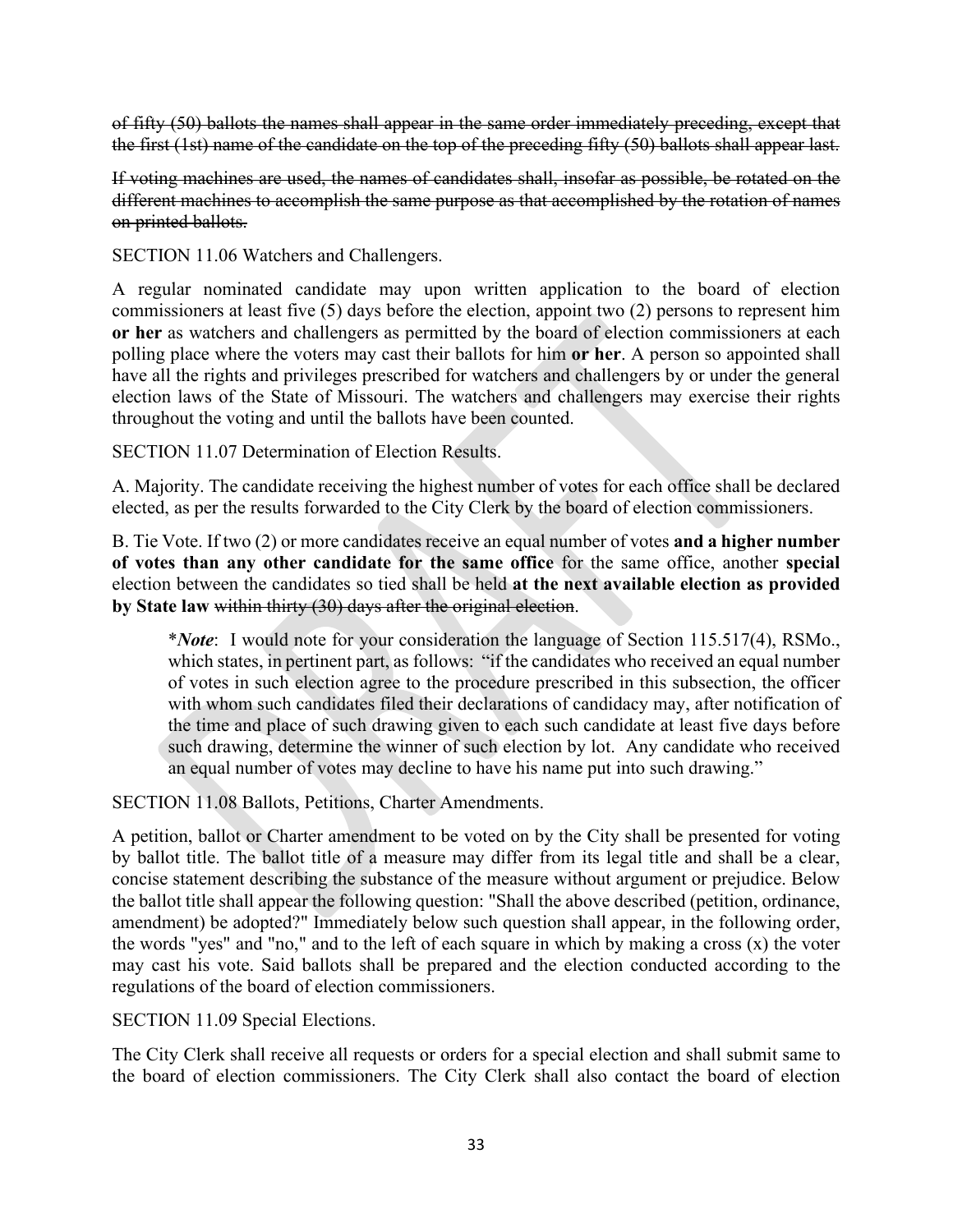~~of fifty (50) ballots the names shall appear in the same order immediately preceding, except that the first (1st) name of the candidate on the top of the preceding fifty (50) ballots shall appear last.~~

~~If voting machines are used, the names of candidates shall, insofar as possible, be rotated on the different machines to accomplish the same purpose as that accomplished by the rotation of names on printed ballots.~~

SECTION 11.06 Watchers and Challengers.

A regular nominated candidate may upon written application to the board of election commissioners at least five (5) days before the election, appoint two (2) persons to represent him **or her** as watchers and challengers as permitted by the board of election commissioners at each polling place where the voters may cast their ballots for him **or her**. A person so appointed shall have all the rights and privileges prescribed for watchers and challengers by or under the general election laws of the State of Missouri. The watchers and challengers may exercise their rights throughout the voting and until the ballots have been counted.

SECTION 11.07 Determination of Election Results.

A. Majority. The candidate receiving the highest number of votes for each office shall be declared elected, as per the results forwarded to the City Clerk by the board of election commissioners.

B. Tie Vote. If two (2) or more candidates receive an equal number of votes **and a higher number of votes than any other candidate for the same office** for the same office, another **special** election between the candidates so tied shall be held **at the next available election as provided by State law** ~~within thirty (30) days after the original election~~.

> \****Note***: I would note for your consideration the language of Section 115.517(4), RSMo., which states, in pertinent part, as follows: "if the candidates who received an equal number of votes in such election agree to the procedure prescribed in this subsection, the officer with whom such candidates filed their declarations of candidacy may, after notification of the time and place of such drawing given to each such candidate at least five days before such drawing, determine the winner of such election by lot. Any candidate who received an equal number of votes may decline to have his name put into such drawing."

SECTION 11.08 Ballots, Petitions, Charter Amendments.

A petition, ballot or Charter amendment to be voted on by the City shall be presented for voting by ballot title. The ballot title of a measure may differ from its legal title and shall be a clear, concise statement describing the substance of the measure without argument or prejudice. Below the ballot title shall appear the following question: "Shall the above described (petition, ordinance, amendment) be adopted?" Immediately below such question shall appear, in the following order, the words "yes" and "no," and to the left of each square in which by making a cross (x) the voter may cast his vote. Said ballots shall be prepared and the election conducted according to the regulations of the board of election commissioners.

SECTION 11.09 Special Elections.

The City Clerk shall receive all requests or orders for a special election and shall submit same to the board of election commissioners. The City Clerk shall also contact the board of election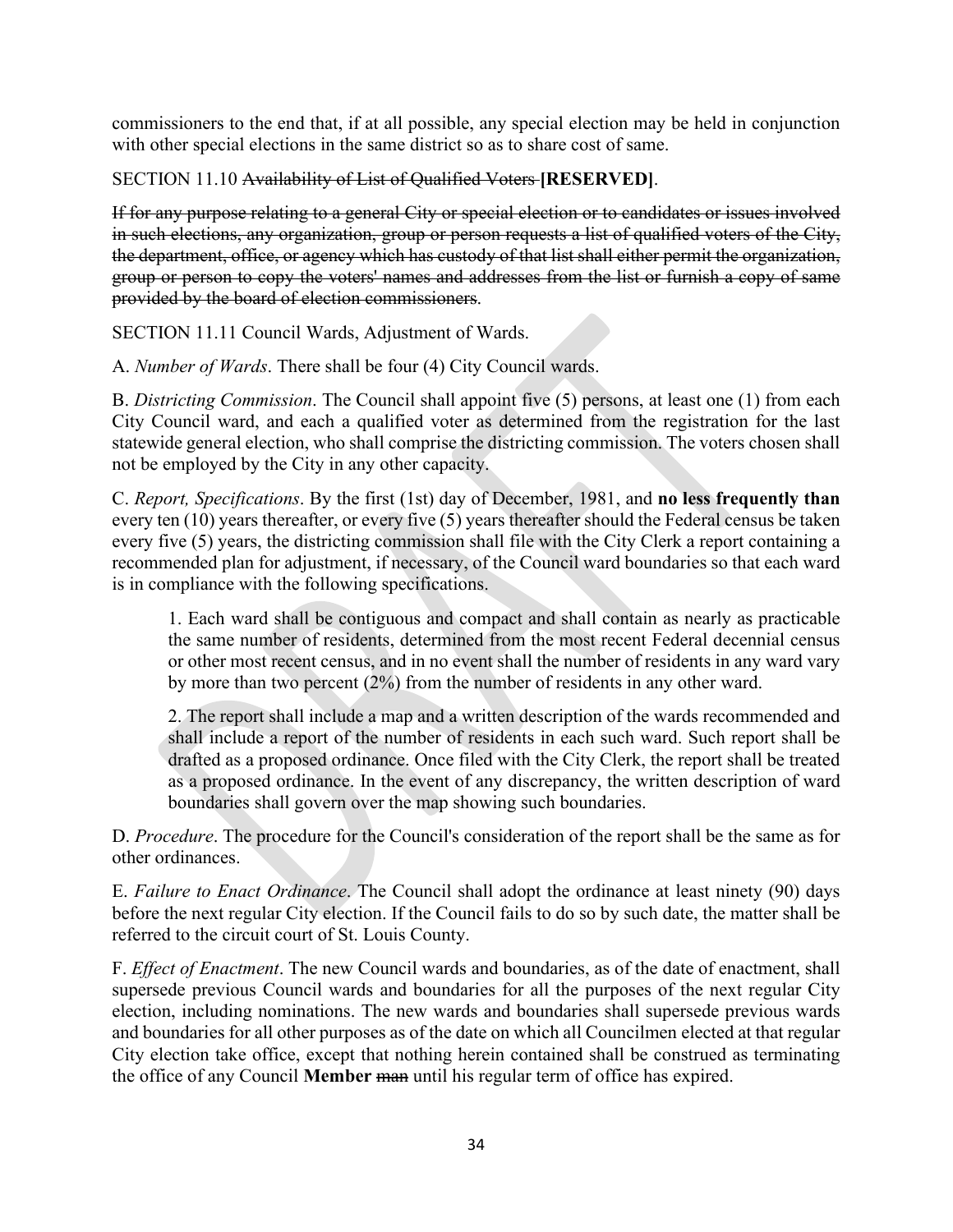commissioners to the end that, if at all possible, any special election may be held in conjunction with other special elections in the same district so as to share cost of same.

SECTION 11.10 ~~Availability of List of Qualified Voters~~ **[RESERVED]**.

~~If for any purpose relating to a general City or special election or to candidates or issues involved in such elections, any organization, group or person requests a list of qualified voters of the City, the department, office, or agency which has custody of that list shall either permit the organization, group or person to copy the voters' names and addresses from the list or furnish a copy of same provided by the board of election commissioners.~~

SECTION 11.11 Council Wards, Adjustment of Wards.

A. *Number of Wards*. There shall be four (4) City Council wards.

B. *Districting Commission*. The Council shall appoint five (5) persons, at least one (1) from each City Council ward, and each a qualified voter as determined from the registration for the last statewide general election, who shall comprise the districting commission. The voters chosen shall not be employed by the City in any other capacity.

C. *Report, Specifications*. By the first (1st) day of December, 1981, and **no less frequently than** every ten (10) years thereafter, or every five (5) years thereafter should the Federal census be taken every five (5) years, the districting commission shall file with the City Clerk a report containing a recommended plan for adjustment, if necessary, of the Council ward boundaries so that each ward is in compliance with the following specifications.

> 1. Each ward shall be contiguous and compact and shall contain as nearly as practicable the same number of residents, determined from the most recent Federal decennial census or other most recent census, and in no event shall the number of residents in any ward vary by more than two percent (2%) from the number of residents in any other ward.
>
> 2. The report shall include a map and a written description of the wards recommended and shall include a report of the number of residents in each such ward. Such report shall be drafted as a proposed ordinance. Once filed with the City Clerk, the report shall be treated as a proposed ordinance. In the event of any discrepancy, the written description of ward boundaries shall govern over the map showing such boundaries.

D. *Procedure*. The procedure for the Council's consideration of the report shall be the same as for other ordinances.

E. *Failure to Enact Ordinance*. The Council shall adopt the ordinance at least ninety (90) days before the next regular City election. If the Council fails to do so by such date, the matter shall be referred to the circuit court of St. Louis County.

F. *Effect of Enactment*. The new Council wards and boundaries, as of the date of enactment, shall supersede previous Council wards and boundaries for all the purposes of the next regular City election, including nominations. The new wards and boundaries shall supersede previous wards and boundaries for all other purposes as of the date on which all Councilmen elected at that regular City election take office, except that nothing herein contained shall be construed as terminating the office of any Council **Member** ~~man~~ until his regular term of office has expired.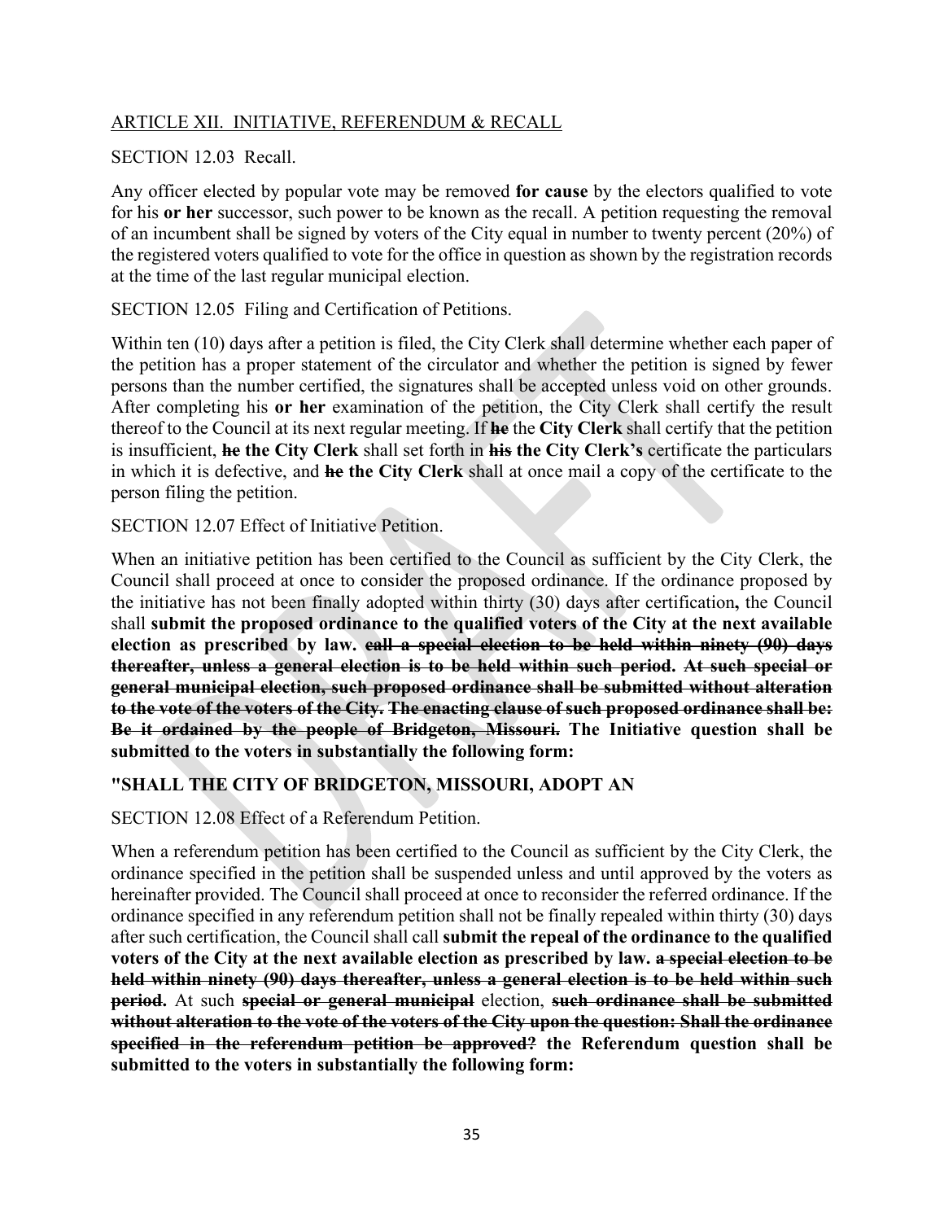ARTICLE XII. INITIATIVE, REFERENDUM & RECALL

SECTION 12.03 Recall.

Any officer elected by popular vote may be removed **for cause** by the electors qualified to vote for his **or her** successor, such power to be known as the recall. A petition requesting the removal of an incumbent shall be signed by voters of the City equal in number to twenty percent (20%) of the registered voters qualified to vote for the office in question as shown by the registration records at the time of the last regular municipal election.

SECTION 12.05 Filing and Certification of Petitions.

Within ten (10) days after a petition is filed, the City Clerk shall determine whether each paper of the petition has a proper statement of the circulator and whether the petition is signed by fewer persons than the number certified, the signatures shall be accepted unless void on other grounds. After completing his **or her** examination of the petition, the City Clerk shall certify the result thereof to the Council at its next regular meeting. If ~~he~~ the **City Clerk** shall certify that the petition is insufficient, ~~**he**~~ **the City Clerk** shall set forth in ~~**his**~~ **the City Clerk's** certificate the particulars in which it is defective, and ~~**he**~~ **the City Clerk** shall at once mail a copy of the certificate to the person filing the petition.

SECTION 12.07 Effect of Initiative Petition.

When an initiative petition has been certified to the Council as sufficient by the City Clerk, the Council shall proceed at once to consider the proposed ordinance. If the ordinance proposed by the initiative has not been finally adopted within thirty (30) days after certification**,** the Council shall **submit the proposed ordinance to the qualified voters of the City at the next available election as prescribed by law.** ~~**call a special election to be held within ninety (90) days thereafter, unless a general election is to be held within such period. At such special or general municipal election, such proposed ordinance shall be submitted without alteration to the vote of the voters of the City. The enacting clause of such proposed ordinance shall be: Be it ordained by the people of Bridgeton, Missouri.**~~ **The Initiative question shall be submitted to the voters in substantially the following form:**

**"SHALL THE CITY OF BRIDGETON, MISSOURI, ADOPT AN**

SECTION 12.08 Effect of a Referendum Petition.

When a referendum petition has been certified to the Council as sufficient by the City Clerk, the ordinance specified in the petition shall be suspended unless and until approved by the voters as hereinafter provided. The Council shall proceed at once to reconsider the referred ordinance. If the ordinance specified in any referendum petition shall not be finally repealed within thirty (30) days after such certification, the Council shall call **submit the repeal of the ordinance to the qualified voters of the City at the next available election as prescribed by law.** ~~**a special election to be held within ninety (90) days thereafter, unless a general election is to be held within such period.**~~ At such ~~**special or general municipal**~~ election, ~~**such ordinance shall be submitted without alteration to the vote of the voters of the City upon the question: Shall the ordinance specified in the referendum petition be approved?**~~ **the Referendum question shall be submitted to the voters in substantially the following form:**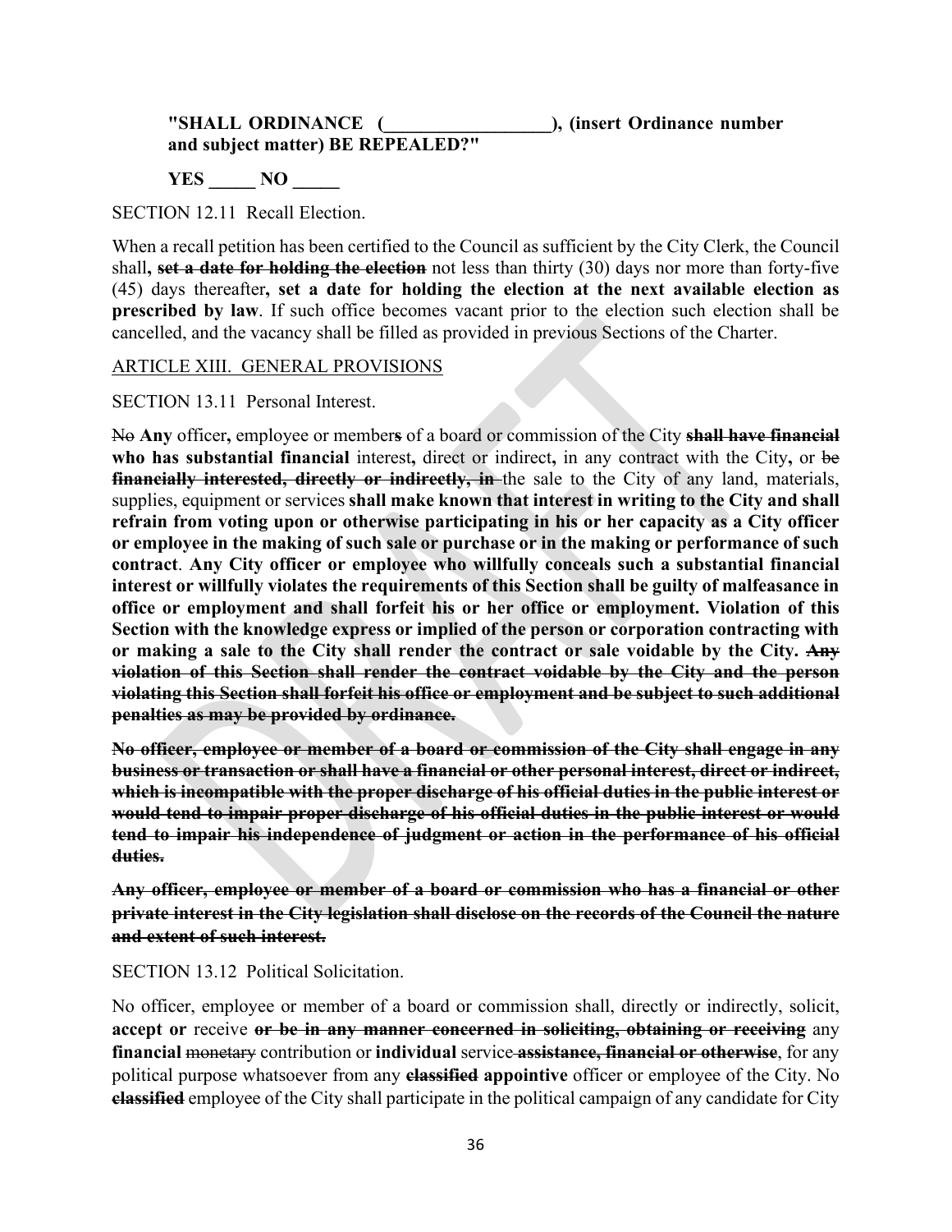**"SHALL ORDINANCE (\_\_\_\_\_\_\_\_\_\_\_\_\_\_\_\_\_\_), (insert Ordinance number and subject matter) BE REPEALED?"**

**YES \_\_\_\_\_ NO \_\_\_\_\_**

SECTION 12.11 Recall Election.

When a recall petition has been certified to the Council as sufficient by the City Clerk, the Council shall**,** ~~**set a date for holding the election**~~ not less than thirty (30) days nor more than forty-five (45) days thereafter**, set a date for holding the election at the next available election as prescribed by law**. If such office becomes vacant prior to the election such election shall be cancelled, and the vacancy shall be filled as provided in previous Sections of the Charter.

ARTICLE XIII. GENERAL PROVISIONS

SECTION 13.11 Personal Interest.

~~No~~ **Any** officer**,** employee or member**s** of a board or commission of the City ~~**shall have financial**~~ **who has substantial financial** interest**,** direct or indirect**,** in any contract with the City**,** or ~~be~~ ~~**financially interested, directly or indirectly, in**~~ the sale to the City of any land, materials, supplies, equipment or services **shall make known that interest in writing to the City and shall refrain from voting upon or otherwise participating in his or her capacity as a City officer or employee in the making of such sale or purchase or in the making or performance of such contract**. **Any City officer or employee who willfully conceals such a substantial financial interest or willfully violates the requirements of this Section shall be guilty of malfeasance in office or employment and shall forfeit his or her office or employment. Violation of this Section with the knowledge express or implied of the person or corporation contracting with or making a sale to the City shall render the contract or sale voidable by the City.** ~~**Any violation of this Section shall render the contract voidable by the City and the person violating this Section shall forfeit his office or employment and be subject to such additional penalties as may be provided by ordinance.**~~

~~**No officer, employee or member of a board or commission of the City shall engage in any business or transaction or shall have a financial or other personal interest, direct or indirect, which is incompatible with the proper discharge of his official duties in the public interest or would tend to impair proper discharge of his official duties in the public interest or would tend to impair his independence of judgment or action in the performance of his official duties.**~~

~~**Any officer, employee or member of a board or commission who has a financial or other private interest in the City legislation shall disclose on the records of the Council the nature and extent of such interest.**~~

SECTION 13.12 Political Solicitation.

No officer, employee or member of a board or commission shall, directly or indirectly, solicit, **accept or** receive ~~**or be in any manner concerned in soliciting, obtaining or receiving**~~ any **financial** ~~monetary~~ contribution or **individual** service ~~**assistance, financial or otherwise**~~, for any political purpose whatsoever from any ~~**classified**~~ **appointive** officer or employee of the City. No ~~**classified**~~ employee of the City shall participate in the political campaign of any candidate for City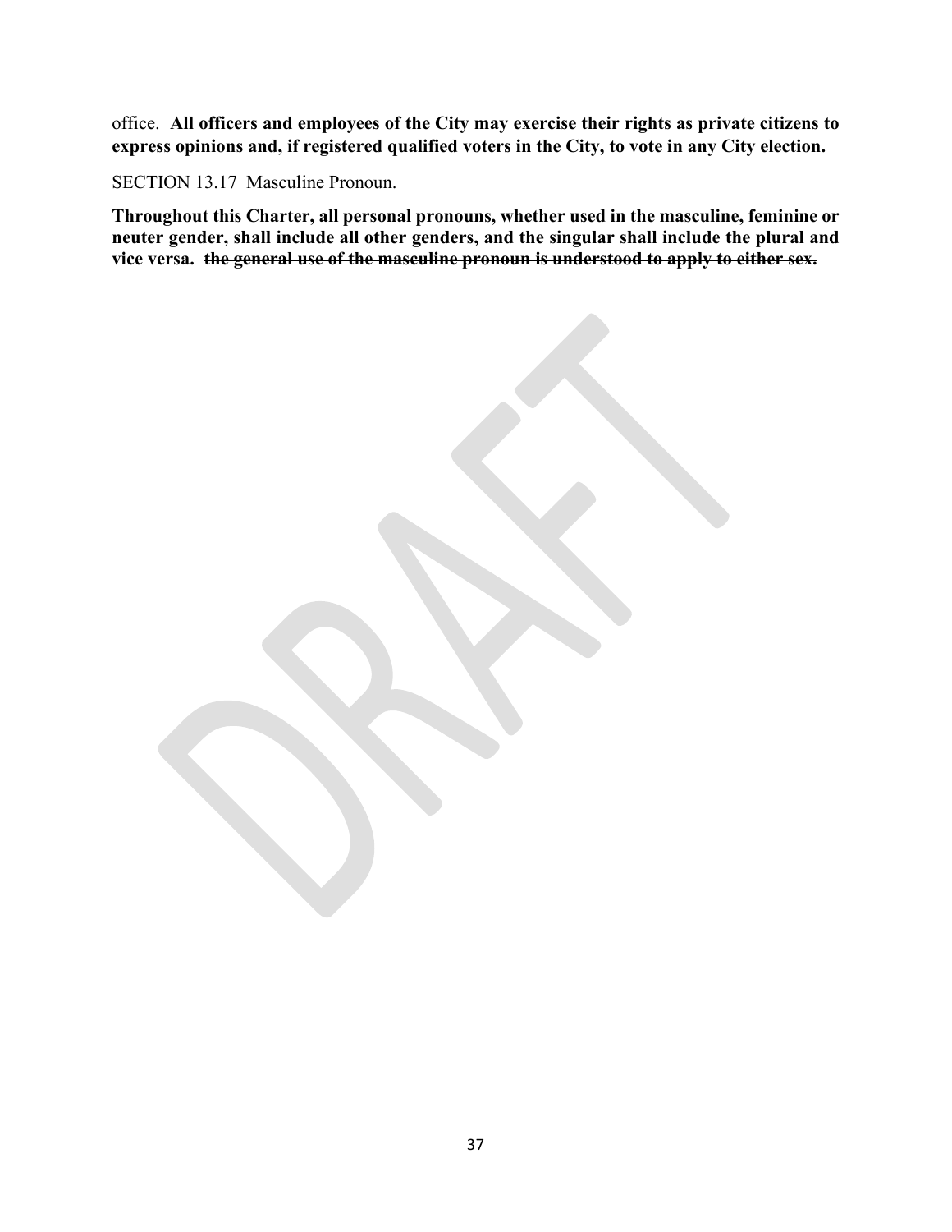office.  **All officers and employees of the City may exercise their rights as private citizens to express opinions and, if registered qualified voters in the City, to vote in any City election.**

SECTION 13.17  Masculine Pronoun.

**Throughout this Charter, all personal pronouns, whether used in the masculine, feminine or neuter gender, shall include all other genders, and the singular shall include the plural and vice versa.  ~~the general use of the masculine pronoun is understood to apply to either sex.~~**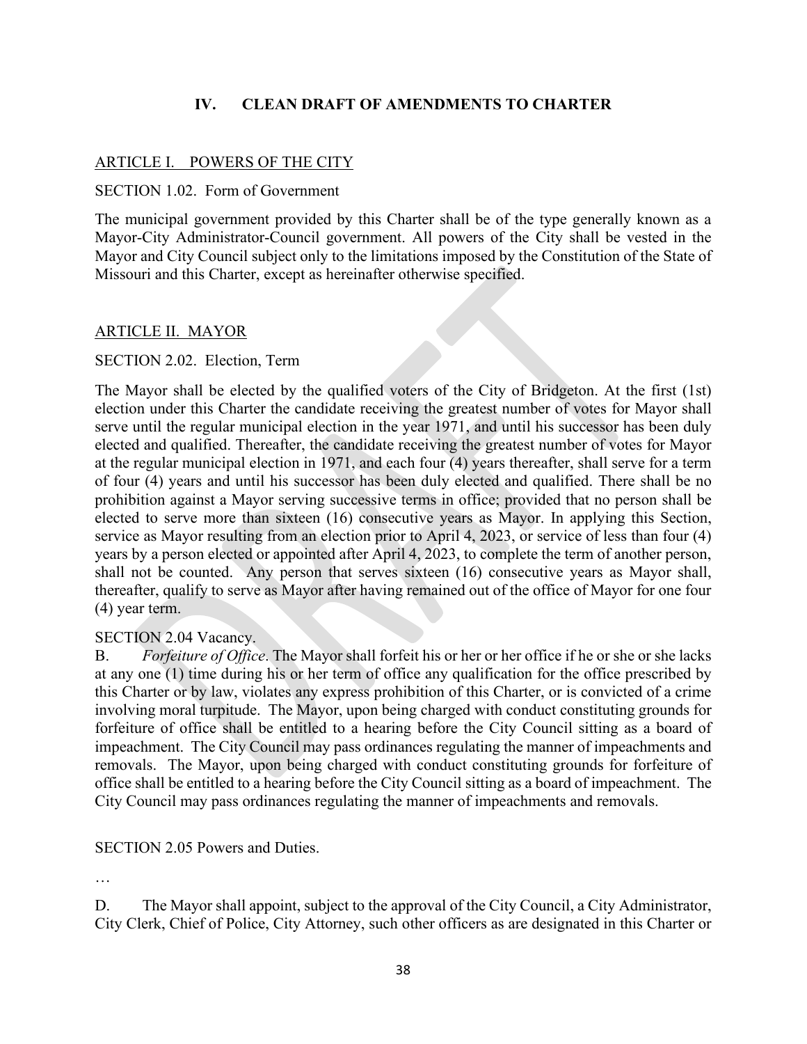## IV. CLEAN DRAFT OF AMENDMENTS TO CHARTER

ARTICLE I. POWERS OF THE CITY

SECTION 1.02. Form of Government

The municipal government provided by this Charter shall be of the type generally known as a Mayor-City Administrator-Council government. All powers of the City shall be vested in the Mayor and City Council subject only to the limitations imposed by the Constitution of the State of Missouri and this Charter, except as hereinafter otherwise specified.

ARTICLE II. MAYOR

SECTION 2.02. Election, Term

The Mayor shall be elected by the qualified voters of the City of Bridgeton. At the first (1st) election under this Charter the candidate receiving the greatest number of votes for Mayor shall serve until the regular municipal election in the year 1971, and until his successor has been duly elected and qualified. Thereafter, the candidate receiving the greatest number of votes for Mayor at the regular municipal election in 1971, and each four (4) years thereafter, shall serve for a term of four (4) years and until his successor has been duly elected and qualified. There shall be no prohibition against a Mayor serving successive terms in office; provided that no person shall be elected to serve more than sixteen (16) consecutive years as Mayor. In applying this Section, service as Mayor resulting from an election prior to April 4, 2023, or service of less than four (4) years by a person elected or appointed after April 4, 2023, to complete the term of another person, shall not be counted. Any person that serves sixteen (16) consecutive years as Mayor shall, thereafter, qualify to serve as Mayor after having remained out of the office of Mayor for one four (4) year term.

SECTION 2.04 Vacancy.

B. *Forfeiture of Office*. The Mayor shall forfeit his or her or her office if he or she or she lacks at any one (1) time during his or her term of office any qualification for the office prescribed by this Charter or by law, violates any express prohibition of this Charter, or is convicted of a crime involving moral turpitude. The Mayor, upon being charged with conduct constituting grounds for forfeiture of office shall be entitled to a hearing before the City Council sitting as a board of impeachment. The City Council may pass ordinances regulating the manner of impeachments and removals. The Mayor, upon being charged with conduct constituting grounds for forfeiture of office shall be entitled to a hearing before the City Council sitting as a board of impeachment. The City Council may pass ordinances regulating the manner of impeachments and removals.

SECTION 2.05 Powers and Duties.

…

D. The Mayor shall appoint, subject to the approval of the City Council, a City Administrator, City Clerk, Chief of Police, City Attorney, such other officers as are designated in this Charter or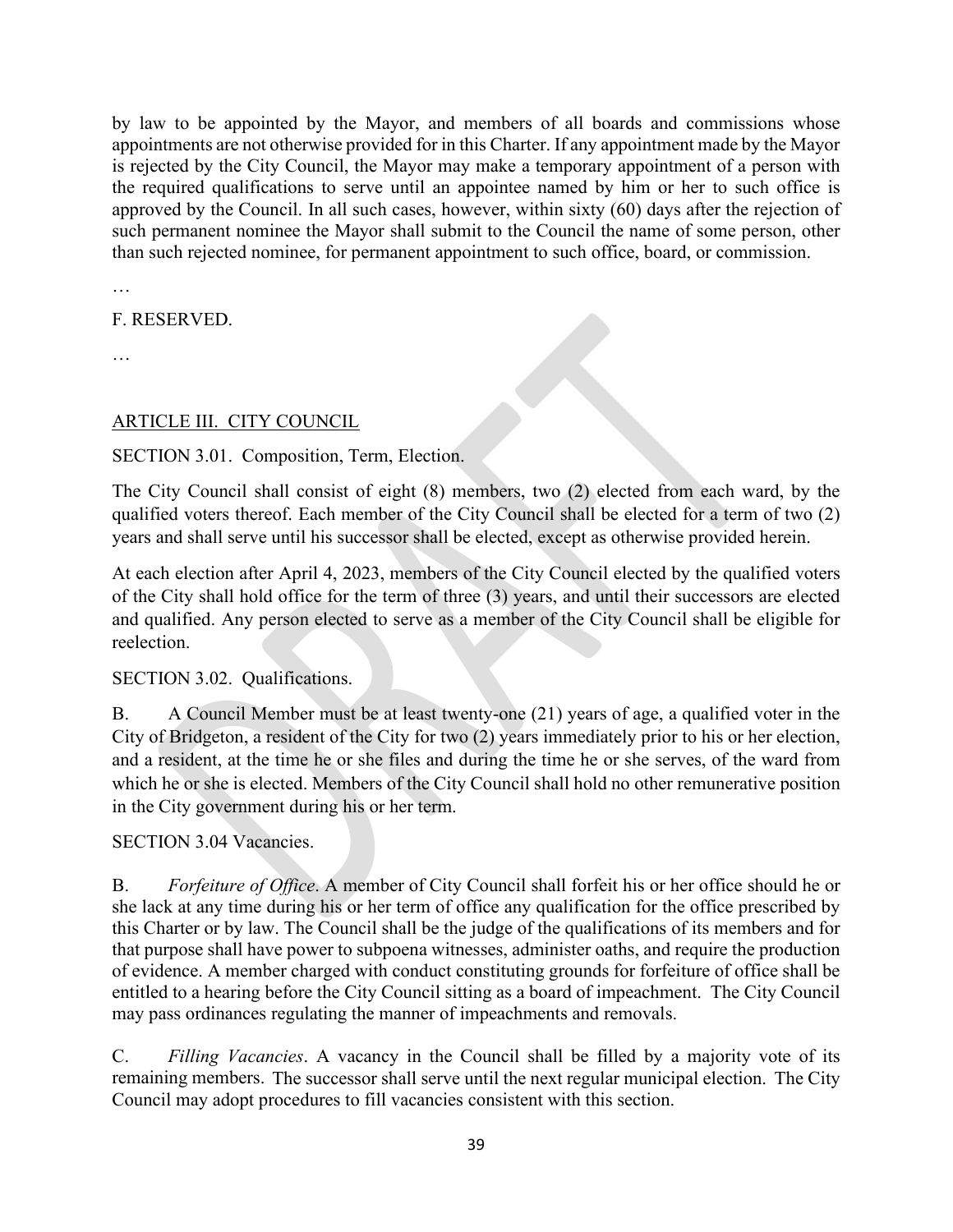by law to be appointed by the Mayor, and members of all boards and commissions whose appointments are not otherwise provided for in this Charter. If any appointment made by the Mayor is rejected by the City Council, the Mayor may make a temporary appointment of a person with the required qualifications to serve until an appointee named by him or her to such office is approved by the Council. In all such cases, however, within sixty (60) days after the rejection of such permanent nominee the Mayor shall submit to the Council the name of some person, other than such rejected nominee, for permanent appointment to such office, board, or commission.

…

F. RESERVED.

…

## ARTICLE III. CITY COUNCIL

SECTION 3.01. Composition, Term, Election.

The City Council shall consist of eight (8) members, two (2) elected from each ward, by the qualified voters thereof. Each member of the City Council shall be elected for a term of two (2) years and shall serve until his successor shall be elected, except as otherwise provided herein.

At each election after April 4, 2023, members of the City Council elected by the qualified voters of the City shall hold office for the term of three (3) years, and until their successors are elected and qualified. Any person elected to serve as a member of the City Council shall be eligible for reelection.

SECTION 3.02. Qualifications.

B. A Council Member must be at least twenty-one (21) years of age, a qualified voter in the City of Bridgeton, a resident of the City for two (2) years immediately prior to his or her election, and a resident, at the time he or she files and during the time he or she serves, of the ward from which he or she is elected. Members of the City Council shall hold no other remunerative position in the City government during his or her term.

SECTION 3.04 Vacancies.

B. *Forfeiture of Office*. A member of City Council shall forfeit his or her office should he or she lack at any time during his or her term of office any qualification for the office prescribed by this Charter or by law. The Council shall be the judge of the qualifications of its members and for that purpose shall have power to subpoena witnesses, administer oaths, and require the production of evidence. A member charged with conduct constituting grounds for forfeiture of office shall be entitled to a hearing before the City Council sitting as a board of impeachment. The City Council may pass ordinances regulating the manner of impeachments and removals.

C. *Filling Vacancies*. A vacancy in the Council shall be filled by a majority vote of its remaining members. The successor shall serve until the next regular municipal election. The City Council may adopt procedures to fill vacancies consistent with this section.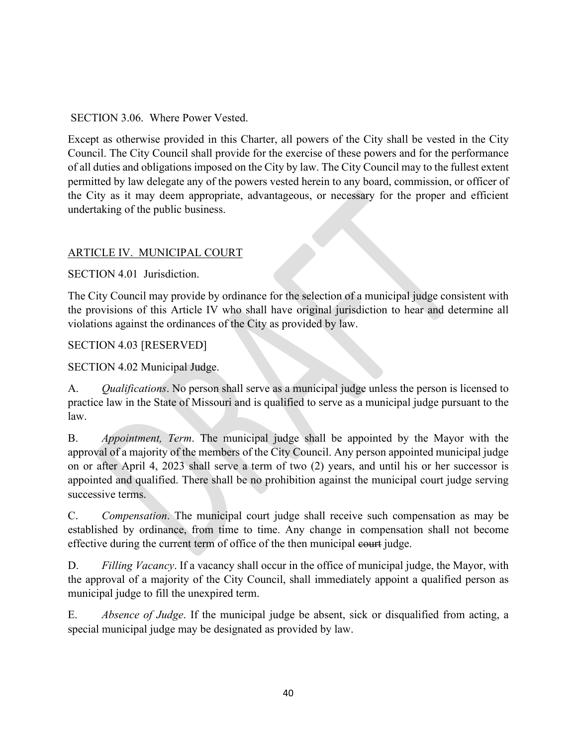SECTION 3.06. Where Power Vested.

Except as otherwise provided in this Charter, all powers of the City shall be vested in the City Council. The City Council shall provide for the exercise of these powers and for the performance of all duties and obligations imposed on the City by law. The City Council may to the fullest extent permitted by law delegate any of the powers vested herein to any board, commission, or officer of the City as it may deem appropriate, advantageous, or necessary for the proper and efficient undertaking of the public business.

## ARTICLE IV. MUNICIPAL COURT

SECTION 4.01 Jurisdiction.

The City Council may provide by ordinance for the selection of a municipal judge consistent with the provisions of this Article IV who shall have original jurisdiction to hear and determine all violations against the ordinances of the City as provided by law.

SECTION 4.03 [RESERVED]

SECTION 4.02 Municipal Judge.

A. *Qualifications*. No person shall serve as a municipal judge unless the person is licensed to practice law in the State of Missouri and is qualified to serve as a municipal judge pursuant to the law.

B. *Appointment, Term*. The municipal judge shall be appointed by the Mayor with the approval of a majority of the members of the City Council. Any person appointed municipal judge on or after April 4, 2023 shall serve a term of two (2) years, and until his or her successor is appointed and qualified. There shall be no prohibition against the municipal court judge serving successive terms.

C. *Compensation*. The municipal court judge shall receive such compensation as may be established by ordinance, from time to time. Any change in compensation shall not become effective during the current term of office of the then municipal ~~court~~ judge.

D. *Filling Vacancy*. If a vacancy shall occur in the office of municipal judge, the Mayor, with the approval of a majority of the City Council, shall immediately appoint a qualified person as municipal judge to fill the unexpired term.

E. *Absence of Judge*. If the municipal judge be absent, sick or disqualified from acting, a special municipal judge may be designated as provided by law.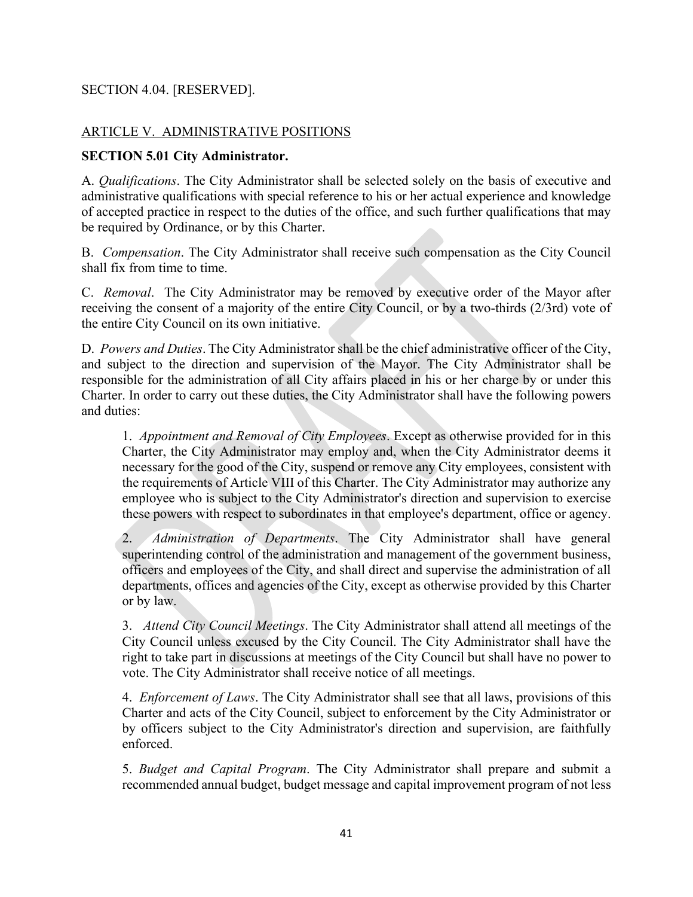SECTION 4.04. [RESERVED].

## ARTICLE V. ADMINISTRATIVE POSITIONS

### SECTION 5.01 City Administrator.

A. *Qualifications*. The City Administrator shall be selected solely on the basis of executive and administrative qualifications with special reference to his or her actual experience and knowledge of accepted practice in respect to the duties of the office, and such further qualifications that may be required by Ordinance, or by this Charter.

B. *Compensation*. The City Administrator shall receive such compensation as the City Council shall fix from time to time.

C. *Removal*. The City Administrator may be removed by executive order of the Mayor after receiving the consent of a majority of the entire City Council, or by a two-thirds (2/3rd) vote of the entire City Council on its own initiative.

D. *Powers and Duties*. The City Administrator shall be the chief administrative officer of the City, and subject to the direction and supervision of the Mayor. The City Administrator shall be responsible for the administration of all City affairs placed in his or her charge by or under this Charter. In order to carry out these duties, the City Administrator shall have the following powers and duties:

1. *Appointment and Removal of City Employees*. Except as otherwise provided for in this Charter, the City Administrator may employ and, when the City Administrator deems it necessary for the good of the City, suspend or remove any City employees, consistent with the requirements of Article VIII of this Charter. The City Administrator may authorize any employee who is subject to the City Administrator's direction and supervision to exercise these powers with respect to subordinates in that employee's department, office or agency.

2. *Administration of Departments*. The City Administrator shall have general superintending control of the administration and management of the government business, officers and employees of the City, and shall direct and supervise the administration of all departments, offices and agencies of the City, except as otherwise provided by this Charter or by law.

3. *Attend City Council Meetings*. The City Administrator shall attend all meetings of the City Council unless excused by the City Council. The City Administrator shall have the right to take part in discussions at meetings of the City Council but shall have no power to vote. The City Administrator shall receive notice of all meetings.

4. *Enforcement of Laws*. The City Administrator shall see that all laws, provisions of this Charter and acts of the City Council, subject to enforcement by the City Administrator or by officers subject to the City Administrator's direction and supervision, are faithfully enforced.

5. *Budget and Capital Program*. The City Administrator shall prepare and submit a recommended annual budget, budget message and capital improvement program of not less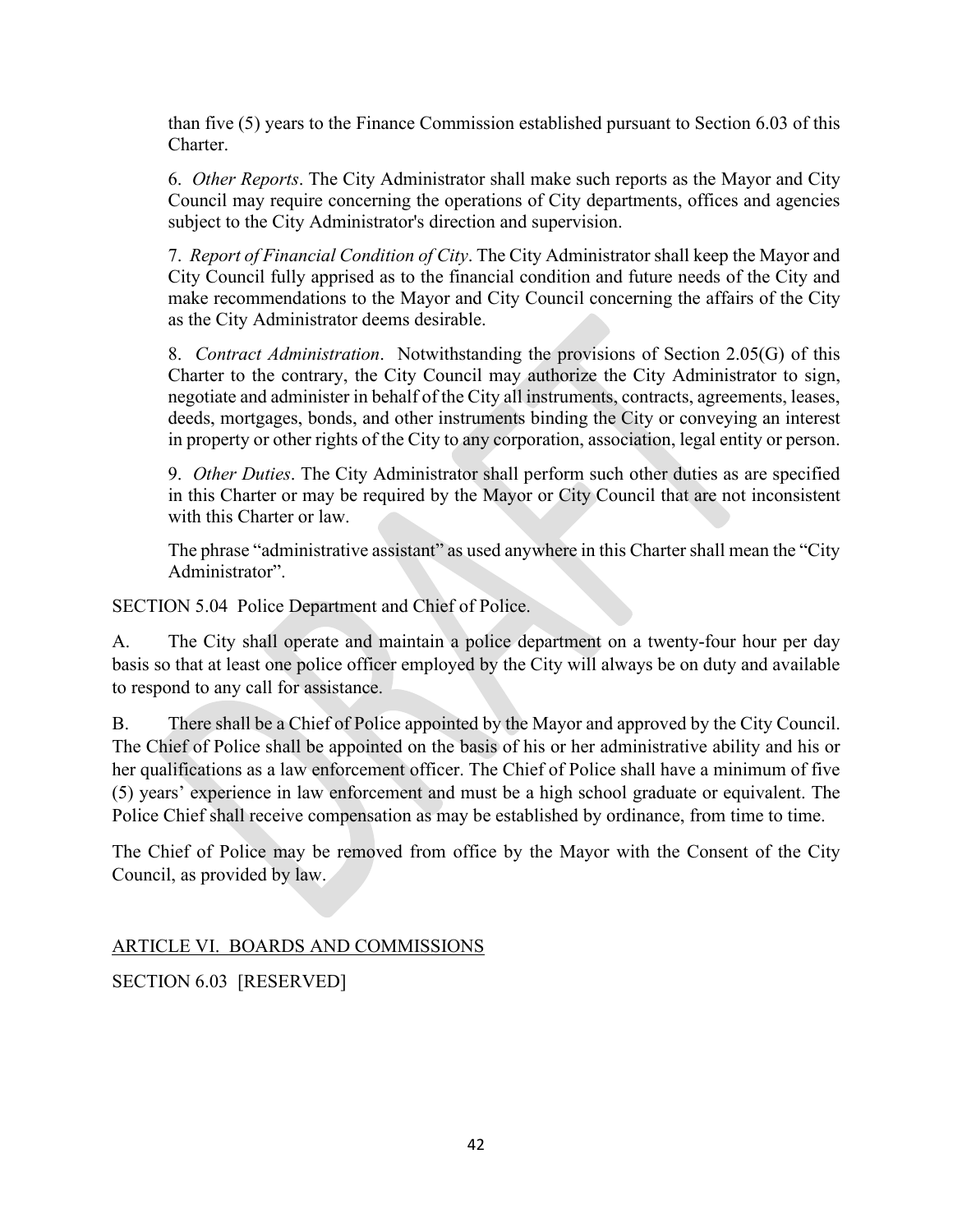than five (5) years to the Finance Commission established pursuant to Section 6.03 of this Charter.

6. *Other Reports*. The City Administrator shall make such reports as the Mayor and City Council may require concerning the operations of City departments, offices and agencies subject to the City Administrator's direction and supervision.

7. *Report of Financial Condition of City*. The City Administrator shall keep the Mayor and City Council fully apprised as to the financial condition and future needs of the City and make recommendations to the Mayor and City Council concerning the affairs of the City as the City Administrator deems desirable.

8. *Contract Administration*. Notwithstanding the provisions of Section 2.05(G) of this Charter to the contrary, the City Council may authorize the City Administrator to sign, negotiate and administer in behalf of the City all instruments, contracts, agreements, leases, deeds, mortgages, bonds, and other instruments binding the City or conveying an interest in property or other rights of the City to any corporation, association, legal entity or person.

9. *Other Duties*. The City Administrator shall perform such other duties as are specified in this Charter or may be required by the Mayor or City Council that are not inconsistent with this Charter or law.

The phrase "administrative assistant" as used anywhere in this Charter shall mean the "City Administrator".

SECTION 5.04 Police Department and Chief of Police.

A. The City shall operate and maintain a police department on a twenty-four hour per day basis so that at least one police officer employed by the City will always be on duty and available to respond to any call for assistance.

B. There shall be a Chief of Police appointed by the Mayor and approved by the City Council. The Chief of Police shall be appointed on the basis of his or her administrative ability and his or her qualifications as a law enforcement officer. The Chief of Police shall have a minimum of five (5) years' experience in law enforcement and must be a high school graduate or equivalent. The Police Chief shall receive compensation as may be established by ordinance, from time to time.

The Chief of Police may be removed from office by the Mayor with the Consent of the City Council, as provided by law.

ARTICLE VI. BOARDS AND COMMISSIONS

SECTION 6.03 [RESERVED]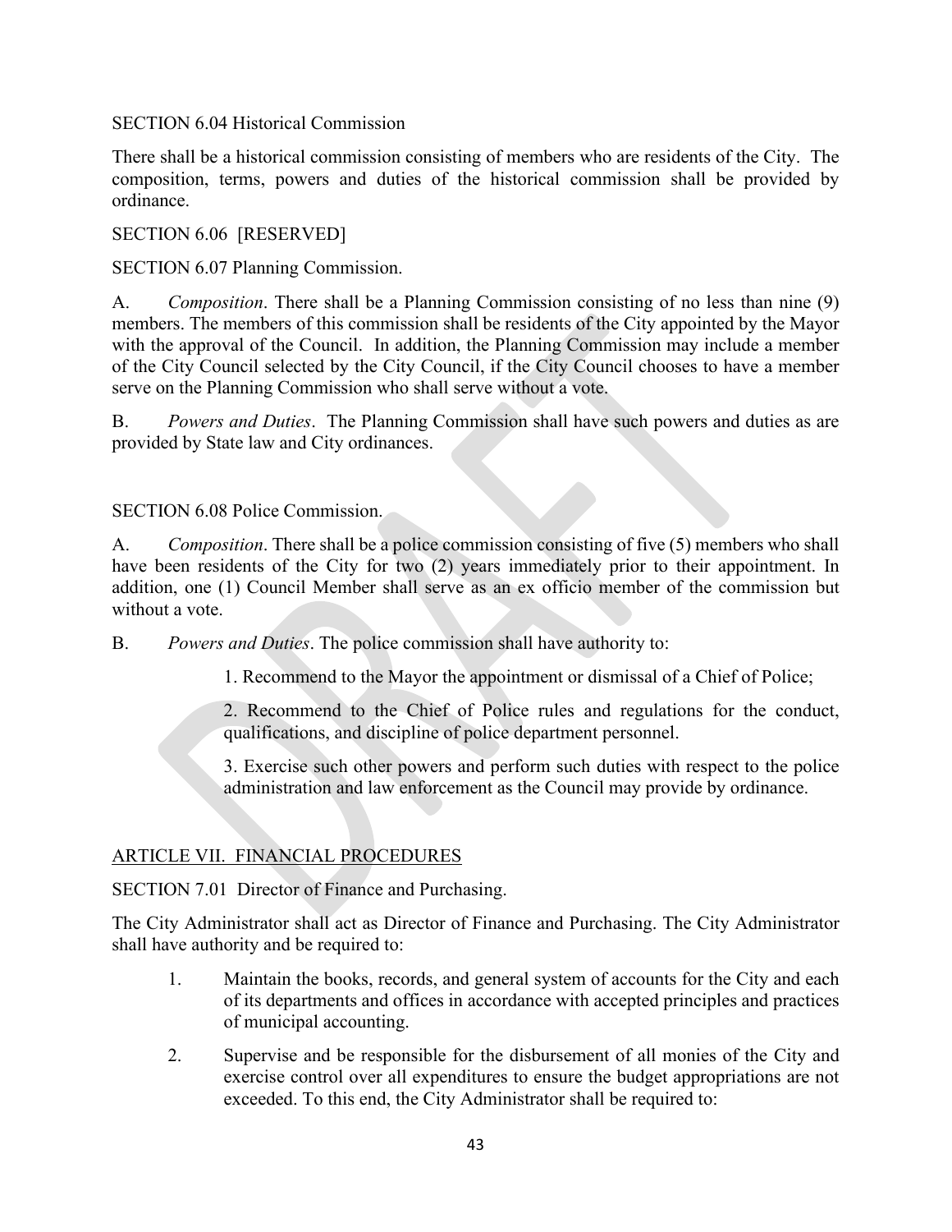SECTION 6.04 Historical Commission

There shall be a historical commission consisting of members who are residents of the City. The composition, terms, powers and duties of the historical commission shall be provided by ordinance.

SECTION 6.06 [RESERVED]

SECTION 6.07 Planning Commission.

A. *Composition*. There shall be a Planning Commission consisting of no less than nine (9) members. The members of this commission shall be residents of the City appointed by the Mayor with the approval of the Council. In addition, the Planning Commission may include a member of the City Council selected by the City Council, if the City Council chooses to have a member serve on the Planning Commission who shall serve without a vote.

B. *Powers and Duties*. The Planning Commission shall have such powers and duties as are provided by State law and City ordinances.

SECTION 6.08 Police Commission.

A. *Composition*. There shall be a police commission consisting of five (5) members who shall have been residents of the City for two (2) years immediately prior to their appointment. In addition, one (1) Council Member shall serve as an ex officio member of the commission but without a vote.

B. *Powers and Duties*. The police commission shall have authority to:

1. Recommend to the Mayor the appointment or dismissal of a Chief of Police;

2. Recommend to the Chief of Police rules and regulations for the conduct, qualifications, and discipline of police department personnel.

3. Exercise such other powers and perform such duties with respect to the police administration and law enforcement as the Council may provide by ordinance.

## ARTICLE VII. FINANCIAL PROCEDURES

SECTION 7.01 Director of Finance and Purchasing.

The City Administrator shall act as Director of Finance and Purchasing. The City Administrator shall have authority and be required to:

1. Maintain the books, records, and general system of accounts for the City and each of its departments and offices in accordance with accepted principles and practices of municipal accounting.

2. Supervise and be responsible for the disbursement of all monies of the City and exercise control over all expenditures to ensure the budget appropriations are not exceeded. To this end, the City Administrator shall be required to: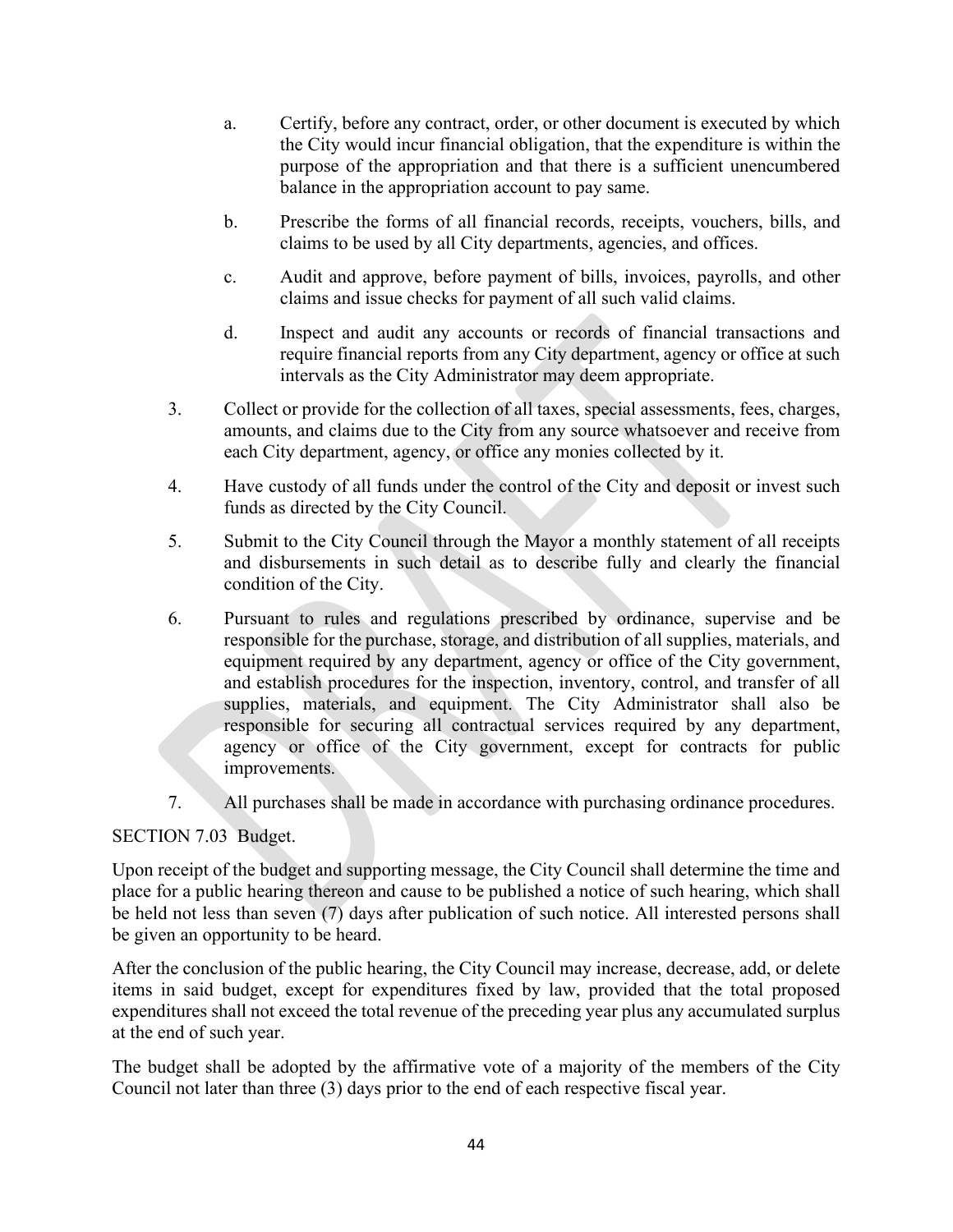a. Certify, before any contract, order, or other document is executed by which the City would incur financial obligation, that the expenditure is within the purpose of the appropriation and that there is a sufficient unencumbered balance in the appropriation account to pay same.

b. Prescribe the forms of all financial records, receipts, vouchers, bills, and claims to be used by all City departments, agencies, and offices.

c. Audit and approve, before payment of bills, invoices, payrolls, and other claims and issue checks for payment of all such valid claims.

d. Inspect and audit any accounts or records of financial transactions and require financial reports from any City department, agency or office at such intervals as the City Administrator may deem appropriate.

3. Collect or provide for the collection of all taxes, special assessments, fees, charges, amounts, and claims due to the City from any source whatsoever and receive from each City department, agency, or office any monies collected by it.

4. Have custody of all funds under the control of the City and deposit or invest such funds as directed by the City Council.

5. Submit to the City Council through the Mayor a monthly statement of all receipts and disbursements in such detail as to describe fully and clearly the financial condition of the City.

6. Pursuant to rules and regulations prescribed by ordinance, supervise and be responsible for the purchase, storage, and distribution of all supplies, materials, and equipment required by any department, agency or office of the City government, and establish procedures for the inspection, inventory, control, and transfer of all supplies, materials, and equipment. The City Administrator shall also be responsible for securing all contractual services required by any department, agency or office of the City government, except for contracts for public improvements.

7. All purchases shall be made in accordance with purchasing ordinance procedures.

SECTION 7.03 Budget.

Upon receipt of the budget and supporting message, the City Council shall determine the time and place for a public hearing thereon and cause to be published a notice of such hearing, which shall be held not less than seven (7) days after publication of such notice. All interested persons shall be given an opportunity to be heard.

After the conclusion of the public hearing, the City Council may increase, decrease, add, or delete items in said budget, except for expenditures fixed by law, provided that the total proposed expenditures shall not exceed the total revenue of the preceding year plus any accumulated surplus at the end of such year.

The budget shall be adopted by the affirmative vote of a majority of the members of the City Council not later than three (3) days prior to the end of each respective fiscal year.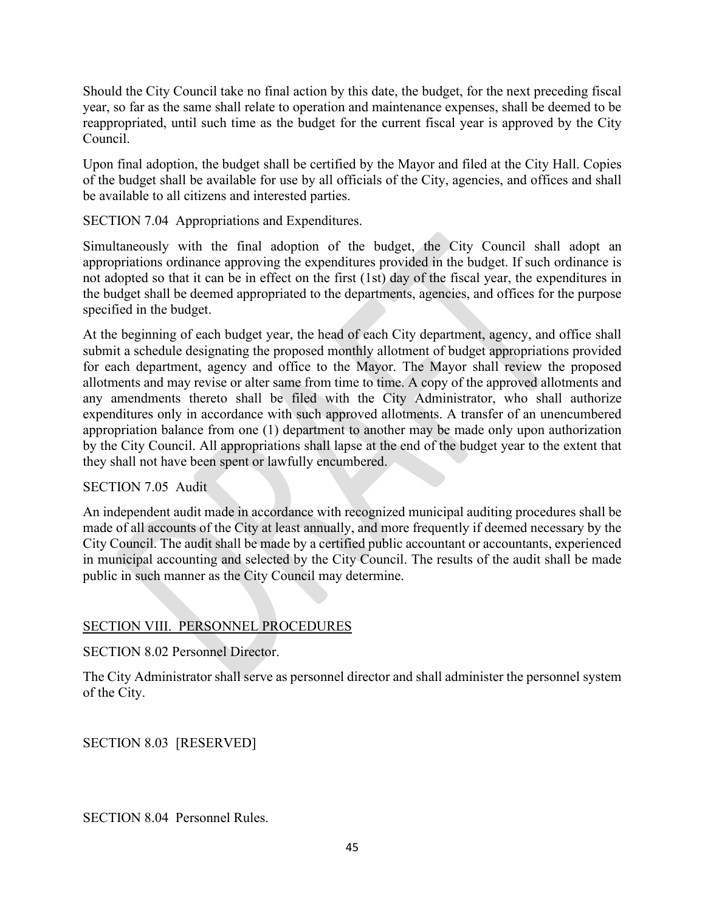Should the City Council take no final action by this date, the budget, for the next preceding fiscal year, so far as the same shall relate to operation and maintenance expenses, shall be deemed to be reappropriated, until such time as the budget for the current fiscal year is approved by the City Council.

Upon final adoption, the budget shall be certified by the Mayor and filed at the City Hall. Copies of the budget shall be available for use by all officials of the City, agencies, and offices and shall be available to all citizens and interested parties.

SECTION 7.04 Appropriations and Expenditures.

Simultaneously with the final adoption of the budget, the City Council shall adopt an appropriations ordinance approving the expenditures provided in the budget. If such ordinance is not adopted so that it can be in effect on the first (1st) day of the fiscal year, the expenditures in the budget shall be deemed appropriated to the departments, agencies, and offices for the purpose specified in the budget.

At the beginning of each budget year, the head of each City department, agency, and office shall submit a schedule designating the proposed monthly allotment of budget appropriations provided for each department, agency and office to the Mayor. The Mayor shall review the proposed allotments and may revise or alter same from time to time. A copy of the approved allotments and any amendments thereto shall be filed with the City Administrator, who shall authorize expenditures only in accordance with such approved allotments. A transfer of an unencumbered appropriation balance from one (1) department to another may be made only upon authorization by the City Council. All appropriations shall lapse at the end of the budget year to the extent that they shall not have been spent or lawfully encumbered.

SECTION 7.05 Audit

An independent audit made in accordance with recognized municipal auditing procedures shall be made of all accounts of the City at least annually, and more frequently if deemed necessary by the City Council. The audit shall be made by a certified public accountant or accountants, experienced in municipal accounting and selected by the City Council. The results of the audit shall be made public in such manner as the City Council may determine.

## SECTION VIII. PERSONNEL PROCEDURES

SECTION 8.02 Personnel Director.

The City Administrator shall serve as personnel director and shall administer the personnel system of the City.

SECTION 8.03 [RESERVED]

SECTION 8.04 Personnel Rules.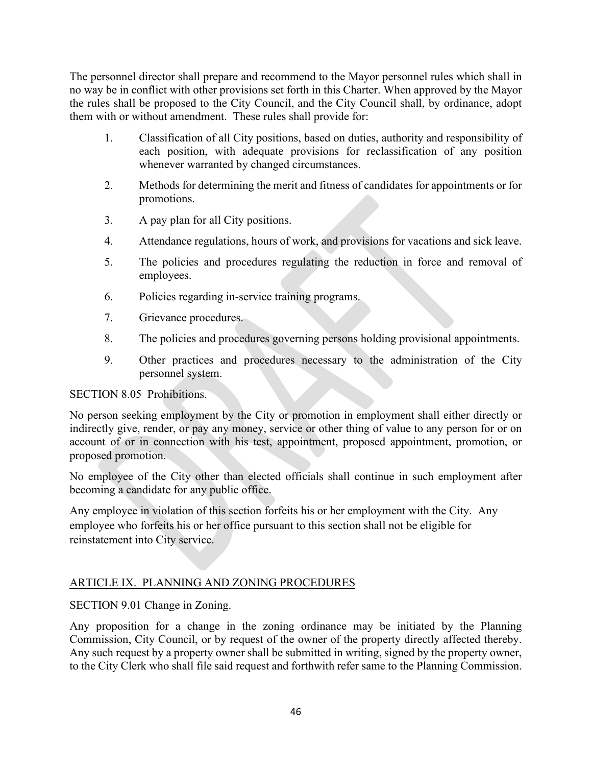The personnel director shall prepare and recommend to the Mayor personnel rules which shall in no way be in conflict with other provisions set forth in this Charter. When approved by the Mayor the rules shall be proposed to the City Council, and the City Council shall, by ordinance, adopt them with or without amendment. These rules shall provide for:

1. Classification of all City positions, based on duties, authority and responsibility of each position, with adequate provisions for reclassification of any position whenever warranted by changed circumstances.
2. Methods for determining the merit and fitness of candidates for appointments or for promotions.
3. A pay plan for all City positions.
4. Attendance regulations, hours of work, and provisions for vacations and sick leave.
5. The policies and procedures regulating the reduction in force and removal of employees.
6. Policies regarding in-service training programs.
7. Grievance procedures.
8. The policies and procedures governing persons holding provisional appointments.
9. Other practices and procedures necessary to the administration of the City personnel system.

SECTION 8.05 Prohibitions.

No person seeking employment by the City or promotion in employment shall either directly or indirectly give, render, or pay any money, service or other thing of value to any person for or on account of or in connection with his test, appointment, proposed appointment, promotion, or proposed promotion.

No employee of the City other than elected officials shall continue in such employment after becoming a candidate for any public office.

Any employee in violation of this section forfeits his or her employment with the City. Any employee who forfeits his or her office pursuant to this section shall not be eligible for reinstatement into City service.

## ARTICLE IX. PLANNING AND ZONING PROCEDURES

SECTION 9.01 Change in Zoning.

Any proposition for a change in the zoning ordinance may be initiated by the Planning Commission, City Council, or by request of the owner of the property directly affected thereby. Any such request by a property owner shall be submitted in writing, signed by the property owner, to the City Clerk who shall file said request and forthwith refer same to the Planning Commission.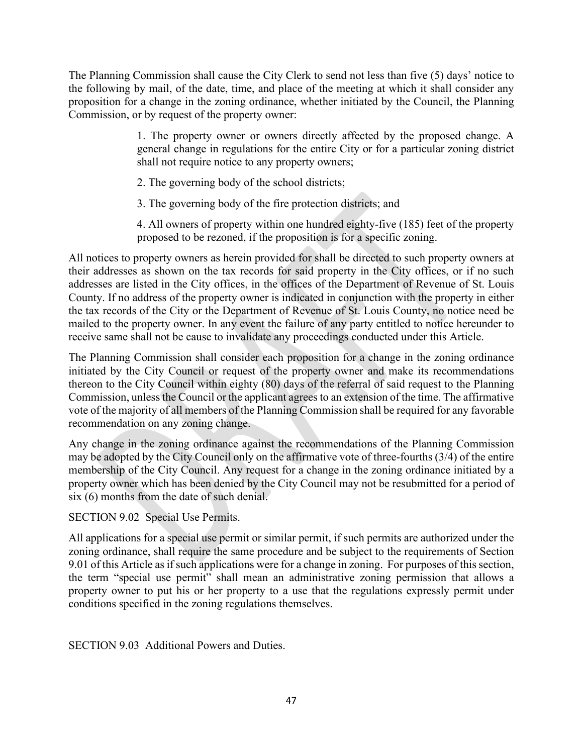The Planning Commission shall cause the City Clerk to send not less than five (5) days' notice to the following by mail, of the date, time, and place of the meeting at which it shall consider any proposition for a change in the zoning ordinance, whether initiated by the Council, the Planning Commission, or by request of the property owner:

> 1. The property owner or owners directly affected by the proposed change. A general change in regulations for the entire City or for a particular zoning district shall not require notice to any property owners;
>
> 2. The governing body of the school districts;
>
> 3. The governing body of the fire protection districts; and
>
> 4. All owners of property within one hundred eighty-five (185) feet of the property proposed to be rezoned, if the proposition is for a specific zoning.

All notices to property owners as herein provided for shall be directed to such property owners at their addresses as shown on the tax records for said property in the City offices, or if no such addresses are listed in the City offices, in the offices of the Department of Revenue of St. Louis County. If no address of the property owner is indicated in conjunction with the property in either the tax records of the City or the Department of Revenue of St. Louis County, no notice need be mailed to the property owner. In any event the failure of any party entitled to notice hereunder to receive same shall not be cause to invalidate any proceedings conducted under this Article.

The Planning Commission shall consider each proposition for a change in the zoning ordinance initiated by the City Council or request of the property owner and make its recommendations thereon to the City Council within eighty (80) days of the referral of said request to the Planning Commission, unless the Council or the applicant agrees to an extension of the time. The affirmative vote of the majority of all members of the Planning Commission shall be required for any favorable recommendation on any zoning change.

Any change in the zoning ordinance against the recommendations of the Planning Commission may be adopted by the City Council only on the affirmative vote of three-fourths (3/4) of the entire membership of the City Council. Any request for a change in the zoning ordinance initiated by a property owner which has been denied by the City Council may not be resubmitted for a period of six (6) months from the date of such denial.

SECTION 9.02 Special Use Permits.

All applications for a special use permit or similar permit, if such permits are authorized under the zoning ordinance, shall require the same procedure and be subject to the requirements of Section 9.01 of this Article as if such applications were for a change in zoning. For purposes of this section, the term "special use permit" shall mean an administrative zoning permission that allows a property owner to put his or her property to a use that the regulations expressly permit under conditions specified in the zoning regulations themselves.

SECTION 9.03 Additional Powers and Duties.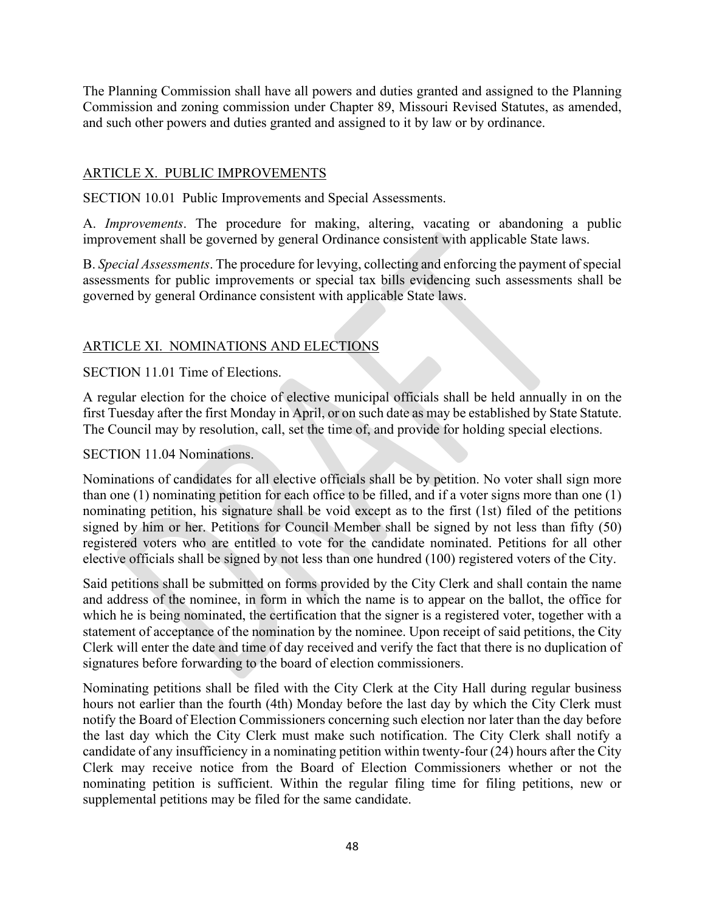The Planning Commission shall have all powers and duties granted and assigned to the Planning Commission and zoning commission under Chapter 89, Missouri Revised Statutes, as amended, and such other powers and duties granted and assigned to it by law or by ordinance.

## ARTICLE X. PUBLIC IMPROVEMENTS

SECTION 10.01 Public Improvements and Special Assessments.

A. *Improvements*. The procedure for making, altering, vacating or abandoning a public improvement shall be governed by general Ordinance consistent with applicable State laws.

B. *Special Assessments*. The procedure for levying, collecting and enforcing the payment of special assessments for public improvements or special tax bills evidencing such assessments shall be governed by general Ordinance consistent with applicable State laws.

## ARTICLE XI. NOMINATIONS AND ELECTIONS

SECTION 11.01 Time of Elections.

A regular election for the choice of elective municipal officials shall be held annually in on the first Tuesday after the first Monday in April, or on such date as may be established by State Statute. The Council may by resolution, call, set the time of, and provide for holding special elections.

SECTION 11.04 Nominations.

Nominations of candidates for all elective officials shall be by petition. No voter shall sign more than one (1) nominating petition for each office to be filled, and if a voter signs more than one (1) nominating petition, his signature shall be void except as to the first (1st) filed of the petitions signed by him or her. Petitions for Council Member shall be signed by not less than fifty (50) registered voters who are entitled to vote for the candidate nominated. Petitions for all other elective officials shall be signed by not less than one hundred (100) registered voters of the City.

Said petitions shall be submitted on forms provided by the City Clerk and shall contain the name and address of the nominee, in form in which the name is to appear on the ballot, the office for which he is being nominated, the certification that the signer is a registered voter, together with a statement of acceptance of the nomination by the nominee. Upon receipt of said petitions, the City Clerk will enter the date and time of day received and verify the fact that there is no duplication of signatures before forwarding to the board of election commissioners.

Nominating petitions shall be filed with the City Clerk at the City Hall during regular business hours not earlier than the fourth (4th) Monday before the last day by which the City Clerk must notify the Board of Election Commissioners concerning such election nor later than the day before the last day which the City Clerk must make such notification. The City Clerk shall notify a candidate of any insufficiency in a nominating petition within twenty-four (24) hours after the City Clerk may receive notice from the Board of Election Commissioners whether or not the nominating petition is sufficient. Within the regular filing time for filing petitions, new or supplemental petitions may be filed for the same candidate.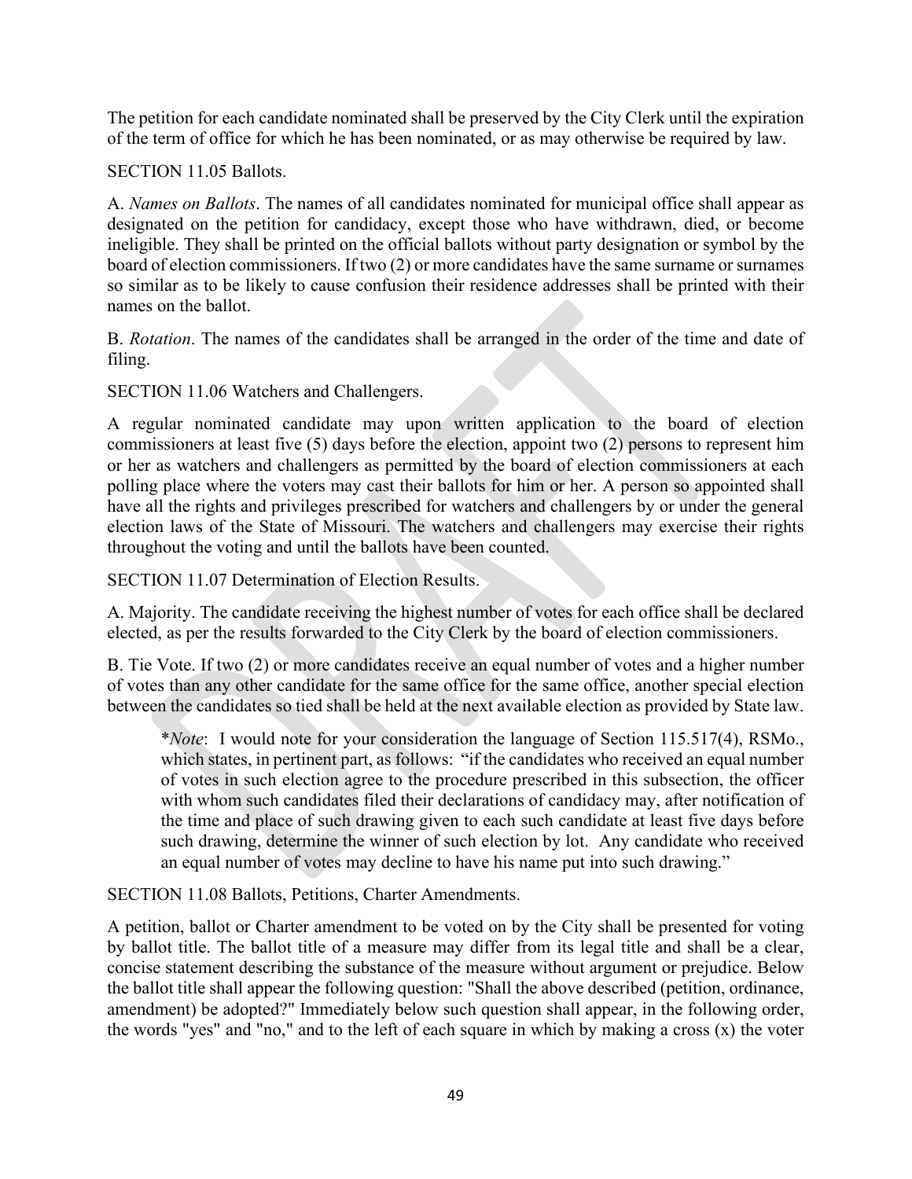The petition for each candidate nominated shall be preserved by the City Clerk until the expiration of the term of office for which he has been nominated, or as may otherwise be required by law.

SECTION 11.05 Ballots.

A. *Names on Ballots*. The names of all candidates nominated for municipal office shall appear as designated on the petition for candidacy, except those who have withdrawn, died, or become ineligible. They shall be printed on the official ballots without party designation or symbol by the board of election commissioners. If two (2) or more candidates have the same surname or surnames so similar as to be likely to cause confusion their residence addresses shall be printed with their names on the ballot.

B. *Rotation*. The names of the candidates shall be arranged in the order of the time and date of filing.

SECTION 11.06 Watchers and Challengers.

A regular nominated candidate may upon written application to the board of election commissioners at least five (5) days before the election, appoint two (2) persons to represent him or her as watchers and challengers as permitted by the board of election commissioners at each polling place where the voters may cast their ballots for him or her. A person so appointed shall have all the rights and privileges prescribed for watchers and challengers by or under the general election laws of the State of Missouri. The watchers and challengers may exercise their rights throughout the voting and until the ballots have been counted.

SECTION 11.07 Determination of Election Results.

A. Majority. The candidate receiving the highest number of votes for each office shall be declared elected, as per the results forwarded to the City Clerk by the board of election commissioners.

B. Tie Vote. If two (2) or more candidates receive an equal number of votes and a higher number of votes than any other candidate for the same office for the same office, another special election between the candidates so tied shall be held at the next available election as provided by State law.

> \**Note*: I would note for your consideration the language of Section 115.517(4), RSMo., which states, in pertinent part, as follows: "if the candidates who received an equal number of votes in such election agree to the procedure prescribed in this subsection, the officer with whom such candidates filed their declarations of candidacy may, after notification of the time and place of such drawing given to each such candidate at least five days before such drawing, determine the winner of such election by lot. Any candidate who received an equal number of votes may decline to have his name put into such drawing."

SECTION 11.08 Ballots, Petitions, Charter Amendments.

A petition, ballot or Charter amendment to be voted on by the City shall be presented for voting by ballot title. The ballot title of a measure may differ from its legal title and shall be a clear, concise statement describing the substance of the measure without argument or prejudice. Below the ballot title shall appear the following question: "Shall the above described (petition, ordinance, amendment) be adopted?" Immediately below such question shall appear, in the following order, the words "yes" and "no," and to the left of each square in which by making a cross (x) the voter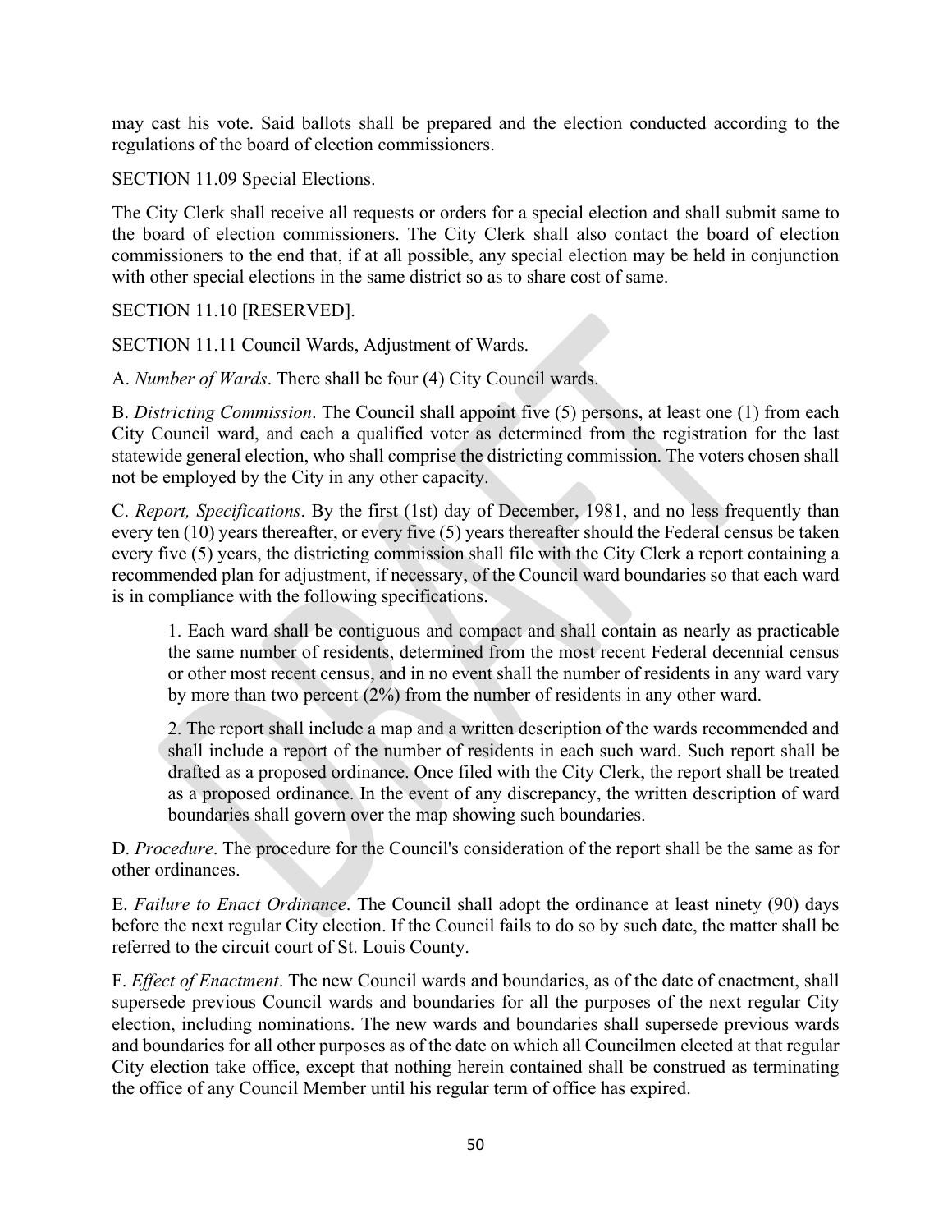may cast his vote. Said ballots shall be prepared and the election conducted according to the regulations of the board of election commissioners.

SECTION 11.09 Special Elections.

The City Clerk shall receive all requests or orders for a special election and shall submit same to the board of election commissioners. The City Clerk shall also contact the board of election commissioners to the end that, if at all possible, any special election may be held in conjunction with other special elections in the same district so as to share cost of same.

SECTION 11.10 [RESERVED].

SECTION 11.11 Council Wards, Adjustment of Wards.

A. *Number of Wards*. There shall be four (4) City Council wards.

B. *Districting Commission*. The Council shall appoint five (5) persons, at least one (1) from each City Council ward, and each a qualified voter as determined from the registration for the last statewide general election, who shall comprise the districting commission. The voters chosen shall not be employed by the City in any other capacity.

C. *Report, Specifications*. By the first (1st) day of December, 1981, and no less frequently than every ten (10) years thereafter, or every five (5) years thereafter should the Federal census be taken every five (5) years, the districting commission shall file with the City Clerk a report containing a recommended plan for adjustment, if necessary, of the Council ward boundaries so that each ward is in compliance with the following specifications.

> 1. Each ward shall be contiguous and compact and shall contain as nearly as practicable the same number of residents, determined from the most recent Federal decennial census or other most recent census, and in no event shall the number of residents in any ward vary by more than two percent (2%) from the number of residents in any other ward.
>
> 2. The report shall include a map and a written description of the wards recommended and shall include a report of the number of residents in each such ward. Such report shall be drafted as a proposed ordinance. Once filed with the City Clerk, the report shall be treated as a proposed ordinance. In the event of any discrepancy, the written description of ward boundaries shall govern over the map showing such boundaries.

D. *Procedure*. The procedure for the Council's consideration of the report shall be the same as for other ordinances.

E. *Failure to Enact Ordinance*. The Council shall adopt the ordinance at least ninety (90) days before the next regular City election. If the Council fails to do so by such date, the matter shall be referred to the circuit court of St. Louis County.

F. *Effect of Enactment*. The new Council wards and boundaries, as of the date of enactment, shall supersede previous Council wards and boundaries for all the purposes of the next regular City election, including nominations. The new wards and boundaries shall supersede previous wards and boundaries for all other purposes as of the date on which all Councilmen elected at that regular City election take office, except that nothing herein contained shall be construed as terminating the office of any Council Member until his regular term of office has expired.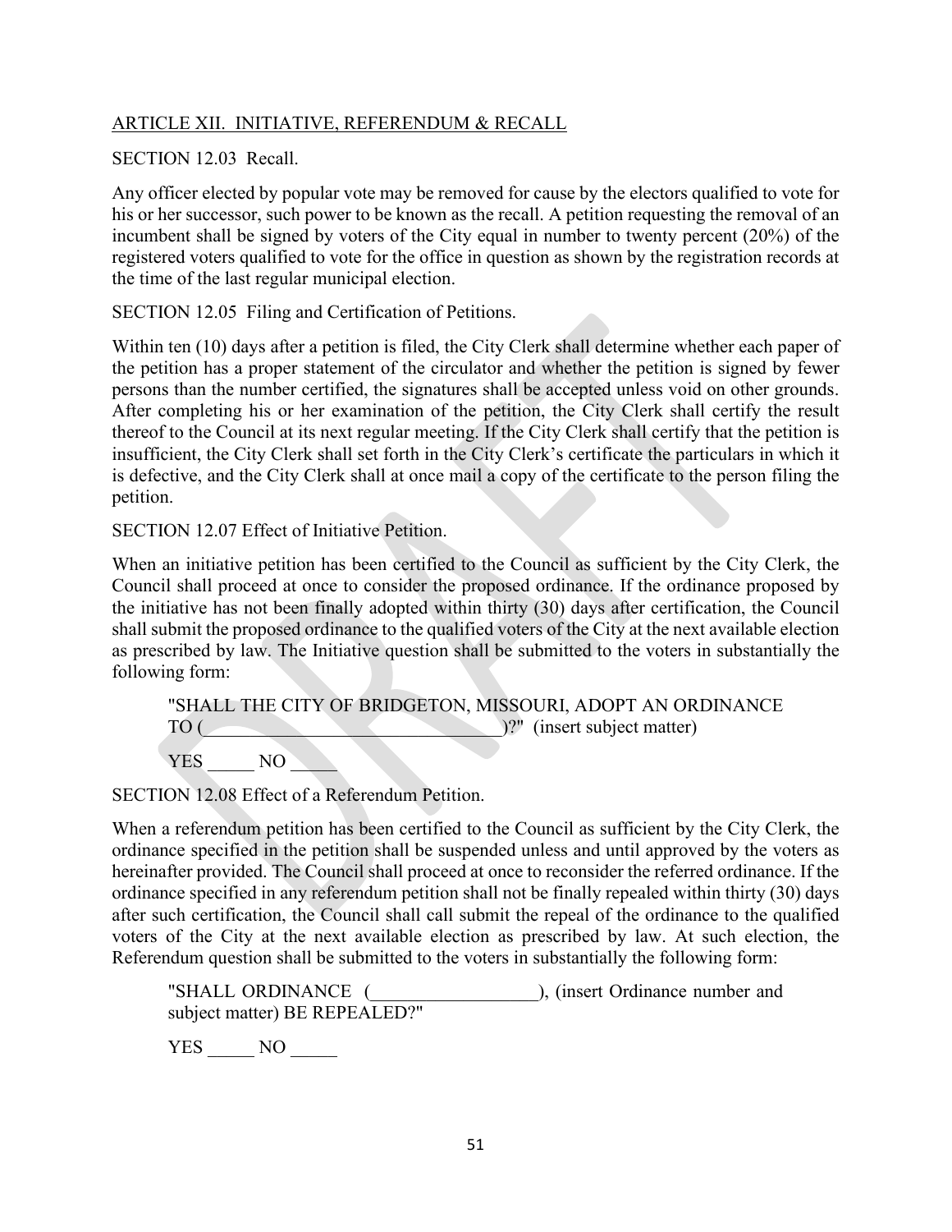ARTICLE XII. INITIATIVE, REFERENDUM & RECALL

SECTION 12.03 Recall.

Any officer elected by popular vote may be removed for cause by the electors qualified to vote for his or her successor, such power to be known as the recall. A petition requesting the removal of an incumbent shall be signed by voters of the City equal in number to twenty percent (20%) of the registered voters qualified to vote for the office in question as shown by the registration records at the time of the last regular municipal election.

SECTION 12.05 Filing and Certification of Petitions.

Within ten (10) days after a petition is filed, the City Clerk shall determine whether each paper of the petition has a proper statement of the circulator and whether the petition is signed by fewer persons than the number certified, the signatures shall be accepted unless void on other grounds. After completing his or her examination of the petition, the City Clerk shall certify the result thereof to the Council at its next regular meeting. If the City Clerk shall certify that the petition is insufficient, the City Clerk shall set forth in the City Clerk's certificate the particulars in which it is defective, and the City Clerk shall at once mail a copy of the certificate to the person filing the petition.

SECTION 12.07 Effect of Initiative Petition.

When an initiative petition has been certified to the Council as sufficient by the City Clerk, the Council shall proceed at once to consider the proposed ordinance. If the ordinance proposed by the initiative has not been finally adopted within thirty (30) days after certification, the Council shall submit the proposed ordinance to the qualified voters of the City at the next available election as prescribed by law. The Initiative question shall be submitted to the voters in substantially the following form:

> "SHALL THE CITY OF BRIDGETON, MISSOURI, ADOPT AN ORDINANCE TO (________________________________)?" (insert subject matter)
>
> YES _____ NO _____

SECTION 12.08 Effect of a Referendum Petition.

When a referendum petition has been certified to the Council as sufficient by the City Clerk, the ordinance specified in the petition shall be suspended unless and until approved by the voters as hereinafter provided. The Council shall proceed at once to reconsider the referred ordinance. If the ordinance specified in any referendum petition shall not be finally repealed within thirty (30) days after such certification, the Council shall call submit the repeal of the ordinance to the qualified voters of the City at the next available election as prescribed by law. At such election, the Referendum question shall be submitted to the voters in substantially the following form:

> "SHALL ORDINANCE (__________________), (insert Ordinance number and subject matter) BE REPEALED?"
>
> YES _____ NO _____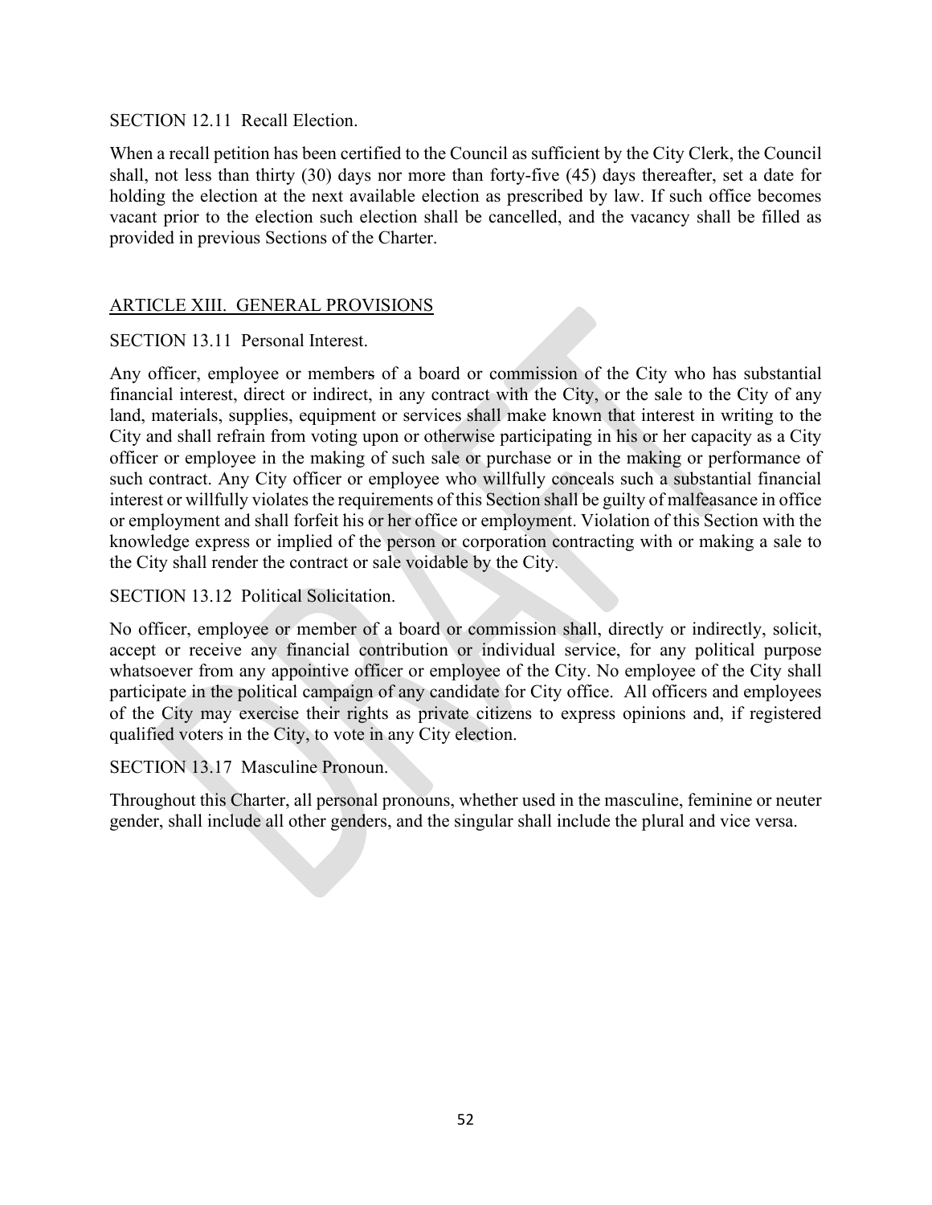SECTION 12.11 Recall Election.

When a recall petition has been certified to the Council as sufficient by the City Clerk, the Council shall, not less than thirty (30) days nor more than forty-five (45) days thereafter, set a date for holding the election at the next available election as prescribed by law. If such office becomes vacant prior to the election such election shall be cancelled, and the vacancy shall be filled as provided in previous Sections of the Charter.

## ARTICLE XIII. GENERAL PROVISIONS

SECTION 13.11 Personal Interest.

Any officer, employee or members of a board or commission of the City who has substantial financial interest, direct or indirect, in any contract with the City, or the sale to the City of any land, materials, supplies, equipment or services shall make known that interest in writing to the City and shall refrain from voting upon or otherwise participating in his or her capacity as a City officer or employee in the making of such sale or purchase or in the making or performance of such contract. Any City officer or employee who willfully conceals such a substantial financial interest or willfully violates the requirements of this Section shall be guilty of malfeasance in office or employment and shall forfeit his or her office or employment. Violation of this Section with the knowledge express or implied of the person or corporation contracting with or making a sale to the City shall render the contract or sale voidable by the City.

SECTION 13.12 Political Solicitation.

No officer, employee or member of a board or commission shall, directly or indirectly, solicit, accept or receive any financial contribution or individual service, for any political purpose whatsoever from any appointive officer or employee of the City. No employee of the City shall participate in the political campaign of any candidate for City office. All officers and employees of the City may exercise their rights as private citizens to express opinions and, if registered qualified voters in the City, to vote in any City election.

SECTION 13.17 Masculine Pronoun.

Throughout this Charter, all personal pronouns, whether used in the masculine, feminine or neuter gender, shall include all other genders, and the singular shall include the plural and vice versa.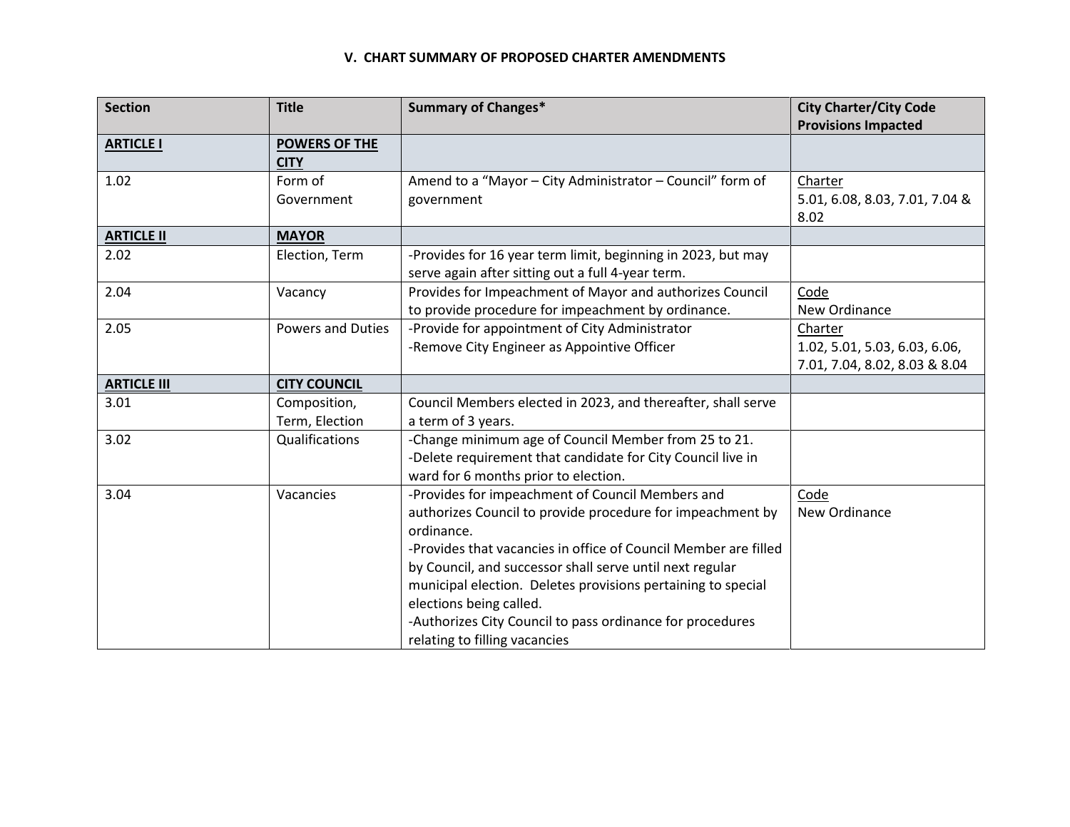### V. CHART SUMMARY OF PROPOSED CHARTER AMENDMENTS

| Section | Title | Summary of Changes* | City Charter/City Code Provisions Impacted |
|---|---|---|---|
| **ARTICLE I** | **POWERS OF THE CITY** | | |
| 1.02 | Form of Government | Amend to a "Mayor – City Administrator – Council" form of government | Charter<br>5.01, 6.08, 8.03, 7.01, 7.04 & 8.02 |
| **ARTICLE II** | **MAYOR** | | |
| 2.02 | Election, Term | -Provides for 16 year term limit, beginning in 2023, but may serve again after sitting out a full 4-year term. | |
| 2.04 | Vacancy | Provides for Impeachment of Mayor and authorizes Council to provide procedure for impeachment by ordinance. | Code<br>New Ordinance |
| 2.05 | Powers and Duties | -Provide for appointment of City Administrator<br>-Remove City Engineer as Appointive Officer | Charter<br>1.02, 5.01, 5.03, 6.03, 6.06, 7.01, 7.04, 8.02, 8.03 & 8.04 |
| **ARTICLE III** | **CITY COUNCIL** | | |
| 3.01 | Composition, Term, Election | Council Members elected in 2023, and thereafter, shall serve a term of 3 years. | |
| 3.02 | Qualifications | -Change minimum age of Council Member from 25 to 21.<br>-Delete requirement that candidate for City Council live in ward for 6 months prior to election. | |
| 3.04 | Vacancies | -Provides for impeachment of Council Members and authorizes Council to provide procedure for impeachment by ordinance.<br>-Provides that vacancies in office of Council Member are filled by Council, and successor shall serve until next regular municipal election. Deletes provisions pertaining to special elections being called.<br>-Authorizes City Council to pass ordinance for procedures relating to filling vacancies | Code<br>New Ordinance |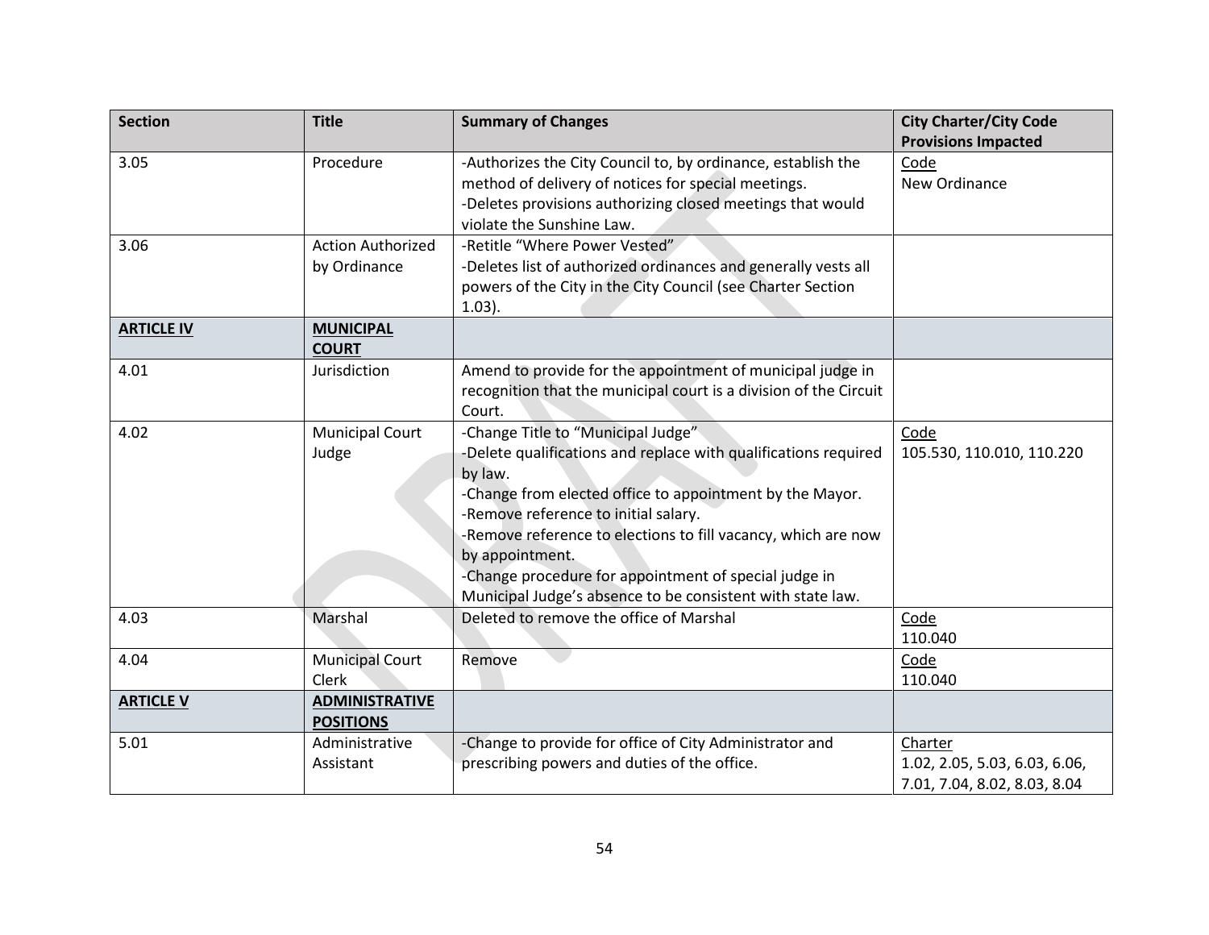| Section | Title | Summary of Changes | City Charter/City Code Provisions Impacted |
|---|---|---|---|
| 3.05 | Procedure | -Authorizes the City Council to, by ordinance, establish the method of delivery of notices for special meetings.<br>-Deletes provisions authorizing closed meetings that would violate the Sunshine Law. | Code<br>New Ordinance |
| 3.06 | Action Authorized by Ordinance | -Retitle "Where Power Vested"<br>-Deletes list of authorized ordinances and generally vests all powers of the City in the City Council (see Charter Section 1.03). | |
| **ARTICLE IV** | **MUNICIPAL COURT** | | |
| 4.01 | Jurisdiction | Amend to provide for the appointment of municipal judge in recognition that the municipal court is a division of the Circuit Court. | |
| 4.02 | Municipal Court Judge | -Change Title to "Municipal Judge"<br>-Delete qualifications and replace with qualifications required by law.<br>-Change from elected office to appointment by the Mayor.<br>-Remove reference to initial salary.<br>-Remove reference to elections to fill vacancy, which are now by appointment.<br>-Change procedure for appointment of special judge in Municipal Judge's absence to be consistent with state law. | Code<br>105.530, 110.010, 110.220 |
| 4.03 | Marshal | Deleted to remove the office of Marshal | Code<br>110.040 |
| 4.04 | Municipal Court Clerk | Remove | Code<br>110.040 |
| **ARTICLE V** | **ADMINISTRATIVE POSITIONS** | | |
| 5.01 | Administrative Assistant | -Change to provide for office of City Administrator and prescribing powers and duties of the office. | Charter<br>1.02, 2.05, 5.03, 6.03, 6.06, 7.01, 7.04, 8.02, 8.03, 8.04 |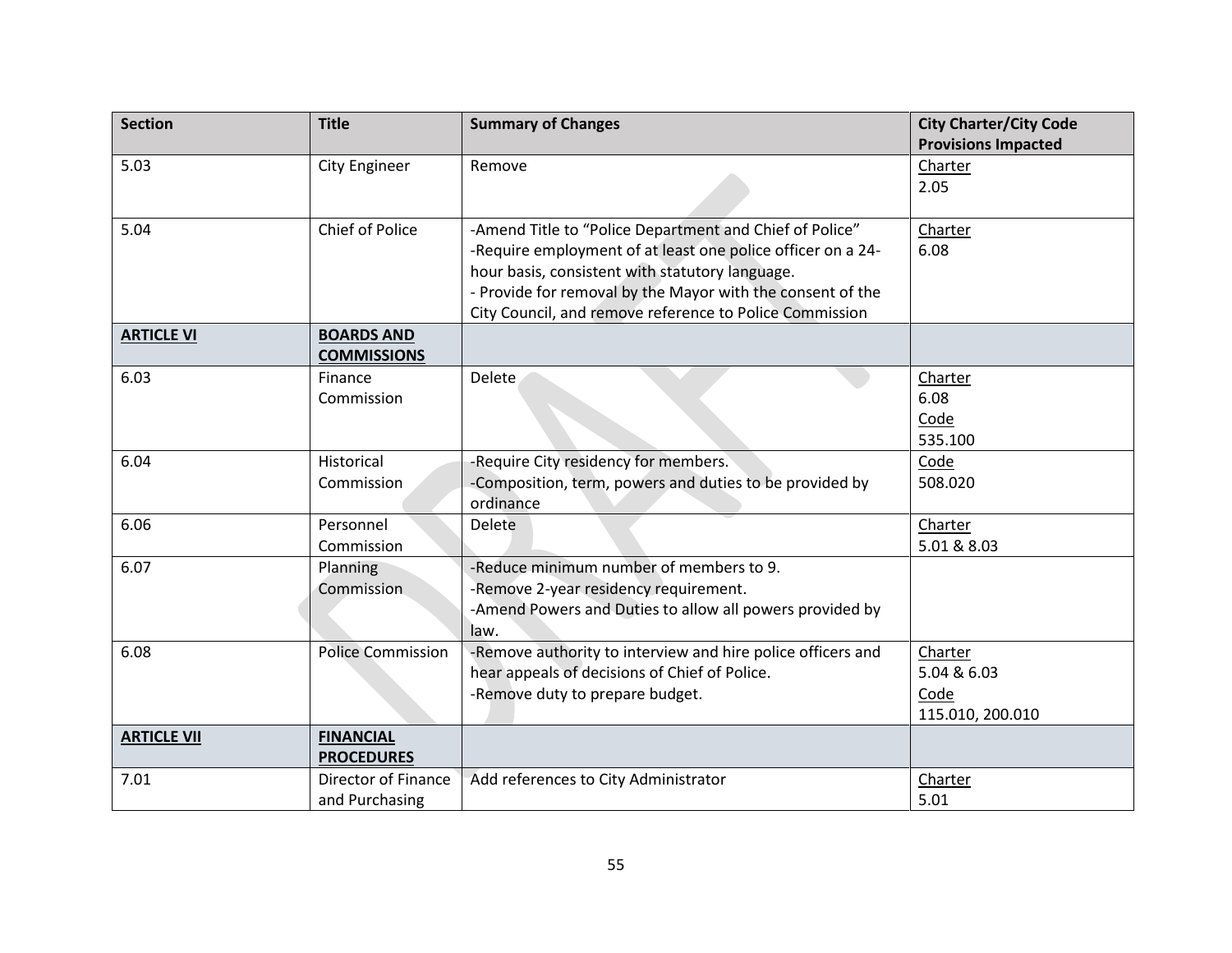| Section | Title | Summary of Changes | City Charter/City Code Provisions Impacted |
|---|---|---|---|
| 5.03 | City Engineer | Remove | Charter<br>2.05 |
| 5.04 | Chief of Police | -Amend Title to "Police Department and Chief of Police"<br>-Require employment of at least one police officer on a 24-hour basis, consistent with statutory language.<br>- Provide for removal by the Mayor with the consent of the City Council, and remove reference to Police Commission | Charter<br>6.08 |
| **ARTICLE VI** | **BOARDS AND COMMISSIONS** | | |
| 6.03 | Finance Commission | Delete | Charter<br>6.08<br>Code<br>535.100 |
| 6.04 | Historical Commission | -Require City residency for members.<br>-Composition, term, powers and duties to be provided by ordinance | Code<br>508.020 |
| 6.06 | Personnel Commission | Delete | Charter<br>5.01 & 8.03 |
| 6.07 | Planning Commission | -Reduce minimum number of members to 9.<br>-Remove 2-year residency requirement.<br>-Amend Powers and Duties to allow all powers provided by law. | |
| 6.08 | Police Commission | -Remove authority to interview and hire police officers and hear appeals of decisions of Chief of Police.<br>-Remove duty to prepare budget. | Charter<br>5.04 & 6.03<br>Code<br>115.010, 200.010 |
| **ARTICLE VII** | **FINANCIAL PROCEDURES** | | |
| 7.01 | Director of Finance and Purchasing | Add references to City Administrator | Charter<br>5.01 |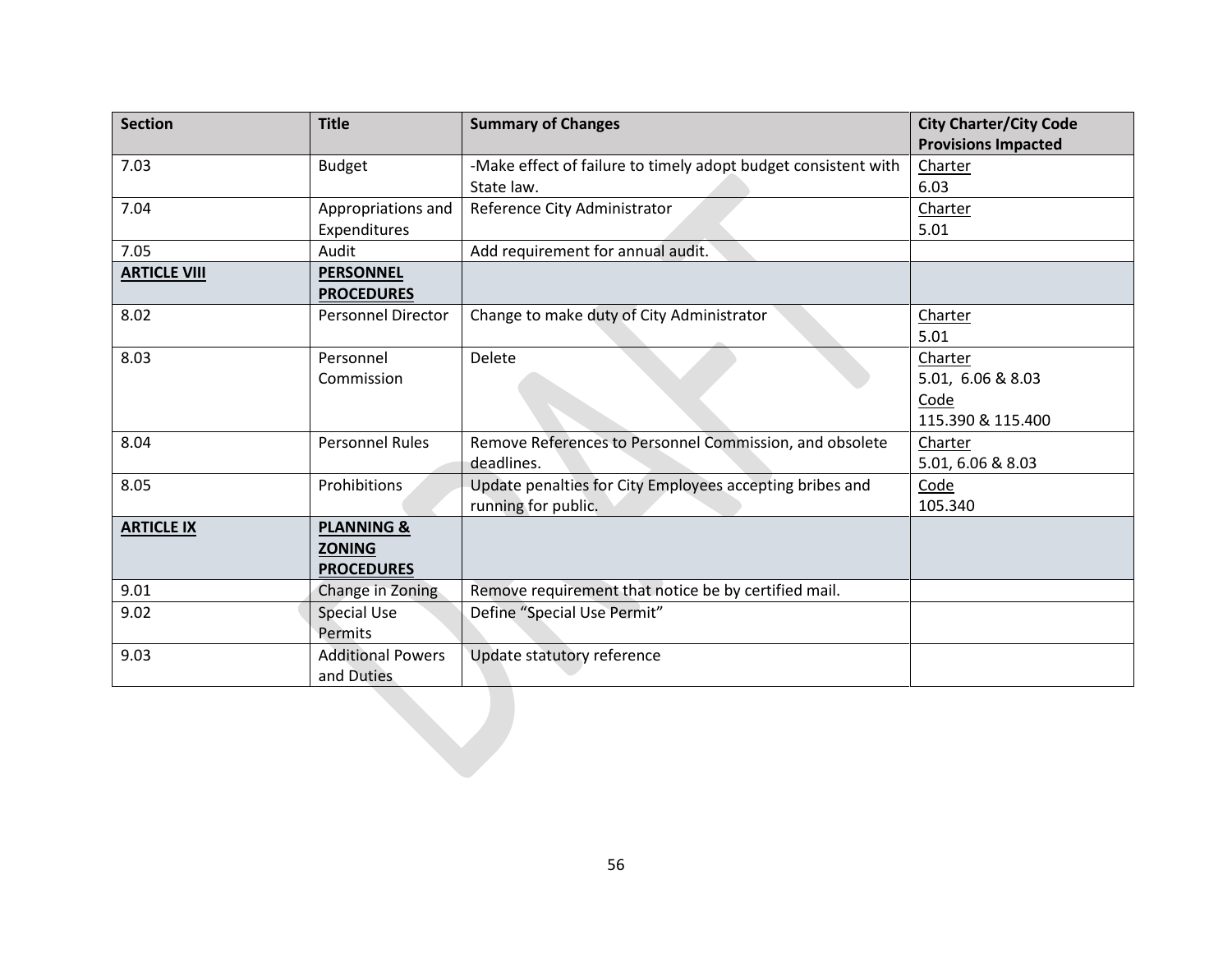| Section | Title | Summary of Changes | City Charter/City Code Provisions Impacted |
|---|---|---|---|
| 7.03 | Budget | -Make effect of failure to timely adopt budget consistent with State law. | Charter<br>6.03 |
| 7.04 | Appropriations and Expenditures | Reference City Administrator | Charter<br>5.01 |
| 7.05 | Audit | Add requirement for annual audit. | |
| **ARTICLE VIII** | **PERSONNEL PROCEDURES** | | |
| 8.02 | Personnel Director | Change to make duty of City Administrator | Charter<br>5.01 |
| 8.03 | Personnel Commission | Delete | Charter<br>5.01, 6.06 & 8.03<br>Code<br>115.390 & 115.400 |
| 8.04 | Personnel Rules | Remove References to Personnel Commission, and obsolete deadlines. | Charter<br>5.01, 6.06 & 8.03 |
| 8.05 | Prohibitions | Update penalties for City Employees accepting bribes and running for public. | Code<br>105.340 |
| **ARTICLE IX** | **PLANNING & ZONING PROCEDURES** | | |
| 9.01 | Change in Zoning | Remove requirement that notice be by certified mail. | |
| 9.02 | Special Use Permits | Define "Special Use Permit" | |
| 9.03 | Additional Powers and Duties | Update statutory reference | |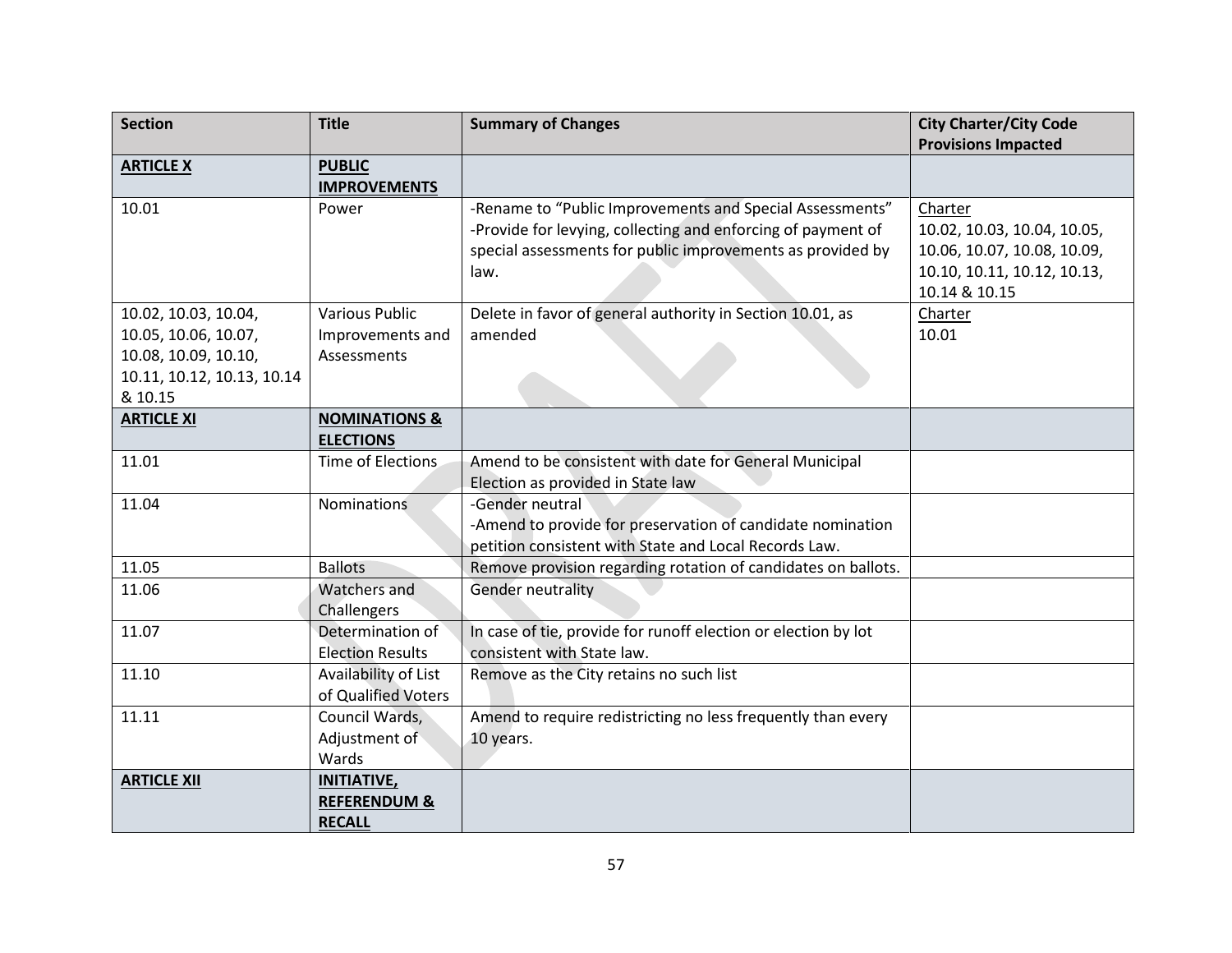| Section | Title | Summary of Changes | City Charter/City Code Provisions Impacted |
|---|---|---|---|
| **ARTICLE X** | **PUBLIC IMPROVEMENTS** | | |
| 10.01 | Power | -Rename to "Public Improvements and Special Assessments"<br>-Provide for levying, collecting and enforcing of payment of special assessments for public improvements as provided by law. | Charter<br>10.02, 10.03, 10.04, 10.05, 10.06, 10.07, 10.08, 10.09, 10.10, 10.11, 10.12, 10.13, 10.14 & 10.15 |
| 10.02, 10.03, 10.04, 10.05, 10.06, 10.07, 10.08, 10.09, 10.10, 10.11, 10.12, 10.13, 10.14 & 10.15 | Various Public Improvements and Assessments | Delete in favor of general authority in Section 10.01, as amended | Charter<br>10.01 |
| **ARTICLE XI** | **NOMINATIONS & ELECTIONS** | | |
| 11.01 | Time of Elections | Amend to be consistent with date for General Municipal Election as provided in State law | |
| 11.04 | Nominations | -Gender neutral<br>-Amend to provide for preservation of candidate nomination petition consistent with State and Local Records Law. | |
| 11.05 | Ballots | Remove provision regarding rotation of candidates on ballots. | |
| 11.06 | Watchers and Challengers | Gender neutrality | |
| 11.07 | Determination of Election Results | In case of tie, provide for runoff election or election by lot consistent with State law. | |
| 11.10 | Availability of List of Qualified Voters | Remove as the City retains no such list | |
| 11.11 | Council Wards, Adjustment of Wards | Amend to require redistricting no less frequently than every 10 years. | |
| **ARTICLE XII** | **INITIATIVE, REFERENDUM & RECALL** | | |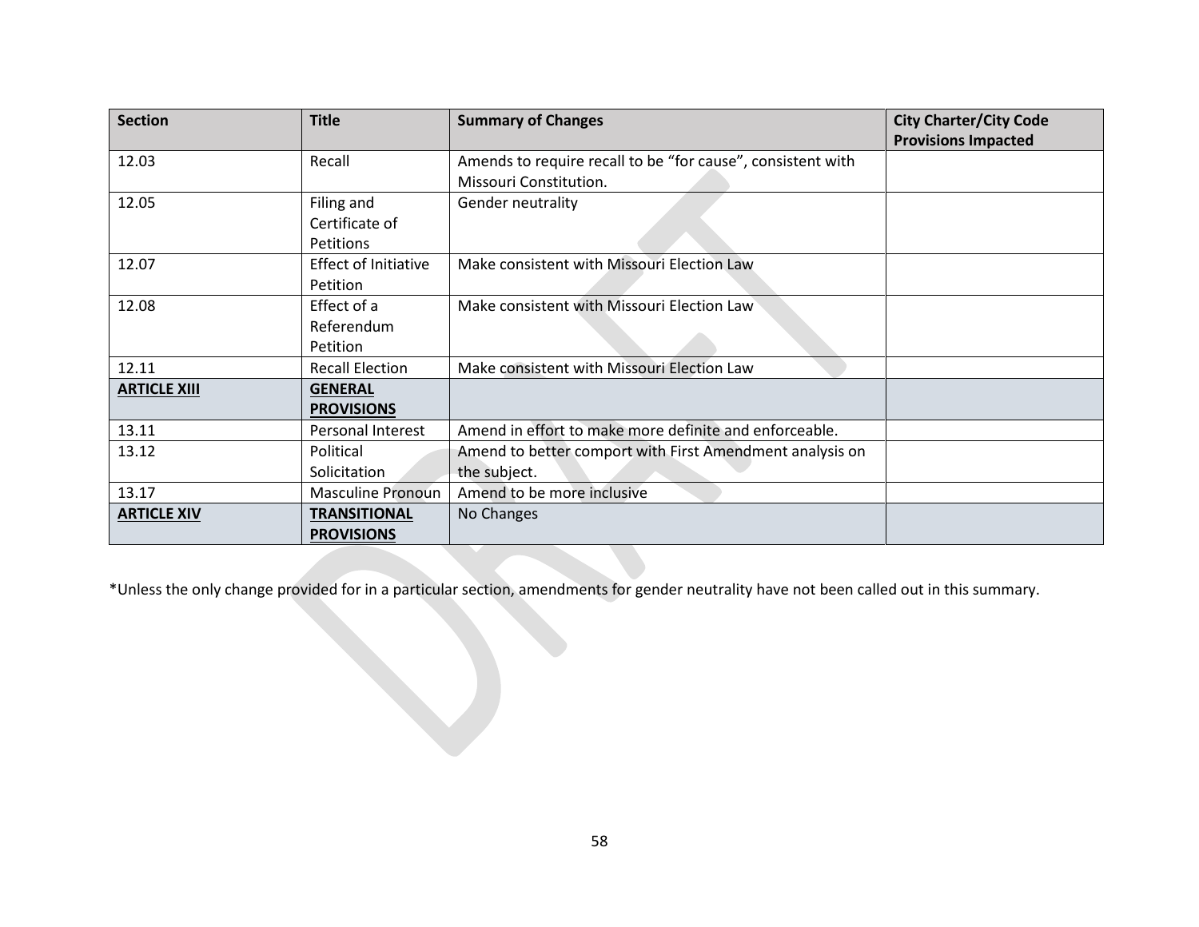| Section | Title | Summary of Changes | City Charter/City Code Provisions Impacted |
|---|---|---|---|
| 12.03 | Recall | Amends to require recall to be "for cause", consistent with Missouri Constitution. | |
| 12.05 | Filing and Certificate of Petitions | Gender neutrality | |
| 12.07 | Effect of Initiative Petition | Make consistent with Missouri Election Law | |
| 12.08 | Effect of a Referendum Petition | Make consistent with Missouri Election Law | |
| 12.11 | Recall Election | Make consistent with Missouri Election Law | |
| **ARTICLE XIII** | **GENERAL PROVISIONS** | | |
| 13.11 | Personal Interest | Amend in effort to make more definite and enforceable. | |
| 13.12 | Political Solicitation | Amend to better comport with First Amendment analysis on the subject. | |
| 13.17 | Masculine Pronoun | Amend to be more inclusive | |
| **ARTICLE XIV** | **TRANSITIONAL PROVISIONS** | No Changes | |

*Unless the only change provided for in a particular section, amendments for gender neutrality have not been called out in this summary.